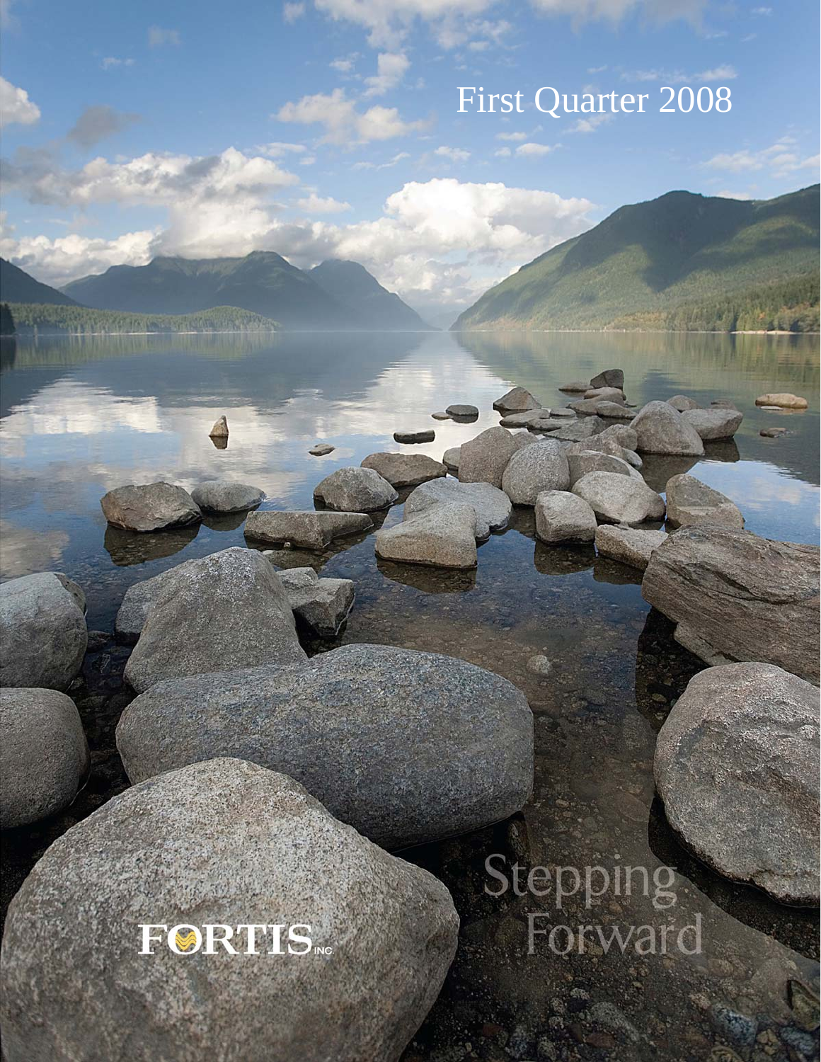# First Quarter 2008

FORTIS INC.

Stepping Forward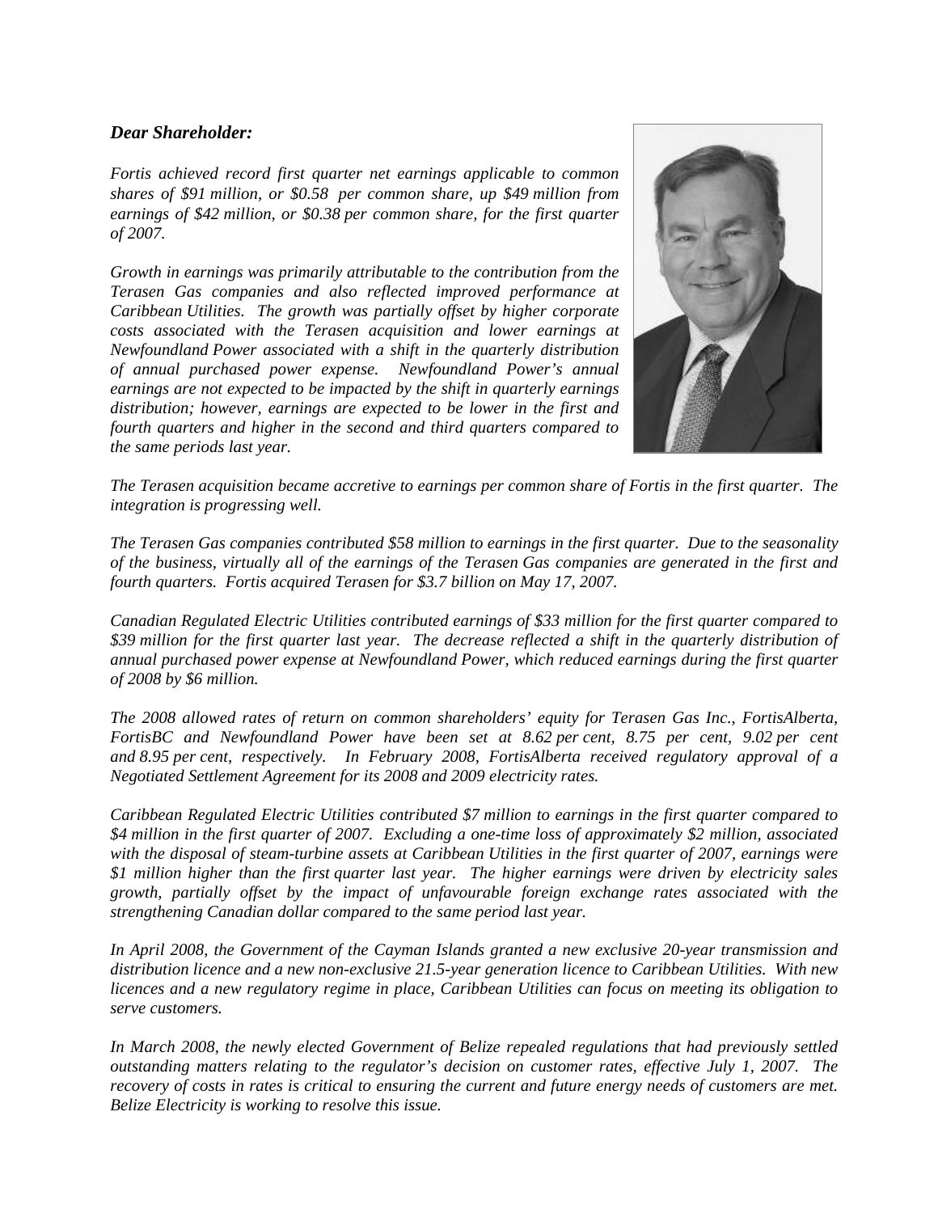***Dear Shareholder:***

*Fortis achieved record first quarter net earnings applicable to common shares of $91 million, or $0.58 per common share, up $49 million from earnings of $42 million, or $0.38 per common share, for the first quarter of 2007.*

*Growth in earnings was primarily attributable to the contribution from the Terasen Gas companies and also reflected improved performance at Caribbean Utilities. The growth was partially offset by higher corporate costs associated with the Terasen acquisition and lower earnings at Newfoundland Power associated with a shift in the quarterly distribution of annual purchased power expense. Newfoundland Power's annual earnings are not expected to be impacted by the shift in quarterly earnings distribution; however, earnings are expected to be lower in the first and fourth quarters and higher in the second and third quarters compared to the same periods last year.*

*The Terasen acquisition became accretive to earnings per common share of Fortis in the first quarter. The integration is progressing well.*

*The Terasen Gas companies contributed $58 million to earnings in the first quarter. Due to the seasonality of the business, virtually all of the earnings of the Terasen Gas companies are generated in the first and fourth quarters. Fortis acquired Terasen for $3.7 billion on May 17, 2007.*

*Canadian Regulated Electric Utilities contributed earnings of $33 million for the first quarter compared to $39 million for the first quarter last year. The decrease reflected a shift in the quarterly distribution of annual purchased power expense at Newfoundland Power, which reduced earnings during the first quarter of 2008 by $6 million.*

*The 2008 allowed rates of return on common shareholders' equity for Terasen Gas Inc., FortisAlberta, FortisBC and Newfoundland Power have been set at 8.62 per cent, 8.75 per cent, 9.02 per cent and 8.95 per cent, respectively. In February 2008, FortisAlberta received regulatory approval of a Negotiated Settlement Agreement for its 2008 and 2009 electricity rates.*

*Caribbean Regulated Electric Utilities contributed $7 million to earnings in the first quarter compared to $4 million in the first quarter of 2007. Excluding a one-time loss of approximately $2 million, associated with the disposal of steam-turbine assets at Caribbean Utilities in the first quarter of 2007, earnings were $1 million higher than the first quarter last year. The higher earnings were driven by electricity sales growth, partially offset by the impact of unfavourable foreign exchange rates associated with the strengthening Canadian dollar compared to the same period last year.*

*In April 2008, the Government of the Cayman Islands granted a new exclusive 20-year transmission and distribution licence and a new non-exclusive 21.5-year generation licence to Caribbean Utilities. With new licences and a new regulatory regime in place, Caribbean Utilities can focus on meeting its obligation to serve customers.*

*In March 2008, the newly elected Government of Belize repealed regulations that had previously settled outstanding matters relating to the regulator's decision on customer rates, effective July 1, 2007. The recovery of costs in rates is critical to ensuring the current and future energy needs of customers are met. Belize Electricity is working to resolve this issue.*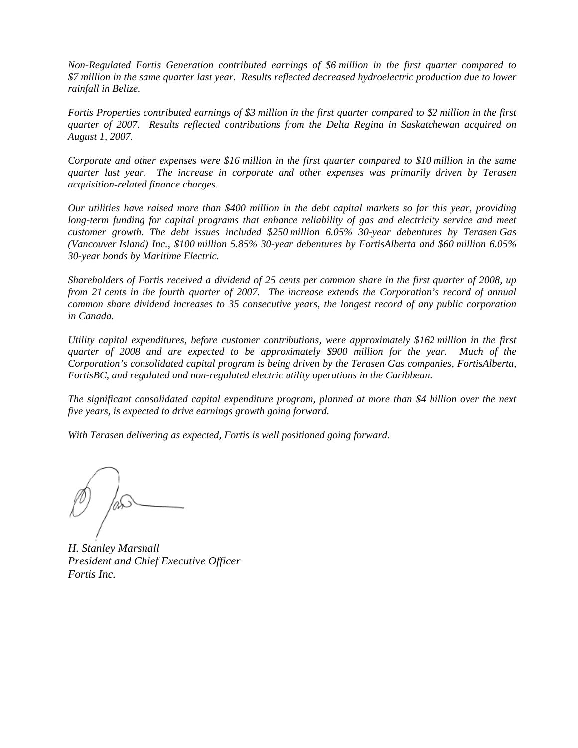*Non-Regulated Fortis Generation contributed earnings of $6 million in the first quarter compared to $7 million in the same quarter last year. Results reflected decreased hydroelectric production due to lower rainfall in Belize.*

*Fortis Properties contributed earnings of $3 million in the first quarter compared to $2 million in the first quarter of 2007. Results reflected contributions from the Delta Regina in Saskatchewan acquired on August 1, 2007.*

*Corporate and other expenses were $16 million in the first quarter compared to $10 million in the same quarter last year. The increase in corporate and other expenses was primarily driven by Terasen acquisition-related finance charges.*

*Our utilities have raised more than $400 million in the debt capital markets so far this year, providing long-term funding for capital programs that enhance reliability of gas and electricity service and meet customer growth. The debt issues included $250 million 6.05% 30-year debentures by Terasen Gas (Vancouver Island) Inc., $100 million 5.85% 30-year debentures by FortisAlberta and $60 million 6.05% 30-year bonds by Maritime Electric.*

*Shareholders of Fortis received a dividend of 25 cents per common share in the first quarter of 2008, up from 21 cents in the fourth quarter of 2007. The increase extends the Corporation's record of annual common share dividend increases to 35 consecutive years, the longest record of any public corporation in Canada.*

*Utility capital expenditures, before customer contributions, were approximately $162 million in the first quarter of 2008 and are expected to be approximately $900 million for the year. Much of the Corporation's consolidated capital program is being driven by the Terasen Gas companies, FortisAlberta, FortisBC, and regulated and non-regulated electric utility operations in the Caribbean.*

*The significant consolidated capital expenditure program, planned at more than $4 billion over the next five years, is expected to drive earnings growth going forward.*

*With Terasen delivering as expected, Fortis is well positioned going forward.*

*H. Stanley Marshall*
*President and Chief Executive Officer*
*Fortis Inc.*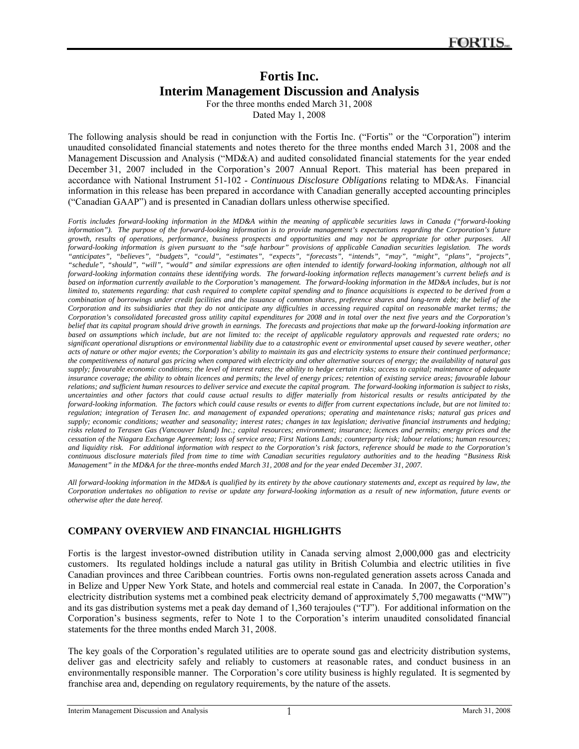# Fortis Inc.
# Interim Management Discussion and Analysis

For the three months ended March 31, 2008
Dated May 1, 2008

The following analysis should be read in conjunction with the Fortis Inc. ("Fortis" or the "Corporation") interim unaudited consolidated financial statements and notes thereto for the three months ended March 31, 2008 and the Management Discussion and Analysis ("MD&A") and audited consolidated financial statements for the year ended December 31, 2007 included in the Corporation's 2007 Annual Report. This material has been prepared in accordance with National Instrument 51-102 - *Continuous Disclosure Obligations* relating to MD&As. Financial information in this release has been prepared in accordance with Canadian generally accepted accounting principles ("Canadian GAAP") and is presented in Canadian dollars unless otherwise specified.

*Fortis includes forward-looking information in the MD&A within the meaning of applicable securities laws in Canada ("forward-looking information"). The purpose of the forward-looking information is to provide management's expectations regarding the Corporation's future growth, results of operations, performance, business prospects and opportunities and may not be appropriate for other purposes. All forward-looking information is given pursuant to the "safe harbour" provisions of applicable Canadian securities legislation. The words "anticipates", "believes", "budgets", "could", "estimates", "expects", "forecasts", "intends", "may", "might", "plans", "projects", "schedule", "should", "will", "would" and similar expressions are often intended to identify forward-looking information, although not all forward-looking information contains these identifying words. The forward-looking information reflects management's current beliefs and is based on information currently available to the Corporation's management. The forward-looking information in the MD&A includes, but is not limited to, statements regarding: that cash required to complete capital spending and to finance acquisitions is expected to be derived from a combination of borrowings under credit facilities and the issuance of common shares, preference shares and long-term debt; the belief of the Corporation and its subsidiaries that they do not anticipate any difficulties in accessing required capital on reasonable market terms; the Corporation's consolidated forecasted gross utility capital expenditures for 2008 and in total over the next five years and the Corporation's belief that its capital program should drive growth in earnings. The forecasts and projections that make up the forward-looking information are based on assumptions which include, but are not limited to: the receipt of applicable regulatory approvals and requested rate orders; no significant operational disruptions or environmental liability due to a catastrophic event or environmental upset caused by severe weather, other acts of nature or other major events; the Corporation's ability to maintain its gas and electricity systems to ensure their continued performance; the competitiveness of natural gas pricing when compared with electricity and other alternative sources of energy; the availability of natural gas supply; favourable economic conditions; the level of interest rates; the ability to hedge certain risks; access to capital; maintenance of adequate insurance coverage; the ability to obtain licences and permits; the level of energy prices; retention of existing service areas; favourable labour relations; and sufficient human resources to deliver service and execute the capital program. The forward-looking information is subject to risks, uncertainties and other factors that could cause actual results to differ materially from historical results or results anticipated by the forward-looking information. The factors which could cause results or events to differ from current expectations include, but are not limited to: regulation; integration of Terasen Inc. and management of expanded operations; operating and maintenance risks; natural gas prices and supply; economic conditions; weather and seasonality; interest rates; changes in tax legislation; derivative financial instruments and hedging; risks related to Terasen Gas (Vancouver Island) Inc.; capital resources; environment; insurance; licences and permits; energy prices and the cessation of the Niagara Exchange Agreement; loss of service area; First Nations Lands; counterparty risk; labour relations; human resources; and liquidity risk. For additional information with respect to the Corporation's risk factors, reference should be made to the Corporation's continuous disclosure materials filed from time to time with Canadian securities regulatory authorities and to the heading "Business Risk Management" in the MD&A for the three-months ended March 31, 2008 and for the year ended December 31, 2007.*

*All forward-looking information in the MD&A is qualified by its entirety by the above cautionary statements and, except as required by law, the Corporation undertakes no obligation to revise or update any forward-looking information as a result of new information, future events or otherwise after the date hereof.*

## COMPANY OVERVIEW AND FINANCIAL HIGHLIGHTS

Fortis is the largest investor-owned distribution utility in Canada serving almost 2,000,000 gas and electricity customers. Its regulated holdings include a natural gas utility in British Columbia and electric utilities in five Canadian provinces and three Caribbean countries. Fortis owns non-regulated generation assets across Canada and in Belize and Upper New York State, and hotels and commercial real estate in Canada. In 2007, the Corporation's electricity distribution systems met a combined peak electricity demand of approximately 5,700 megawatts ("MW") and its gas distribution systems met a peak day demand of 1,360 terajoules ("TJ"). For additional information on the Corporation's business segments, refer to Note 1 to the Corporation's interim unaudited consolidated financial statements for the three months ended March 31, 2008.

The key goals of the Corporation's regulated utilities are to operate sound gas and electricity distribution systems, deliver gas and electricity safely and reliably to customers at reasonable rates, and conduct business in an environmentally responsible manner. The Corporation's core utility business is highly regulated. It is segmented by franchise area and, depending on regulatory requirements, by the nature of the assets.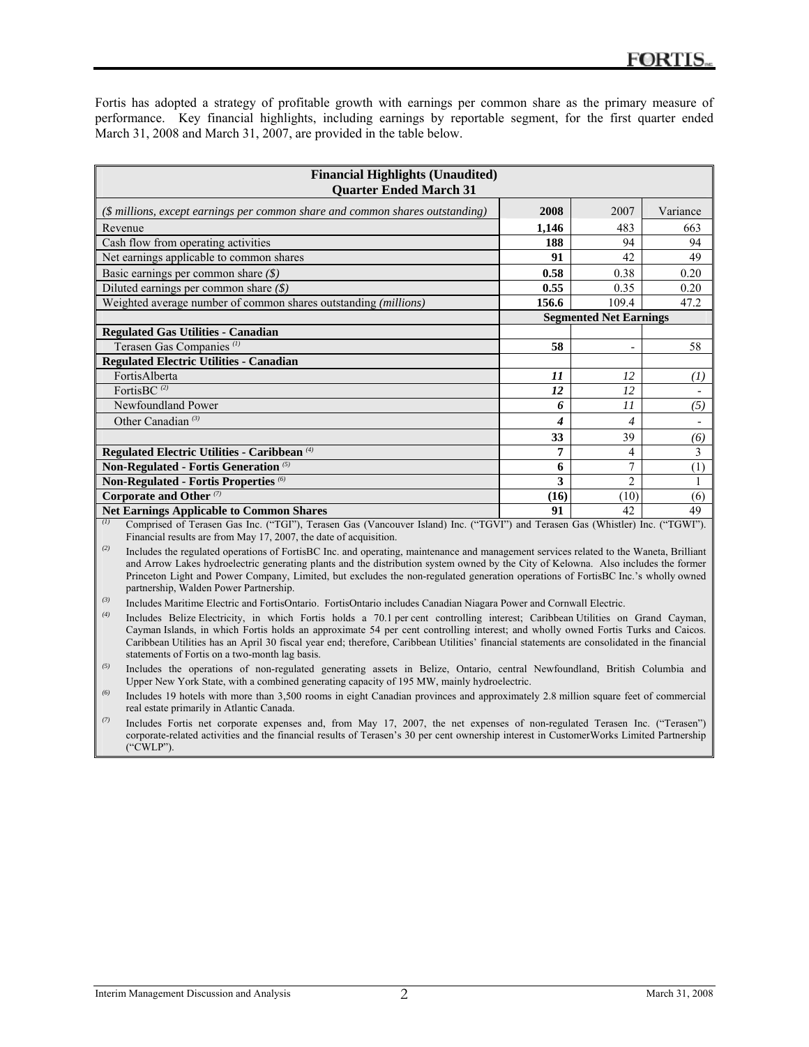Fortis has adopted a strategy of profitable growth with earnings per common share as the primary measure of performance. Key financial highlights, including earnings by reportable segment, for the first quarter ended March 31, 2008 and March 31, 2007, are provided in the table below.

| **Financial Highlights (Unaudited)**<br>**Quarter Ended March 31** | | | |
|---|---|---|---|
| *($ millions, except earnings per common share and common shares outstanding)* | **2008** | 2007 | Variance |
| Revenue | **1,146** | 483 | 663 |
| Cash flow from operating activities | **188** | 94 | 94 |
| Net earnings applicable to common shares | **91** | 42 | 49 |
| Basic earnings per common share *($)* | **0.58** | 0.38 | 0.20 |
| Diluted earnings per common share *($)* | **0.55** | 0.35 | 0.20 |
| Weighted average number of common shares outstanding *(millions)* | **156.6** | 109.4 | 47.2 |
| | **Segmented Net Earnings** | | |
| **Regulated Gas Utilities - Canadian** | | | |
| Terasen Gas Companies [(1)] | **58** | - | 58 |
| **Regulated Electric Utilities - Canadian** | | | |
| FortisAlberta | ***11*** | *12* | *(1)* |
| FortisBC [(2)] | ***12*** | *12* | - |
| Newfoundland Power | ***6*** | *11* | *(5)* |
| Other Canadian [(3)] | ***4*** | *4* | - |
| | **33** | 39 | *(6)* |
| **Regulated Electric Utilities - Caribbean** [(4)] | **7** | 4 | 3 |
| **Non-Regulated - Fortis Generation** [(5)] | **6** | 7 | (1) |
| **Non-Regulated - Fortis Properties** [(6)] | **3** | 2 | 1 |
| **Corporate and Other** [(7)] | **(16)** | (10) | (6) |
| **Net Earnings Applicable to Common Shares** | **91** | 42 | 49 |

(1) Comprised of Terasen Gas Inc. ("TGI"), Terasen Gas (Vancouver Island) Inc. ("TGVI") and Terasen Gas (Whistler) Inc. ("TGWI"). Financial results are from May 17, 2007, the date of acquisition.

(2) Includes the regulated operations of FortisBC Inc. and operating, maintenance and management services related to the Waneta, Brilliant and Arrow Lakes hydroelectric generating plants and the distribution system owned by the City of Kelowna. Also includes the former Princeton Light and Power Company, Limited, but excludes the non-regulated generation operations of FortisBC Inc.'s wholly owned partnership, Walden Power Partnership.

(3) Includes Maritime Electric and FortisOntario. FortisOntario includes Canadian Niagara Power and Cornwall Electric.

(4) Includes Belize Electricity, in which Fortis holds a 70.1 per cent controlling interest; Caribbean Utilities on Grand Cayman, Cayman Islands, in which Fortis holds an approximate 54 per cent controlling interest; and wholly owned Fortis Turks and Caicos. Caribbean Utilities has an April 30 fiscal year end; therefore, Caribbean Utilities' financial statements are consolidated in the financial statements of Fortis on a two-month lag basis.

(5) Includes the operations of non-regulated generating assets in Belize, Ontario, central Newfoundland, British Columbia and Upper New York State, with a combined generating capacity of 195 MW, mainly hydroelectric.

(6) Includes 19 hotels with more than 3,500 rooms in eight Canadian provinces and approximately 2.8 million square feet of commercial real estate primarily in Atlantic Canada.

(7) Includes Fortis net corporate expenses and, from May 17, 2007, the net expenses of non-regulated Terasen Inc. ("Terasen") corporate-related activities and the financial results of Terasen's 30 per cent ownership interest in CustomerWorks Limited Partnership ("CWLP").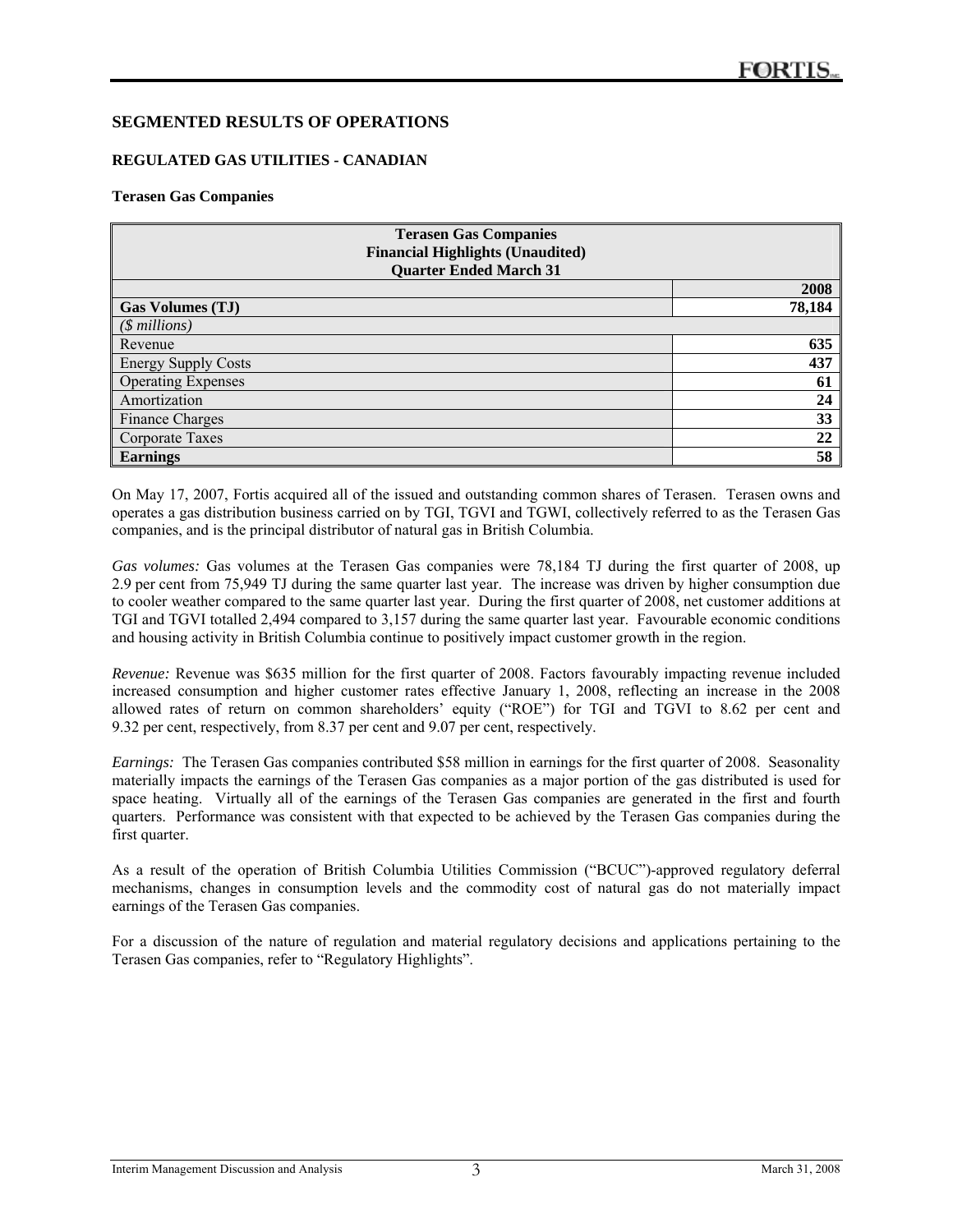## SEGMENTED RESULTS OF OPERATIONS

### REGULATED GAS UTILITIES - CANADIAN

**Terasen Gas Companies**

| Terasen Gas Companies<br>Financial Highlights (Unaudited)<br>Quarter Ended March 31 | |
|---|---|
| | **2008** |
| **Gas Volumes (TJ)** | **78,184** |
| *($ millions)* | |
| Revenue | **635** |
| Energy Supply Costs | **437** |
| Operating Expenses | **61** |
| Amortization | **24** |
| Finance Charges | **33** |
| Corporate Taxes | **22** |
| **Earnings** | **58** |

On May 17, 2007, Fortis acquired all of the issued and outstanding common shares of Terasen. Terasen owns and operates a gas distribution business carried on by TGI, TGVI and TGWI, collectively referred to as the Terasen Gas companies, and is the principal distributor of natural gas in British Columbia.

*Gas volumes:* Gas volumes at the Terasen Gas companies were 78,184 TJ during the first quarter of 2008, up 2.9 per cent from 75,949 TJ during the same quarter last year. The increase was driven by higher consumption due to cooler weather compared to the same quarter last year. During the first quarter of 2008, net customer additions at TGI and TGVI totalled 2,494 compared to 3,157 during the same quarter last year. Favourable economic conditions and housing activity in British Columbia continue to positively impact customer growth in the region.

*Revenue:* Revenue was $635 million for the first quarter of 2008. Factors favourably impacting revenue included increased consumption and higher customer rates effective January 1, 2008, reflecting an increase in the 2008 allowed rates of return on common shareholders' equity ("ROE") for TGI and TGVI to 8.62 per cent and 9.32 per cent, respectively, from 8.37 per cent and 9.07 per cent, respectively.

*Earnings:* The Terasen Gas companies contributed $58 million in earnings for the first quarter of 2008. Seasonality materially impacts the earnings of the Terasen Gas companies as a major portion of the gas distributed is used for space heating. Virtually all of the earnings of the Terasen Gas companies are generated in the first and fourth quarters. Performance was consistent with that expected to be achieved by the Terasen Gas companies during the first quarter.

As a result of the operation of British Columbia Utilities Commission ("BCUC")-approved regulatory deferral mechanisms, changes in consumption levels and the commodity cost of natural gas do not materially impact earnings of the Terasen Gas companies.

For a discussion of the nature of regulation and material regulatory decisions and applications pertaining to the Terasen Gas companies, refer to "Regulatory Highlights".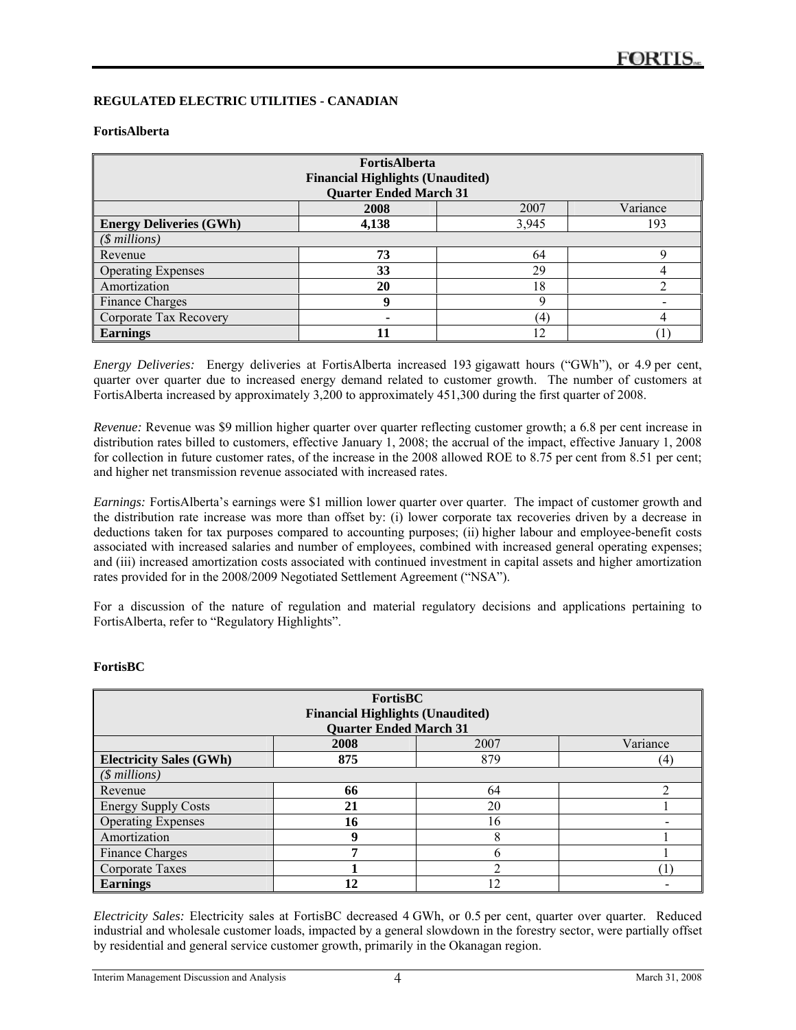## REGULATED ELECTRIC UTILITIES - CANADIAN

### FortisAlberta

| FortisAlberta<br>Financial Highlights (Unaudited)<br>Quarter Ended March 31 | | | |
|---|---|---|---|
| | **2008** | 2007 | Variance |
| **Energy Deliveries (GWh)** | **4,138** | 3,945 | 193 |
| *($ millions)* | | | |
| Revenue | **73** | 64 | 9 |
| Operating Expenses | **33** | 29 | 4 |
| Amortization | **20** | 18 | 2 |
| Finance Charges | **9** | 9 | - |
| Corporate Tax Recovery | **-** | (4) | 4 |
| **Earnings** | **11** | 12 | (1) |

*Energy Deliveries:* Energy deliveries at FortisAlberta increased 193 gigawatt hours ("GWh"), or 4.9 per cent, quarter over quarter due to increased energy demand related to customer growth. The number of customers at FortisAlberta increased by approximately 3,200 to approximately 451,300 during the first quarter of 2008.

*Revenue:* Revenue was $9 million higher quarter over quarter reflecting customer growth; a 6.8 per cent increase in distribution rates billed to customers, effective January 1, 2008; the accrual of the impact, effective January 1, 2008 for collection in future customer rates, of the increase in the 2008 allowed ROE to 8.75 per cent from 8.51 per cent; and higher net transmission revenue associated with increased rates.

*Earnings:* FortisAlberta's earnings were $1 million lower quarter over quarter. The impact of customer growth and the distribution rate increase was more than offset by: (i) lower corporate tax recoveries driven by a decrease in deductions taken for tax purposes compared to accounting purposes; (ii) higher labour and employee-benefit costs associated with increased salaries and number of employees, combined with increased general operating expenses; and (iii) increased amortization costs associated with continued investment in capital assets and higher amortization rates provided for in the 2008/2009 Negotiated Settlement Agreement ("NSA").

For a discussion of the nature of regulation and material regulatory decisions and applications pertaining to FortisAlberta, refer to "Regulatory Highlights".

### FortisBC

| FortisBC<br>Financial Highlights (Unaudited)<br>Quarter Ended March 31 | | | |
|---|---|---|---|
| | **2008** | 2007 | Variance |
| **Electricity Sales (GWh)** | **875** | 879 | (4) |
| *($ millions)* | | | |
| Revenue | **66** | 64 | 2 |
| Energy Supply Costs | **21** | 20 | 1 |
| Operating Expenses | **16** | 16 | - |
| Amortization | **9** | 8 | 1 |
| Finance Charges | **7** | 6 | 1 |
| Corporate Taxes | **1** | 2 | (1) |
| **Earnings** | **12** | 12 | - |

*Electricity Sales:* Electricity sales at FortisBC decreased 4 GWh, or 0.5 per cent, quarter over quarter. Reduced industrial and wholesale customer loads, impacted by a general slowdown in the forestry sector, were partially offset by residential and general service customer growth, primarily in the Okanagan region.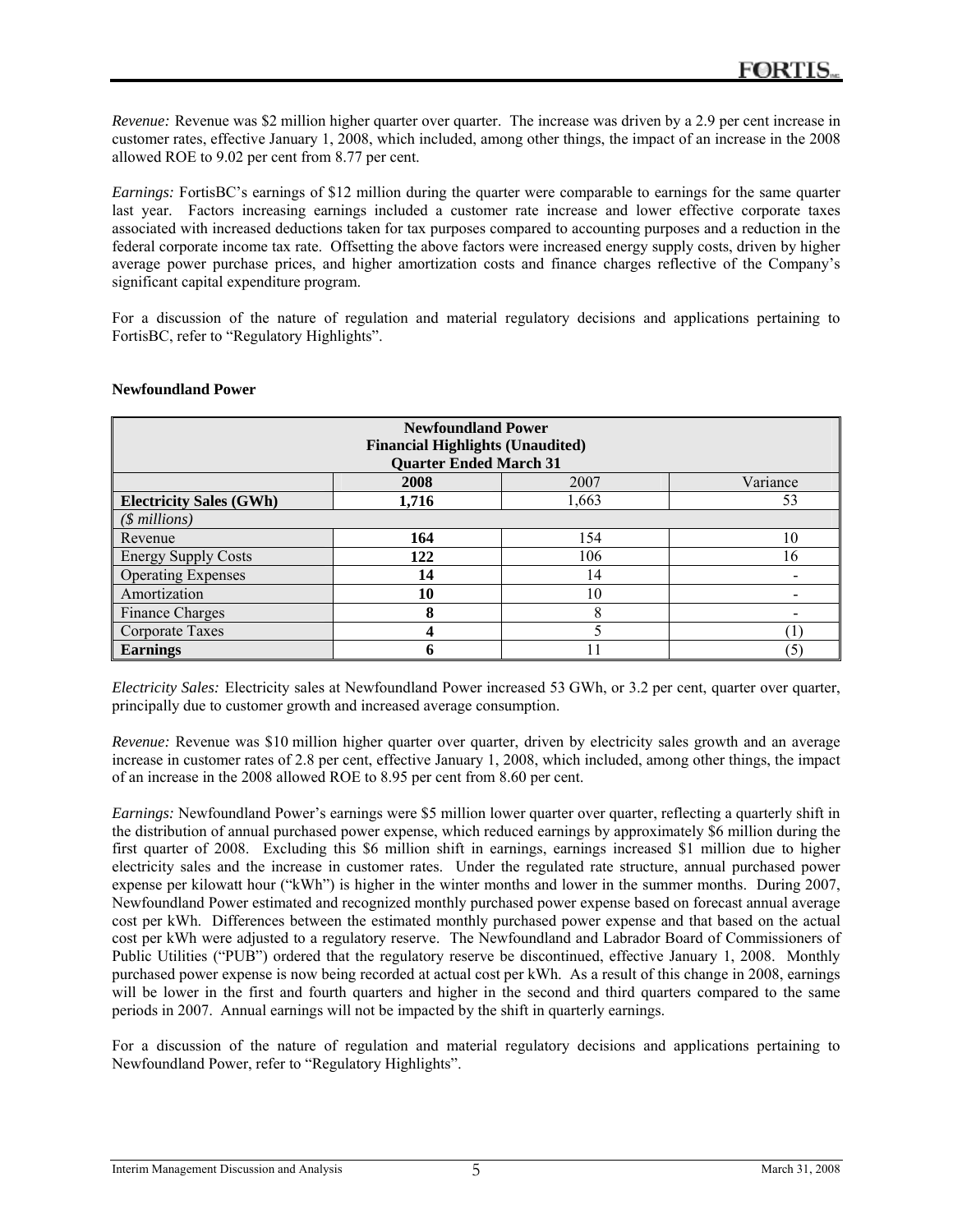*Revenue:* Revenue was $2 million higher quarter over quarter. The increase was driven by a 2.9 per cent increase in customer rates, effective January 1, 2008, which included, among other things, the impact of an increase in the 2008 allowed ROE to 9.02 per cent from 8.77 per cent.

*Earnings:* FortisBC's earnings of $12 million during the quarter were comparable to earnings for the same quarter last year. Factors increasing earnings included a customer rate increase and lower effective corporate taxes associated with increased deductions taken for tax purposes compared to accounting purposes and a reduction in the federal corporate income tax rate. Offsetting the above factors were increased energy supply costs, driven by higher average power purchase prices, and higher amortization costs and finance charges reflective of the Company's significant capital expenditure program.

For a discussion of the nature of regulation and material regulatory decisions and applications pertaining to FortisBC, refer to "Regulatory Highlights".

**Newfoundland Power**

| Newfoundland Power<br>Financial Highlights (Unaudited)<br>Quarter Ended March 31 | | | |
|---|---|---|---|
| | **2008** | 2007 | Variance |
| **Electricity Sales (GWh)** | **1,716** | 1,663 | 53 |
| *($ millions)* | | | |
| Revenue | **164** | 154 | 10 |
| Energy Supply Costs | **122** | 106 | 16 |
| Operating Expenses | **14** | 14 | - |
| Amortization | **10** | 10 | - |
| Finance Charges | **8** | 8 | - |
| Corporate Taxes | **4** | 5 | (1) |
| **Earnings** | **6** | 11 | (5) |

*Electricity Sales:* Electricity sales at Newfoundland Power increased 53 GWh, or 3.2 per cent, quarter over quarter, principally due to customer growth and increased average consumption.

*Revenue:* Revenue was $10 million higher quarter over quarter, driven by electricity sales growth and an average increase in customer rates of 2.8 per cent, effective January 1, 2008, which included, among other things, the impact of an increase in the 2008 allowed ROE to 8.95 per cent from 8.60 per cent.

*Earnings:* Newfoundland Power's earnings were $5 million lower quarter over quarter, reflecting a quarterly shift in the distribution of annual purchased power expense, which reduced earnings by approximately $6 million during the first quarter of 2008. Excluding this $6 million shift in earnings, earnings increased $1 million due to higher electricity sales and the increase in customer rates. Under the regulated rate structure, annual purchased power expense per kilowatt hour ("kWh") is higher in the winter months and lower in the summer months. During 2007, Newfoundland Power estimated and recognized monthly purchased power expense based on forecast annual average cost per kWh. Differences between the estimated monthly purchased power expense and that based on the actual cost per kWh were adjusted to a regulatory reserve. The Newfoundland and Labrador Board of Commissioners of Public Utilities ("PUB") ordered that the regulatory reserve be discontinued, effective January 1, 2008. Monthly purchased power expense is now being recorded at actual cost per kWh. As a result of this change in 2008, earnings will be lower in the first and fourth quarters and higher in the second and third quarters compared to the same periods in 2007. Annual earnings will not be impacted by the shift in quarterly earnings.

For a discussion of the nature of regulation and material regulatory decisions and applications pertaining to Newfoundland Power, refer to "Regulatory Highlights".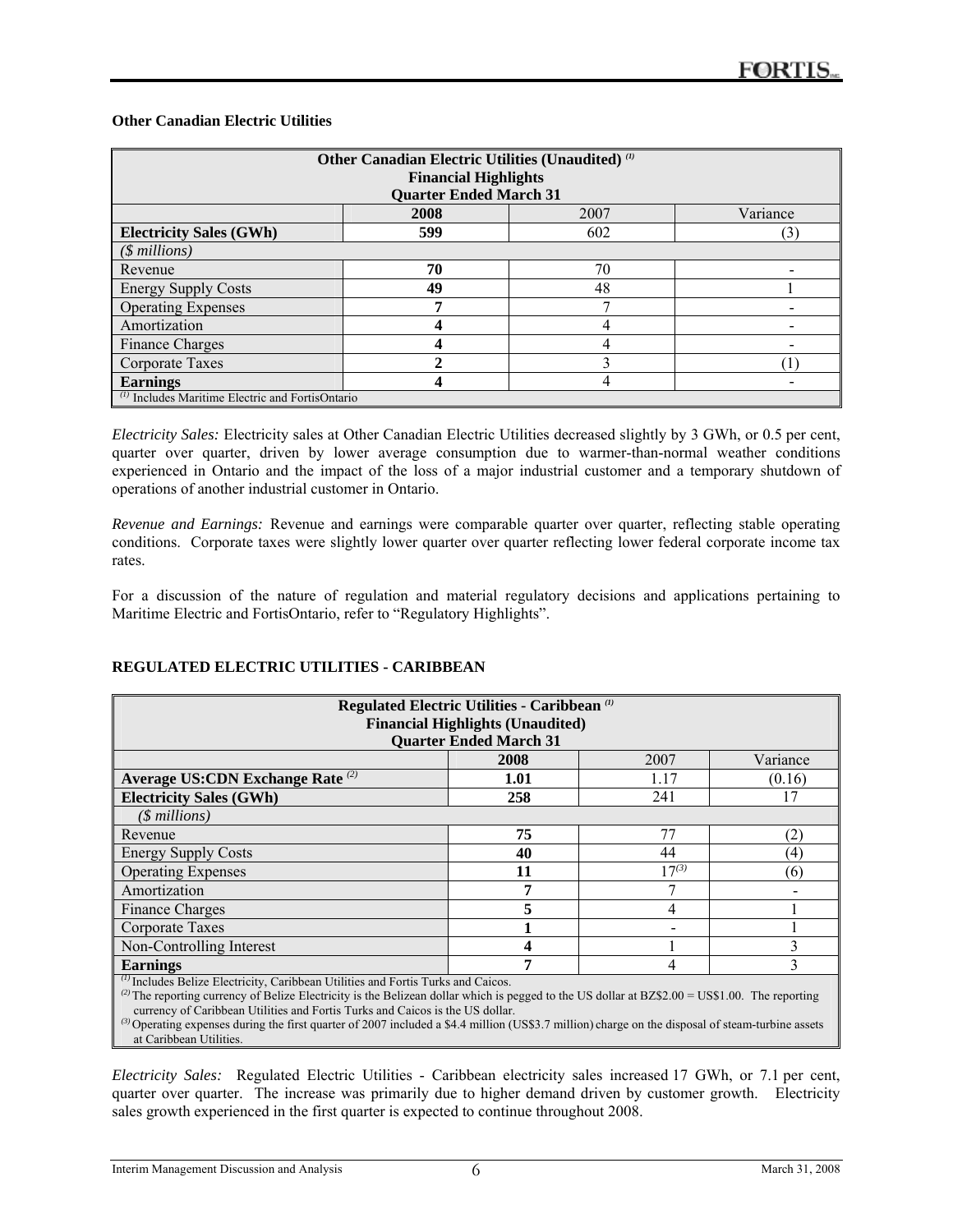**Other Canadian Electric Utilities**

| Other Canadian Electric Utilities (Unaudited) [(1)] Financial Highlights Quarter Ended March 31 | | | |
|---|---|---|---|
| | **2008** | 2007 | Variance |
| **Electricity Sales (GWh)** | **599** | 602 | (3) |
| *($ millions)* | | | |
| Revenue | **70** | 70 | - |
| Energy Supply Costs | **49** | 48 | 1 |
| Operating Expenses | **7** | 7 | - |
| Amortization | **4** | 4 | - |
| Finance Charges | **4** | 4 | - |
| Corporate Taxes | **2** | 3 | (1) |
| **Earnings** | **4** | 4 | - |

[(1)] Includes Maritime Electric and FortisOntario

*Electricity Sales:* Electricity sales at Other Canadian Electric Utilities decreased slightly by 3 GWh, or 0.5 per cent, quarter over quarter, driven by lower average consumption due to warmer-than-normal weather conditions experienced in Ontario and the impact of the loss of a major industrial customer and a temporary shutdown of operations of another industrial customer in Ontario.

*Revenue and Earnings:* Revenue and earnings were comparable quarter over quarter, reflecting stable operating conditions. Corporate taxes were slightly lower quarter over quarter reflecting lower federal corporate income tax rates.

For a discussion of the nature of regulation and material regulatory decisions and applications pertaining to Maritime Electric and FortisOntario, refer to "Regulatory Highlights".

**REGULATED ELECTRIC UTILITIES - CARIBBEAN**

| Regulated Electric Utilities - Caribbean [(1)] Financial Highlights (Unaudited) Quarter Ended March 31 | | | |
|---|---|---|---|
| | **2008** | 2007 | Variance |
| **Average US:CDN Exchange Rate** [(2)] | **1.01** | 1.17 | (0.16) |
| **Electricity Sales (GWh)** | **258** | 241 | 17 |
| *($ millions)* | | | |
| Revenue | **75** | 77 | (2) |
| Energy Supply Costs | **40** | 44 | (4) |
| Operating Expenses | **11** | 17[(3)] | (6) |
| Amortization | **7** | 7 | - |
| Finance Charges | **5** | 4 | 1 |
| Corporate Taxes | **1** | - | 1 |
| Non-Controlling Interest | **4** | 1 | 3 |
| **Earnings** | **7** | 4 | 3 |

[(1)] Includes Belize Electricity, Caribbean Utilities and Fortis Turks and Caicos.
[(2)] The reporting currency of Belize Electricity is the Belizean dollar which is pegged to the US dollar at BZ$2.00 = US$1.00. The reporting currency of Caribbean Utilities and Fortis Turks and Caicos is the US dollar.
[(3)] Operating expenses during the first quarter of 2007 included a $4.4 million (US$3.7 million) charge on the disposal of steam-turbine assets at Caribbean Utilities.

*Electricity Sales:* Regulated Electric Utilities - Caribbean electricity sales increased 17 GWh, or 7.1 per cent, quarter over quarter. The increase was primarily due to higher demand driven by customer growth. Electricity sales growth experienced in the first quarter is expected to continue throughout 2008.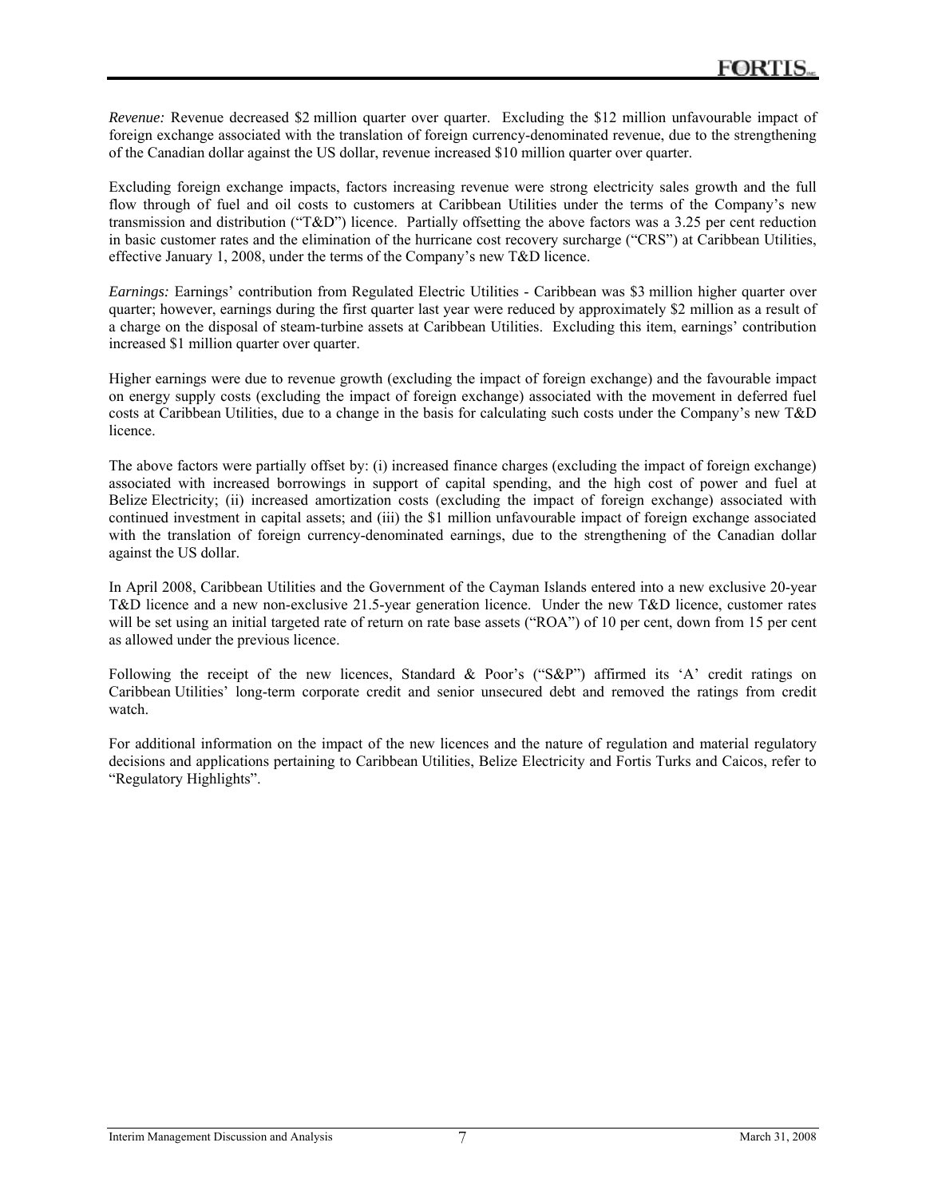*Revenue:* Revenue decreased $2 million quarter over quarter. Excluding the $12 million unfavourable impact of foreign exchange associated with the translation of foreign currency-denominated revenue, due to the strengthening of the Canadian dollar against the US dollar, revenue increased $10 million quarter over quarter.

Excluding foreign exchange impacts, factors increasing revenue were strong electricity sales growth and the full flow through of fuel and oil costs to customers at Caribbean Utilities under the terms of the Company's new transmission and distribution ("T&D") licence. Partially offsetting the above factors was a 3.25 per cent reduction in basic customer rates and the elimination of the hurricane cost recovery surcharge ("CRS") at Caribbean Utilities, effective January 1, 2008, under the terms of the Company's new T&D licence.

*Earnings:* Earnings' contribution from Regulated Electric Utilities - Caribbean was $3 million higher quarter over quarter; however, earnings during the first quarter last year were reduced by approximately $2 million as a result of a charge on the disposal of steam-turbine assets at Caribbean Utilities. Excluding this item, earnings' contribution increased $1 million quarter over quarter.

Higher earnings were due to revenue growth (excluding the impact of foreign exchange) and the favourable impact on energy supply costs (excluding the impact of foreign exchange) associated with the movement in deferred fuel costs at Caribbean Utilities, due to a change in the basis for calculating such costs under the Company's new T&D licence.

The above factors were partially offset by: (i) increased finance charges (excluding the impact of foreign exchange) associated with increased borrowings in support of capital spending, and the high cost of power and fuel at Belize Electricity; (ii) increased amortization costs (excluding the impact of foreign exchange) associated with continued investment in capital assets; and (iii) the $1 million unfavourable impact of foreign exchange associated with the translation of foreign currency-denominated earnings, due to the strengthening of the Canadian dollar against the US dollar.

In April 2008, Caribbean Utilities and the Government of the Cayman Islands entered into a new exclusive 20-year T&D licence and a new non-exclusive 21.5-year generation licence. Under the new T&D licence, customer rates will be set using an initial targeted rate of return on rate base assets ("ROA") of 10 per cent, down from 15 per cent as allowed under the previous licence.

Following the receipt of the new licences, Standard & Poor's ("S&P") affirmed its 'A' credit ratings on Caribbean Utilities' long-term corporate credit and senior unsecured debt and removed the ratings from credit watch.

For additional information on the impact of the new licences and the nature of regulation and material regulatory decisions and applications pertaining to Caribbean Utilities, Belize Electricity and Fortis Turks and Caicos, refer to "Regulatory Highlights".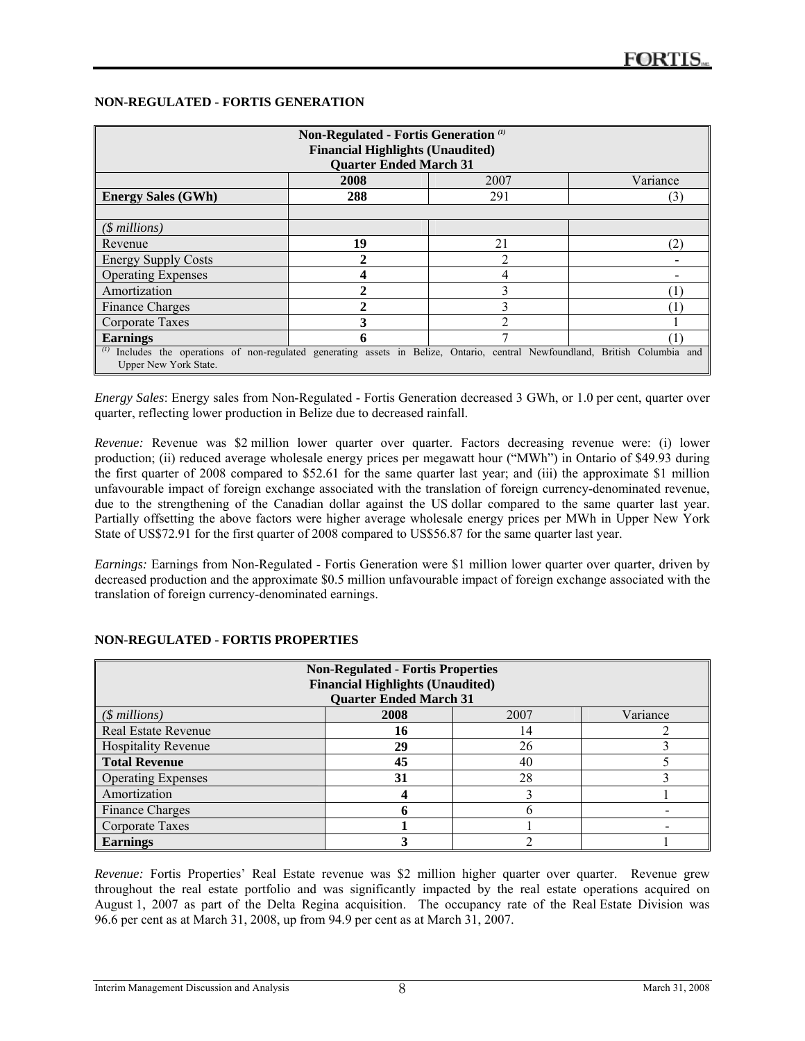## NON-REGULATED - FORTIS GENERATION

| Non-Regulated - Fortis Generation [(1)] Financial Highlights (Unaudited) Quarter Ended March 31 | | | |
|---|---|---|---|
| | **2008** | 2007 | Variance |
| **Energy Sales (GWh)** | **288** | 291 | (3) |
| | | | |
| *($ millions)* | | | |
| Revenue | **19** | 21 | (2) |
| Energy Supply Costs | **2** | 2 | - |
| Operating Expenses | **4** | 4 | - |
| Amortization | **2** | 3 | (1) |
| Finance Charges | **2** | 3 | (1) |
| Corporate Taxes | **3** | 2 | 1 |
| **Earnings** | **6** | 7 | (1) |

(1) Includes the operations of non-regulated generating assets in Belize, Ontario, central Newfoundland, British Columbia and Upper New York State.

*Energy Sales*: Energy sales from Non-Regulated - Fortis Generation decreased 3 GWh, or 1.0 per cent, quarter over quarter, reflecting lower production in Belize due to decreased rainfall.

*Revenue:* Revenue was $2 million lower quarter over quarter. Factors decreasing revenue were: (i) lower production; (ii) reduced average wholesale energy prices per megawatt hour ("MWh") in Ontario of $49.93 during the first quarter of 2008 compared to $52.61 for the same quarter last year; and (iii) the approximate $1 million unfavourable impact of foreign exchange associated with the translation of foreign currency-denominated revenue, due to the strengthening of the Canadian dollar against the US dollar compared to the same quarter last year. Partially offsetting the above factors were higher average wholesale energy prices per MWh in Upper New York State of US$72.91 for the first quarter of 2008 compared to US$56.87 for the same quarter last year.

*Earnings:* Earnings from Non-Regulated - Fortis Generation were $1 million lower quarter over quarter, driven by decreased production and the approximate $0.5 million unfavourable impact of foreign exchange associated with the translation of foreign currency-denominated earnings.

## NON-REGULATED - FORTIS PROPERTIES

| Non-Regulated - Fortis Properties Financial Highlights (Unaudited) Quarter Ended March 31 | | | |
|---|---|---|---|
| *($ millions)* | **2008** | 2007 | Variance |
| Real Estate Revenue | **16** | 14 | 2 |
| Hospitality Revenue | **29** | 26 | 3 |
| **Total Revenue** | **45** | 40 | 5 |
| Operating Expenses | **31** | 28 | 3 |
| Amortization | **4** | 3 | 1 |
| Finance Charges | **6** | 6 | - |
| Corporate Taxes | **1** | 1 | - |
| **Earnings** | **3** | 2 | 1 |

*Revenue:* Fortis Properties' Real Estate revenue was $2 million higher quarter over quarter. Revenue grew throughout the real estate portfolio and was significantly impacted by the real estate operations acquired on August 1, 2007 as part of the Delta Regina acquisition. The occupancy rate of the Real Estate Division was 96.6 per cent as at March 31, 2008, up from 94.9 per cent as at March 31, 2007.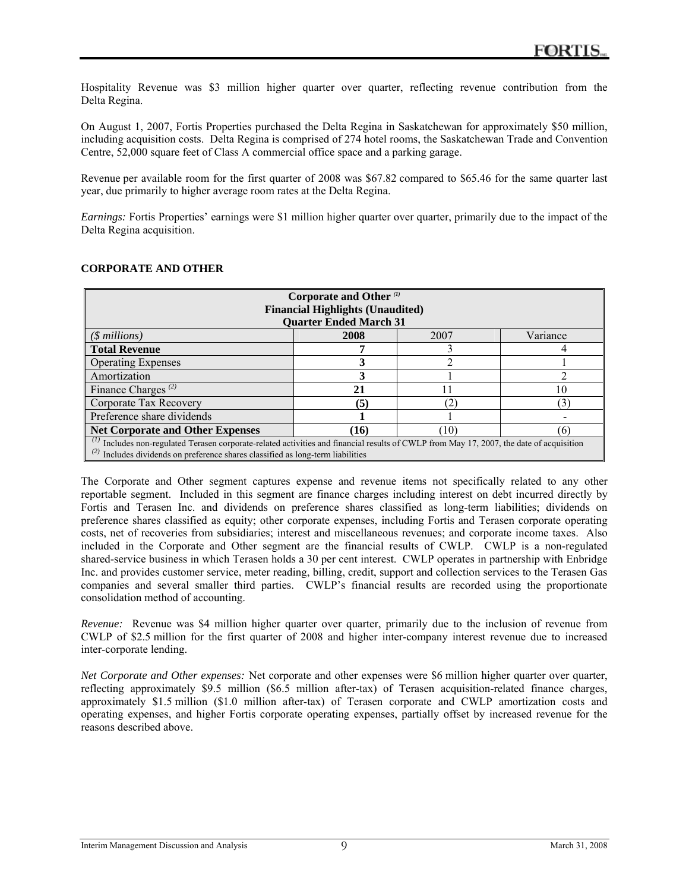Hospitality Revenue was $3 million higher quarter over quarter, reflecting revenue contribution from the Delta Regina.

On August 1, 2007, Fortis Properties purchased the Delta Regina in Saskatchewan for approximately $50 million, including acquisition costs. Delta Regina is comprised of 274 hotel rooms, the Saskatchewan Trade and Convention Centre, 52,000 square feet of Class A commercial office space and a parking garage.

Revenue per available room for the first quarter of 2008 was $67.82 compared to $65.46 for the same quarter last year, due primarily to higher average room rates at the Delta Regina.

*Earnings:* Fortis Properties' earnings were $1 million higher quarter over quarter, primarily due to the impact of the Delta Regina acquisition.

## CORPORATE AND OTHER

| Corporate and Other [(1)] Financial Highlights (Unaudited) Quarter Ended March 31 | | | |
|---|---|---|---|
| *($ millions)* | **2008** | 2007 | Variance |
| **Total Revenue** | **7** | 3 | 4 |
| Operating Expenses | **3** | 2 | 1 |
| Amortization | **3** | 1 | 2 |
| Finance Charges [(2)] | **21** | 11 | 10 |
| Corporate Tax Recovery | **(5)** | (2) | (3) |
| Preference share dividends | **1** | 1 | - |
| **Net Corporate and Other Expenses** | **(16)** | (10) | (6) |

[(1)] Includes non-regulated Terasen corporate-related activities and financial results of CWLP from May 17, 2007, the date of acquisition
[(2)] Includes dividends on preference shares classified as long-term liabilities

The Corporate and Other segment captures expense and revenue items not specifically related to any other reportable segment. Included in this segment are finance charges including interest on debt incurred directly by Fortis and Terasen Inc. and dividends on preference shares classified as long-term liabilities; dividends on preference shares classified as equity; other corporate expenses, including Fortis and Terasen corporate operating costs, net of recoveries from subsidiaries; interest and miscellaneous revenues; and corporate income taxes. Also included in the Corporate and Other segment are the financial results of CWLP. CWLP is a non-regulated shared-service business in which Terasen holds a 30 per cent interest. CWLP operates in partnership with Enbridge Inc. and provides customer service, meter reading, billing, credit, support and collection services to the Terasen Gas companies and several smaller third parties. CWLP's financial results are recorded using the proportionate consolidation method of accounting.

*Revenue:* Revenue was $4 million higher quarter over quarter, primarily due to the inclusion of revenue from CWLP of $2.5 million for the first quarter of 2008 and higher inter-company interest revenue due to increased inter-corporate lending.

*Net Corporate and Other expenses:* Net corporate and other expenses were $6 million higher quarter over quarter, reflecting approximately $9.5 million ($6.5 million after-tax) of Terasen acquisition-related finance charges, approximately $1.5 million ($1.0 million after-tax) of Terasen corporate and CWLP amortization costs and operating expenses, and higher Fortis corporate operating expenses, partially offset by increased revenue for the reasons described above.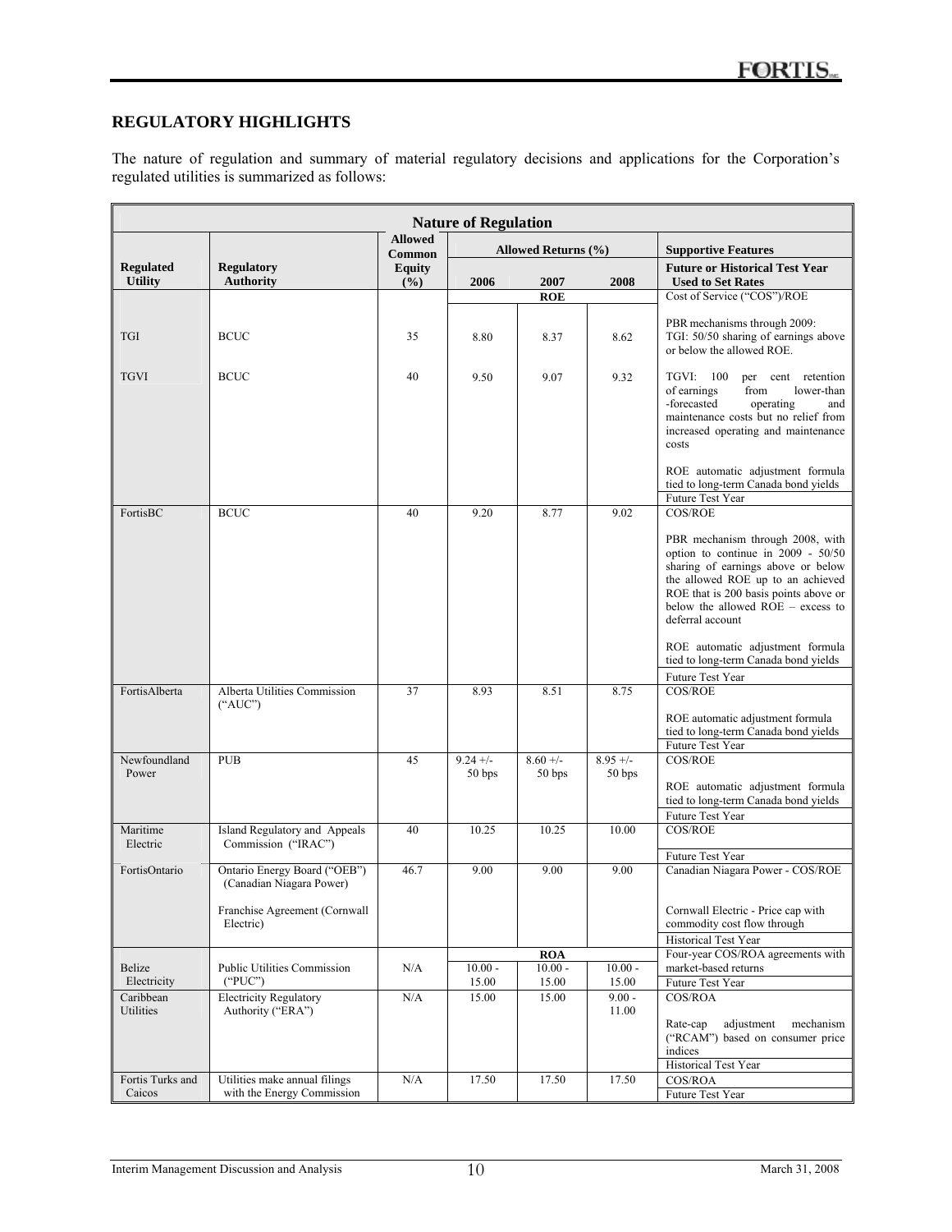## REGULATORY HIGHLIGHTS

The nature of regulation and summary of material regulatory decisions and applications for the Corporation's regulated utilities is summarized as follows:

| Nature of Regulation | | | | | | |
|---|---|---|---|---|---|---|
| Regulated Utility | Regulatory Authority | Allowed Common Equity (%) | Allowed Returns (%) | | | Supportive Features |
| | | | 2006 | 2007 | 2008 | Future or Historical Test Year Used to Set Rates |
| | | | ROE | | | Cost of Service ("COS")/ROE |
| TGI | BCUC | 35 | 8.80 | 8.37 | 8.62 | PBR mechanisms through 2009: TGI: 50/50 sharing of earnings above or below the allowed ROE. |
| TGVI | BCUC | 40 | 9.50 | 9.07 | 9.32 | TGVI: 100 per cent retention of earnings from lower-than -forecasted operating and maintenance costs but no relief from increased operating and maintenance costs<br><br>ROE automatic adjustment formula tied to long-term Canada bond yields<br><br>Future Test Year |
| FortisBC | BCUC | 40 | 9.20 | 8.77 | 9.02 | COS/ROE<br><br>PBR mechanism through 2008, with option to continue in 2009 - 50/50 sharing of earnings above or below the allowed ROE up to an achieved ROE that is 200 basis points above or below the allowed ROE – excess to deferral account<br><br>ROE automatic adjustment formula tied to long-term Canada bond yields<br><br>Future Test Year |
| FortisAlberta | Alberta Utilities Commission ("AUC") | 37 | 8.93 | 8.51 | 8.75 | COS/ROE<br><br>ROE automatic adjustment formula tied to long-term Canada bond yields<br><br>Future Test Year |
| Newfoundland Power | PUB | 45 | 9.24 +/- 50 bps | 8.60 +/- 50 bps | 8.95 +/- 50 bps | COS/ROE<br><br>ROE automatic adjustment formula tied to long-term Canada bond yields<br><br>Future Test Year |
| Maritime Electric | Island Regulatory and Appeals Commission ("IRAC") | 40 | 10.25 | 10.25 | 10.00 | COS/ROE<br><br>Future Test Year |
| FortisOntario | Ontario Energy Board ("OEB") (Canadian Niagara Power)<br><br>Franchise Agreement (Cornwall Electric) | 46.7 | 9.00 | 9.00 | 9.00 | Canadian Niagara Power - COS/ROE<br><br>Cornwall Electric - Price cap with commodity cost flow through<br><br>Historical Test Year |
| | | | ROA | | | |
| Belize Electricity | Public Utilities Commission ("PUC") | N/A | 10.00 - 15.00 | 10.00 - 15.00 | 10.00 - 15.00 | Four-year COS/ROA agreements with market-based returns<br><br>Future Test Year |
| Caribbean Utilities | Electricity Regulatory Authority ("ERA") | N/A | 15.00 | 15.00 | 9.00 - 11.00 | COS/ROA<br><br>Rate-cap adjustment mechanism ("RCAM") based on consumer price indices<br><br>Historical Test Year |
| Fortis Turks and Caicos | Utilities make annual filings with the Energy Commission | N/A | 17.50 | 17.50 | 17.50 | COS/ROA<br><br>Future Test Year |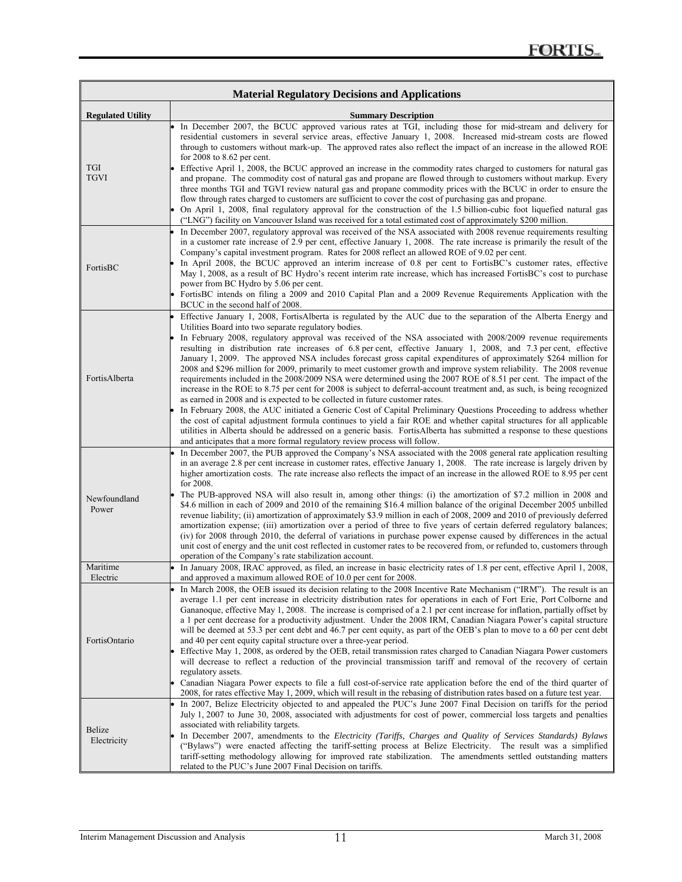| Material Regulatory Decisions and Applications | |
|---|---|
| **Regulated Utility** | **Summary Description** |
| TGI<br>TGVI | • In December 2007, the BCUC approved various rates at TGI, including those for mid-stream and delivery for residential customers in several service areas, effective January 1, 2008. Increased mid-stream costs are flowed through to customers without mark-up. The approved rates also reflect the impact of an increase in the allowed ROE for 2008 to 8.62 per cent.<br>• Effective April 1, 2008, the BCUC approved an increase in the commodity rates charged to customers for natural gas and propane. The commodity cost of natural gas and propane are flowed through to customers without markup. Every three months TGI and TGVI review natural gas and propane commodity prices with the BCUC in order to ensure the flow through rates charged to customers are sufficient to cover the cost of purchasing gas and propane.<br>• On April 1, 2008, final regulatory approval for the construction of the 1.5 billion-cubic foot liquefied natural gas ("LNG") facility on Vancouver Island was received for a total estimated cost of approximately $200 million. |
| FortisBC | • In December 2007, regulatory approval was received of the NSA associated with 2008 revenue requirements resulting in a customer rate increase of 2.9 per cent, effective January 1, 2008. The rate increase is primarily the result of the Company's capital investment program. Rates for 2008 reflect an allowed ROE of 9.02 per cent.<br>• In April 2008, the BCUC approved an interim increase of 0.8 per cent to FortisBC's customer rates, effective May 1, 2008, as a result of BC Hydro's recent interim rate increase, which has increased FortisBC's cost to purchase power from BC Hydro by 5.06 per cent.<br>• FortisBC intends on filing a 2009 and 2010 Capital Plan and a 2009 Revenue Requirements Application with the BCUC in the second half of 2008. |
| FortisAlberta | • Effective January 1, 2008, FortisAlberta is regulated by the AUC due to the separation of the Alberta Energy and Utilities Board into two separate regulatory bodies.<br>• In February 2008, regulatory approval was received of the NSA associated with 2008/2009 revenue requirements resulting in distribution rate increases of 6.8 per cent, effective January 1, 2008, and 7.3 per cent, effective January 1, 2009. The approved NSA includes forecast gross capital expenditures of approximately $264 million for 2008 and $296 million for 2009, primarily to meet customer growth and improve system reliability. The 2008 revenue requirements included in the 2008/2009 NSA were determined using the 2007 ROE of 8.51 per cent. The impact of the increase in the ROE to 8.75 per cent for 2008 is subject to deferral-account treatment and, as such, is being recognized as earned in 2008 and is expected to be collected in future customer rates.<br>• In February 2008, the AUC initiated a Generic Cost of Capital Preliminary Questions Proceeding to address whether the cost of capital adjustment formula continues to yield a fair ROE and whether capital structures for all applicable utilities in Alberta should be addressed on a generic basis. FortisAlberta has submitted a response to these questions and anticipates that a more formal regulatory review process will follow. |
| Newfoundland Power | • In December 2007, the PUB approved the Company's NSA associated with the 2008 general rate application resulting in an average 2.8 per cent increase in customer rates, effective January 1, 2008. The rate increase is largely driven by higher amortization costs. The rate increase also reflects the impact of an increase in the allowed ROE to 8.95 per cent for 2008.<br>• The PUB-approved NSA will also result in, among other things: (i) the amortization of $7.2 million in 2008 and $4.6 million in each of 2009 and 2010 of the remaining $16.4 million balance of the original December 2005 unbilled revenue liability; (ii) amortization of approximately $3.9 million in each of 2008, 2009 and 2010 of previously deferred amortization expense; (iii) amortization over a period of three to five years of certain deferred regulatory balances; (iv) for 2008 through 2010, the deferral of variations in purchase power expense caused by differences in the actual unit cost of energy and the unit cost reflected in customer rates to be recovered from, or refunded to, customers through operation of the Company's rate stabilization account. |
| Maritime Electric | • In January 2008, IRAC approved, as filed, an increase in basic electricity rates of 1.8 per cent, effective April 1, 2008, and approved a maximum allowed ROE of 10.0 per cent for 2008. |
| FortisOntario | • In March 2008, the OEB issued its decision relating to the 2008 Incentive Rate Mechanism ("IRM"). The result is an average 1.1 per cent increase in electricity distribution rates for operations in each of Fort Erie, Port Colborne and Gananoque, effective May 1, 2008. The increase is comprised of a 2.1 per cent increase for inflation, partially offset by a 1 per cent decrease for a productivity adjustment. Under the 2008 IRM, Canadian Niagara Power's capital structure will be deemed at 53.3 per cent debt and 46.7 per cent equity, as part of the OEB's plan to move to a 60 per cent debt and 40 per cent equity capital structure over a three-year period.<br>• Effective May 1, 2008, as ordered by the OEB, retail transmission rates charged to Canadian Niagara Power customers will decrease to reflect a reduction of the provincial transmission tariff and removal of the recovery of certain regulatory assets.<br>• Canadian Niagara Power expects to file a full cost-of-service rate application before the end of the third quarter of 2008, for rates effective May 1, 2009, which will result in the rebasing of distribution rates based on a future test year. |
| Belize Electricity | • In 2007, Belize Electricity objected to and appealed the PUC's June 2007 Final Decision on tariffs for the period July 1, 2007 to June 30, 2008, associated with adjustments for cost of power, commercial loss targets and penalties associated with reliability targets.<br>• In December 2007, amendments to the *Electricity (Tariffs, Charges and Quality of Services Standards) Bylaws* ("Bylaws") were enacted affecting the tariff-setting process at Belize Electricity. The result was a simplified tariff-setting methodology allowing for improved rate stabilization. The amendments settled outstanding matters related to the PUC's June 2007 Final Decision on tariffs. |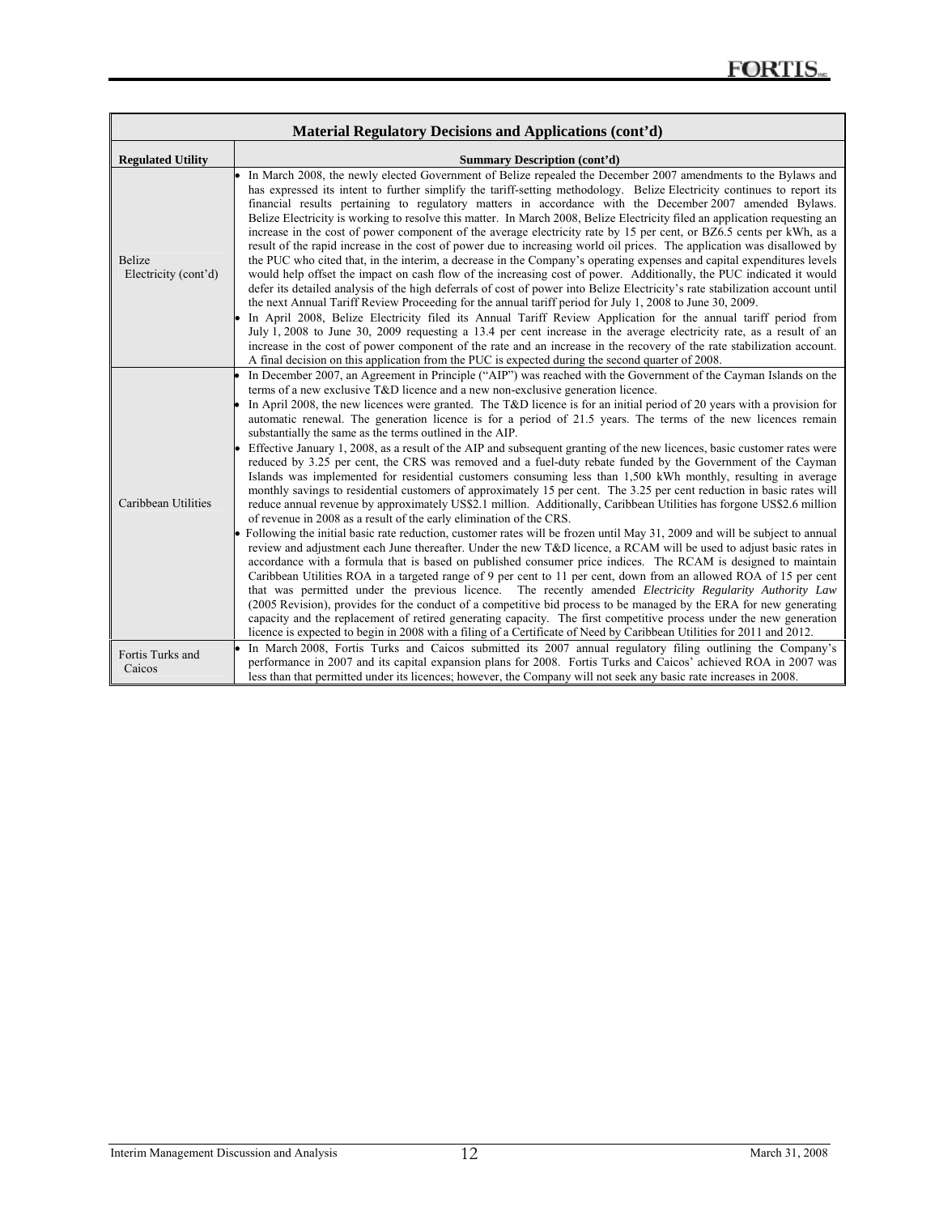| Material Regulatory Decisions and Applications (cont'd) | |
|---|---|
| **Regulated Utility** | **Summary Description (cont'd)** |
| Belize Electricity (cont'd) | • In March 2008, the newly elected Government of Belize repealed the December 2007 amendments to the Bylaws and has expressed its intent to further simplify the tariff-setting methodology. Belize Electricity continues to report its financial results pertaining to regulatory matters in accordance with the December 2007 amended Bylaws. Belize Electricity is working to resolve this matter. In March 2008, Belize Electricity filed an application requesting an increase in the cost of power component of the average electricity rate by 15 per cent, or BZ6.5 cents per kWh, as a result of the rapid increase in the cost of power due to increasing world oil prices. The application was disallowed by the PUC who cited that, in the interim, a decrease in the Company's operating expenses and capital expenditures levels would help offset the impact on cash flow of the increasing cost of power. Additionally, the PUC indicated it would defer its detailed analysis of the high deferrals of cost of power into Belize Electricity's rate stabilization account until the next Annual Tariff Review Proceeding for the annual tariff period for July 1, 2008 to June 30, 2009.<br>• In April 2008, Belize Electricity filed its Annual Tariff Review Application for the annual tariff period from July 1, 2008 to June 30, 2009 requesting a 13.4 per cent increase in the average electricity rate, as a result of an increase in the cost of power component of the rate and an increase in the recovery of the rate stabilization account. A final decision on this application from the PUC is expected during the second quarter of 2008. |
| Caribbean Utilities | • In December 2007, an Agreement in Principle ("AIP") was reached with the Government of the Cayman Islands on the terms of a new exclusive T&D licence and a new non-exclusive generation licence.<br>• In April 2008, the new licences were granted. The T&D licence is for an initial period of 20 years with a provision for automatic renewal. The generation licence is for a period of 21.5 years. The terms of the new licences remain substantially the same as the terms outlined in the AIP.<br>• Effective January 1, 2008, as a result of the AIP and subsequent granting of the new licences, basic customer rates were reduced by 3.25 per cent, the CRS was removed and a fuel-duty rebate funded by the Government of the Cayman Islands was implemented for residential customers consuming less than 1,500 kWh monthly, resulting in average monthly savings to residential customers of approximately 15 per cent. The 3.25 per cent reduction in basic rates will reduce annual revenue by approximately US$2.1 million. Additionally, Caribbean Utilities has forgone US$2.6 million of revenue in 2008 as a result of the early elimination of the CRS.<br>• Following the initial basic rate reduction, customer rates will be frozen until May 31, 2009 and will be subject to annual review and adjustment each June thereafter. Under the new T&D licence, a RCAM will be used to adjust basic rates in accordance with a formula that is based on published consumer price indices. The RCAM is designed to maintain Caribbean Utilities ROA in a targeted range of 9 per cent to 11 per cent, down from an allowed ROA of 15 per cent that was permitted under the previous licence. The recently amended *Electricity Regularity Authority Law* (2005 Revision), provides for the conduct of a competitive bid process to be managed by the ERA for new generating capacity and the replacement of retired generating capacity. The first competitive process under the new generation licence is expected to begin in 2008 with a filing of a Certificate of Need by Caribbean Utilities for 2011 and 2012. |
| Fortis Turks and Caicos | • In March 2008, Fortis Turks and Caicos submitted its 2007 annual regulatory filing outlining the Company's performance in 2007 and its capital expansion plans for 2008. Fortis Turks and Caicos' achieved ROA in 2007 was less than that permitted under its licences; however, the Company will not seek any basic rate increases in 2008. |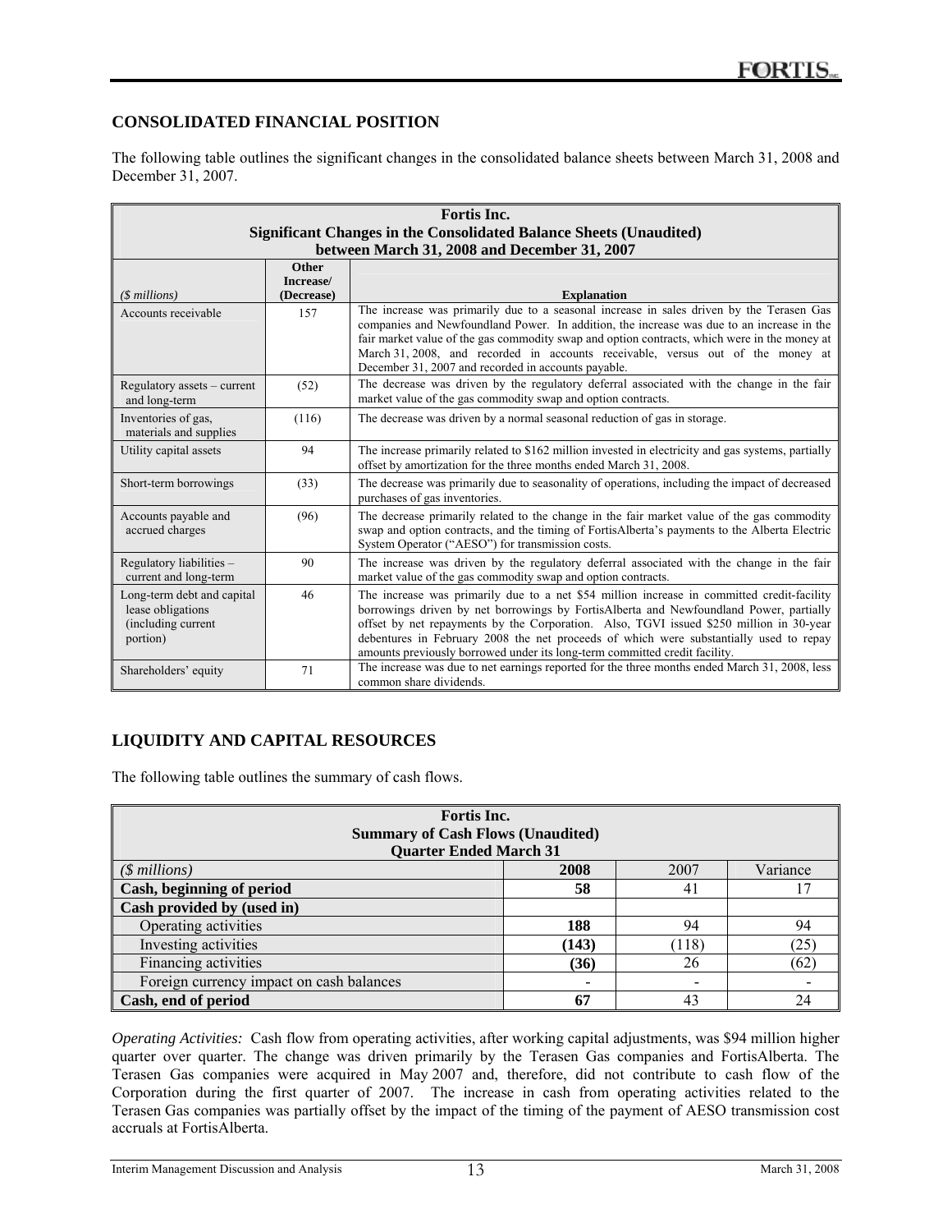## CONSOLIDATED FINANCIAL POSITION

The following table outlines the significant changes in the consolidated balance sheets between March 31, 2008 and December 31, 2007.

| **Fortis Inc.**<br>**Significant Changes in the Consolidated Balance Sheets (Unaudited)**<br>**between March 31, 2008 and December 31, 2007** | | |
|---|---|---|
| *($ millions)* | **Other Increase/ (Decrease)** | **Explanation** |
| Accounts receivable | 157 | The increase was primarily due to a seasonal increase in sales driven by the Terasen Gas companies and Newfoundland Power. In addition, the increase was due to an increase in the fair market value of the gas commodity swap and option contracts, which were in the money at March 31, 2008, and recorded in accounts receivable, versus out of the money at December 31, 2007 and recorded in accounts payable. |
| Regulatory assets – current and long-term | (52) | The decrease was driven by the regulatory deferral associated with the change in the fair market value of the gas commodity swap and option contracts. |
| Inventories of gas, materials and supplies | (116) | The decrease was driven by a normal seasonal reduction of gas in storage. |
| Utility capital assets | 94 | The increase primarily related to $162 million invested in electricity and gas systems, partially offset by amortization for the three months ended March 31, 2008. |
| Short-term borrowings | (33) | The decrease was primarily due to seasonality of operations, including the impact of decreased purchases of gas inventories. |
| Accounts payable and accrued charges | (96) | The decrease primarily related to the change in the fair market value of the gas commodity swap and option contracts, and the timing of FortisAlberta's payments to the Alberta Electric System Operator ("AESO") for transmission costs. |
| Regulatory liabilities – current and long-term | 90 | The increase was driven by the regulatory deferral associated with the change in the fair market value of the gas commodity swap and option contracts. |
| Long-term debt and capital lease obligations (including current portion) | 46 | The increase was primarily due to a net $54 million increase in committed credit-facility borrowings driven by net borrowings by FortisAlberta and Newfoundland Power, partially offset by net repayments by the Corporation. Also, TGVI issued $250 million in 30-year debentures in February 2008 the net proceeds of which were substantially used to repay amounts previously borrowed under its long-term committed credit facility. |
| Shareholders' equity | 71 | The increase was due to net earnings reported for the three months ended March 31, 2008, less common share dividends. |

## LIQUIDITY AND CAPITAL RESOURCES

The following table outlines the summary of cash flows.

| **Fortis Inc.**<br>**Summary of Cash Flows (Unaudited)**<br>**Quarter Ended March 31** | | | |
|---|---|---|---|
| *($ millions)* | **2008** | 2007 | Variance |
| **Cash, beginning of period** | **58** | 41 | 17 |
| **Cash provided by (used in)** | | | |
| Operating activities | **188** | 94 | 94 |
| Investing activities | **(143)** | (118) | (25) |
| Financing activities | **(36)** | 26 | (62) |
| Foreign currency impact on cash balances | - | - | - |
| **Cash, end of period** | **67** | 43 | 24 |

*Operating Activities:* Cash flow from operating activities, after working capital adjustments, was $94 million higher quarter over quarter. The change was driven primarily by the Terasen Gas companies and FortisAlberta. The Terasen Gas companies were acquired in May 2007 and, therefore, did not contribute to cash flow of the Corporation during the first quarter of 2007. The increase in cash from operating activities related to the Terasen Gas companies was partially offset by the impact of the timing of the payment of AESO transmission cost accruals at FortisAlberta.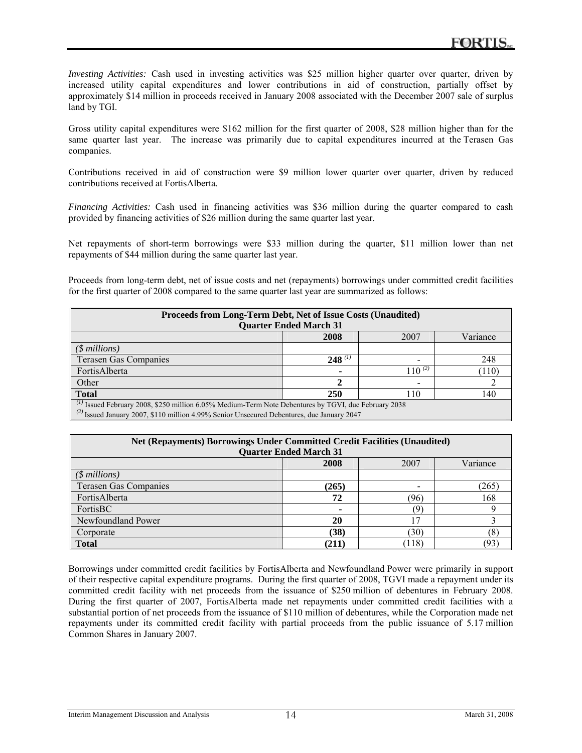*Investing Activities:* Cash used in investing activities was $25 million higher quarter over quarter, driven by increased utility capital expenditures and lower contributions in aid of construction, partially offset by approximately $14 million in proceeds received in January 2008 associated with the December 2007 sale of surplus land by TGI.

Gross utility capital expenditures were $162 million for the first quarter of 2008, $28 million higher than for the same quarter last year. The increase was primarily due to capital expenditures incurred at the Terasen Gas companies.

Contributions received in aid of construction were $9 million lower quarter over quarter, driven by reduced contributions received at FortisAlberta.

*Financing Activities:* Cash used in financing activities was $36 million during the quarter compared to cash provided by financing activities of $26 million during the same quarter last year.

Net repayments of short-term borrowings were $33 million during the quarter, $11 million lower than net repayments of $44 million during the same quarter last year.

Proceeds from long-term debt, net of issue costs and net (repayments) borrowings under committed credit facilities for the first quarter of 2008 compared to the same quarter last year are summarized as follows:

| Proceeds from Long-Term Debt, Net of Issue Costs (Unaudited) Quarter Ended March 31 | | | |
|---|---|---|---|
| | **2008** | 2007 | Variance |
| *($ millions)* | | | |
| Terasen Gas Companies | **248** (1) | - | 248 |
| FortisAlberta | **-** | 110 (2) | (110) |
| Other | **2** | - | 2 |
| **Total** | **250** | 110 | 140 |

(1) Issued February 2008, $250 million 6.05% Medium-Term Note Debentures by TGVI, due February 2038
(2) Issued January 2007, $110 million 4.99% Senior Unsecured Debentures, due January 2047

| Net (Repayments) Borrowings Under Committed Credit Facilities (Unaudited) Quarter Ended March 31 | | | |
|---|---|---|---|
| | **2008** | 2007 | Variance |
| *($ millions)* | | | |
| Terasen Gas Companies | **(265)** | - | (265) |
| FortisAlberta | **72** | (96) | 168 |
| FortisBC | **-** | (9) | 9 |
| Newfoundland Power | **20** | 17 | 3 |
| Corporate | **(38)** | (30) | (8) |
| **Total** | **(211)** | (118) | (93) |

Borrowings under committed credit facilities by FortisAlberta and Newfoundland Power were primarily in support of their respective capital expenditure programs. During the first quarter of 2008, TGVI made a repayment under its committed credit facility with net proceeds from the issuance of $250 million of debentures in February 2008. During the first quarter of 2007, FortisAlberta made net repayments under committed credit facilities with a substantial portion of net proceeds from the issuance of $110 million of debentures, while the Corporation made net repayments under its committed credit facility with partial proceeds from the public issuance of 5.17 million Common Shares in January 2007.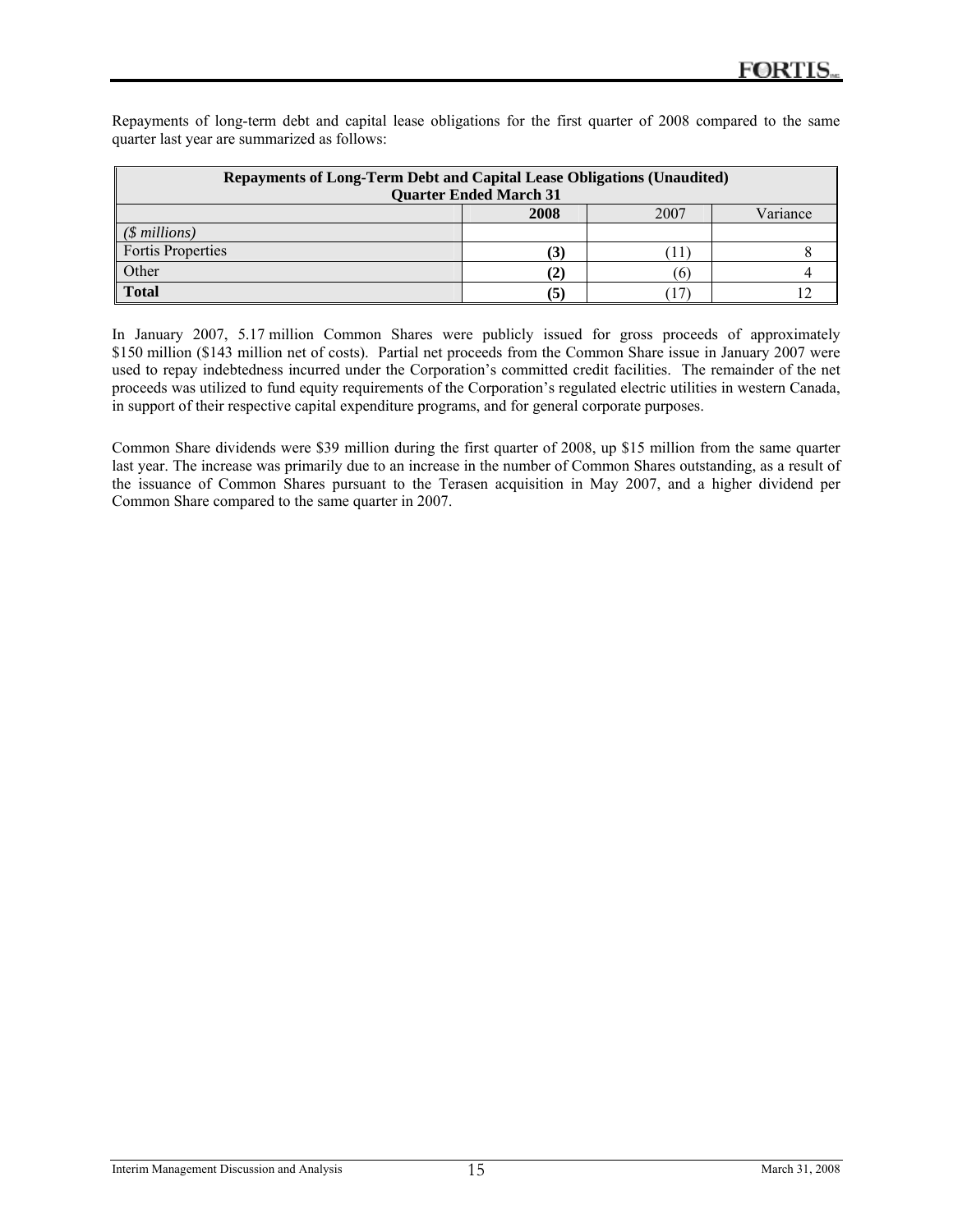Repayments of long-term debt and capital lease obligations for the first quarter of 2008 compared to the same quarter last year are summarized as follows:

| Repayments of Long-Term Debt and Capital Lease Obligations (Unaudited) Quarter Ended March 31 | | | |
|---|---|---|---|
| | **2008** | 2007 | Variance |
| *($ millions)* | | | |
| Fortis Properties | **(3)** | (11) | 8 |
| Other | **(2)** | (6) | 4 |
| **Total** | **(5)** | (17) | 12 |

In January 2007, 5.17 million Common Shares were publicly issued for gross proceeds of approximately $150 million ($143 million net of costs). Partial net proceeds from the Common Share issue in January 2007 were used to repay indebtedness incurred under the Corporation's committed credit facilities. The remainder of the net proceeds was utilized to fund equity requirements of the Corporation's regulated electric utilities in western Canada, in support of their respective capital expenditure programs, and for general corporate purposes.

Common Share dividends were $39 million during the first quarter of 2008, up $15 million from the same quarter last year. The increase was primarily due to an increase in the number of Common Shares outstanding, as a result of the issuance of Common Shares pursuant to the Terasen acquisition in May 2007, and a higher dividend per Common Share compared to the same quarter in 2007.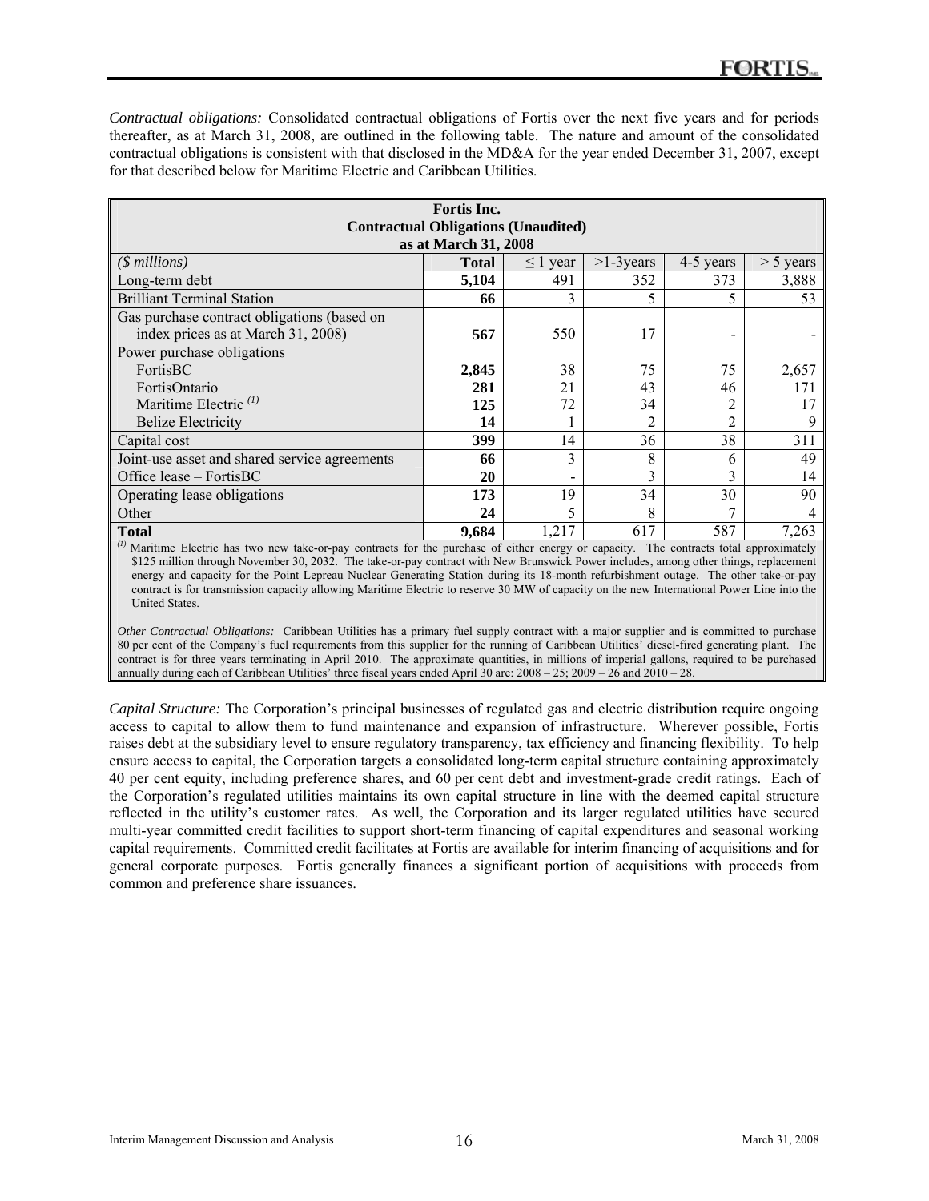*Contractual obligations:* Consolidated contractual obligations of Fortis over the next five years and for periods thereafter, as at March 31, 2008, are outlined in the following table. The nature and amount of the consolidated contractual obligations is consistent with that disclosed in the MD&A for the year ended December 31, 2007, except for that described below for Maritime Electric and Caribbean Utilities.

**Fortis Inc.**
**Contractual Obligations (Unaudited)**
**as at March 31, 2008**

| *($ millions)* | **Total** | ≤ 1 year | >1-3years | 4-5 years | > 5 years |
|---|---|---|---|---|---|
| Long-term debt | **5,104** | 491 | 352 | 373 | 3,888 |
| Brilliant Terminal Station | **66** | 3 | 5 | 5 | 53 |
| Gas purchase contract obligations (based on index prices as at March 31, 2008) | **567** | 550 | 17 | - | - |
| Power purchase obligations | | | | | |
| FortisBC | **2,845** | 38 | 75 | 75 | 2,657 |
| FortisOntario | **281** | 21 | 43 | 46 | 171 |
| Maritime Electric *(1)* | **125** | 72 | 34 | 2 | 17 |
| Belize Electricity | **14** | 1 | 2 | 2 | 9 |
| Capital cost | **399** | 14 | 36 | 38 | 311 |
| Joint-use asset and shared service agreements | **66** | 3 | 8 | 6 | 49 |
| Office lease – FortisBC | **20** | - | 3 | 3 | 14 |
| Operating lease obligations | **173** | 19 | 34 | 30 | 90 |
| Other | **24** | 5 | 8 | 7 | 4 |
| **Total** | **9,684** | 1,217 | 617 | 587 | 7,263 |

*(1)* Maritime Electric has two new take-or-pay contracts for the purchase of either energy or capacity. The contracts total approximately $125 million through November 30, 2032. The take-or-pay contract with New Brunswick Power includes, among other things, replacement energy and capacity for the Point Lepreau Nuclear Generating Station during its 18-month refurbishment outage. The other take-or-pay contract is for transmission capacity allowing Maritime Electric to reserve 30 MW of capacity on the new International Power Line into the United States.

*Other Contractual Obligations:* Caribbean Utilities has a primary fuel supply contract with a major supplier and is committed to purchase 80 per cent of the Company's fuel requirements from this supplier for the running of Caribbean Utilities' diesel-fired generating plant. The contract is for three years terminating in April 2010. The approximate quantities, in millions of imperial gallons, required to be purchased annually during each of Caribbean Utilities' three fiscal years ended April 30 are: 2008 – 25; 2009 – 26 and 2010 – 28.

*Capital Structure:* The Corporation's principal businesses of regulated gas and electric distribution require ongoing access to capital to allow them to fund maintenance and expansion of infrastructure. Wherever possible, Fortis raises debt at the subsidiary level to ensure regulatory transparency, tax efficiency and financing flexibility. To help ensure access to capital, the Corporation targets a consolidated long-term capital structure containing approximately 40 per cent equity, including preference shares, and 60 per cent debt and investment-grade credit ratings. Each of the Corporation's regulated utilities maintains its own capital structure in line with the deemed capital structure reflected in the utility's customer rates. As well, the Corporation and its larger regulated utilities have secured multi-year committed credit facilities to support short-term financing of capital expenditures and seasonal working capital requirements. Committed credit facilitates at Fortis are available for interim financing of acquisitions and for general corporate purposes. Fortis generally finances a significant portion of acquisitions with proceeds from common and preference share issuances.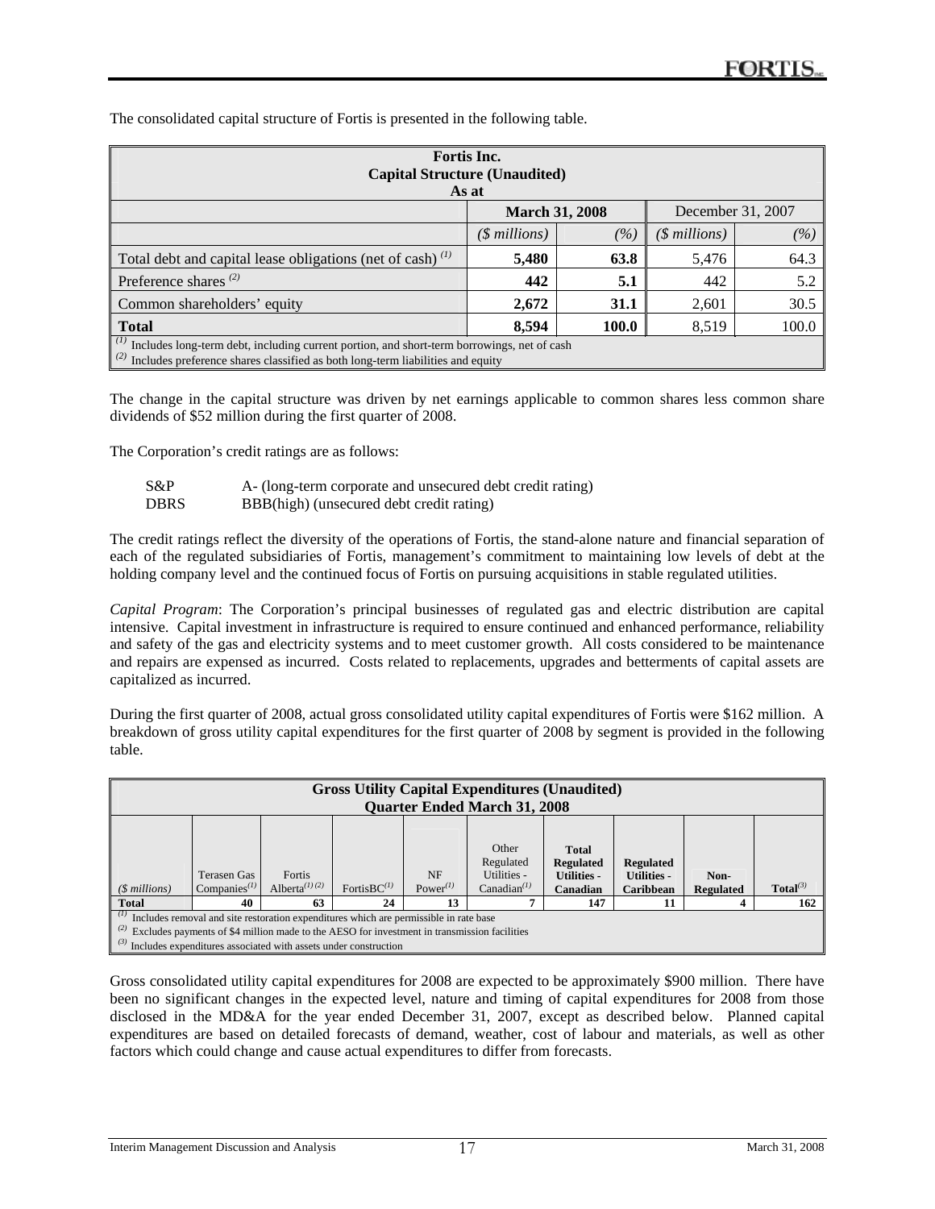The consolidated capital structure of Fortis is presented in the following table.

| Fortis Inc. Capital Structure (Unaudited) As at | March 31, 2008 | | December 31, 2007 | |
|---|---|---|---|---|
| | *($ millions)* | *(%)* | *($ millions)* | *(%)* |
| Total debt and capital lease obligations (net of cash) [(1)] | **5,480** | **63.8** | 5,476 | 64.3 |
| Preference shares [(2)] | **442** | **5.1** | 442 | 5.2 |
| Common shareholders' equity | **2,672** | **31.1** | 2,601 | 30.5 |
| **Total** | **8,594** | **100.0** | 8,519 | 100.0 |

[(1)] Includes long-term debt, including current portion, and short-term borrowings, net of cash
[(2)] Includes preference shares classified as both long-term liabilities and equity

The change in the capital structure was driven by net earnings applicable to common shares less common share dividends of $52 million during the first quarter of 2008.

The Corporation's credit ratings are as follows:

| | |
|---|---|
| S&P | A- (long-term corporate and unsecured debt credit rating) |
| DBRS | BBB(high) (unsecured debt credit rating) |

The credit ratings reflect the diversity of the operations of Fortis, the stand-alone nature and financial separation of each of the regulated subsidiaries of Fortis, management's commitment to maintaining low levels of debt at the holding company level and the continued focus of Fortis on pursuing acquisitions in stable regulated utilities.

*Capital Program*: The Corporation's principal businesses of regulated gas and electric distribution are capital intensive. Capital investment in infrastructure is required to ensure continued and enhanced performance, reliability and safety of the gas and electricity systems and to meet customer growth. All costs considered to be maintenance and repairs are expensed as incurred. Costs related to replacements, upgrades and betterments of capital assets are capitalized as incurred.

During the first quarter of 2008, actual gross consolidated utility capital expenditures of Fortis were $162 million. A breakdown of gross utility capital expenditures for the first quarter of 2008 by segment is provided in the following table.

**Gross Utility Capital Expenditures (Unaudited)**
**Quarter Ended March 31, 2008**

| *($ millions)* | Terasen Gas Companies[(1)] | Fortis Alberta[(1)(2)] | FortisBC[(1)] | NF Power[(1)] | Other Regulated Utilities - Canadian[(1)] | **Total Regulated Utilities - Canadian** | **Regulated Utilities - Caribbean** | **Non-Regulated** | **Total**[(3)] |
|---|---|---|---|---|---|---|---|---|---|
| **Total** | **40** | **63** | **24** | **13** | **7** | **147** | **11** | **4** | **162** |

[(1)] Includes removal and site restoration expenditures which are permissible in rate base
[(2)] Excludes payments of $4 million made to the AESO for investment in transmission facilities
[(3)] Includes expenditures associated with assets under construction

Gross consolidated utility capital expenditures for 2008 are expected to be approximately $900 million. There have been no significant changes in the expected level, nature and timing of capital expenditures for 2008 from those disclosed in the MD&A for the year ended December 31, 2007, except as described below. Planned capital expenditures are based on detailed forecasts of demand, weather, cost of labour and materials, as well as other factors which could change and cause actual expenditures to differ from forecasts.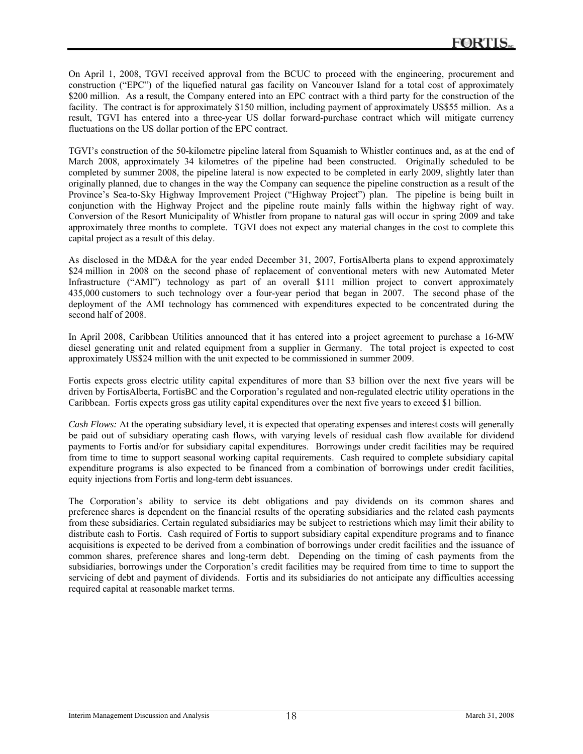On April 1, 2008, TGVI received approval from the BCUC to proceed with the engineering, procurement and construction ("EPC") of the liquefied natural gas facility on Vancouver Island for a total cost of approximately $200 million. As a result, the Company entered into an EPC contract with a third party for the construction of the facility. The contract is for approximately $150 million, including payment of approximately US$55 million. As a result, TGVI has entered into a three-year US dollar forward-purchase contract which will mitigate currency fluctuations on the US dollar portion of the EPC contract.

TGVI's construction of the 50-kilometre pipeline lateral from Squamish to Whistler continues and, as at the end of March 2008, approximately 34 kilometres of the pipeline had been constructed. Originally scheduled to be completed by summer 2008, the pipeline lateral is now expected to be completed in early 2009, slightly later than originally planned, due to changes in the way the Company can sequence the pipeline construction as a result of the Province's Sea-to-Sky Highway Improvement Project ("Highway Project") plan. The pipeline is being built in conjunction with the Highway Project and the pipeline route mainly falls within the highway right of way. Conversion of the Resort Municipality of Whistler from propane to natural gas will occur in spring 2009 and take approximately three months to complete. TGVI does not expect any material changes in the cost to complete this capital project as a result of this delay.

As disclosed in the MD&A for the year ended December 31, 2007, FortisAlberta plans to expend approximately $24 million in 2008 on the second phase of replacement of conventional meters with new Automated Meter Infrastructure ("AMI") technology as part of an overall $111 million project to convert approximately 435,000 customers to such technology over a four-year period that began in 2007. The second phase of the deployment of the AMI technology has commenced with expenditures expected to be concentrated during the second half of 2008.

In April 2008, Caribbean Utilities announced that it has entered into a project agreement to purchase a 16-MW diesel generating unit and related equipment from a supplier in Germany. The total project is expected to cost approximately US$24 million with the unit expected to be commissioned in summer 2009.

Fortis expects gross electric utility capital expenditures of more than $3 billion over the next five years will be driven by FortisAlberta, FortisBC and the Corporation's regulated and non-regulated electric utility operations in the Caribbean. Fortis expects gross gas utility capital expenditures over the next five years to exceed $1 billion.

*Cash Flows:* At the operating subsidiary level, it is expected that operating expenses and interest costs will generally be paid out of subsidiary operating cash flows, with varying levels of residual cash flow available for dividend payments to Fortis and/or for subsidiary capital expenditures. Borrowings under credit facilities may be required from time to time to support seasonal working capital requirements. Cash required to complete subsidiary capital expenditure programs is also expected to be financed from a combination of borrowings under credit facilities, equity injections from Fortis and long-term debt issuances.

The Corporation's ability to service its debt obligations and pay dividends on its common shares and preference shares is dependent on the financial results of the operating subsidiaries and the related cash payments from these subsidiaries. Certain regulated subsidiaries may be subject to restrictions which may limit their ability to distribute cash to Fortis. Cash required of Fortis to support subsidiary capital expenditure programs and to finance acquisitions is expected to be derived from a combination of borrowings under credit facilities and the issuance of common shares, preference shares and long-term debt. Depending on the timing of cash payments from the subsidiaries, borrowings under the Corporation's credit facilities may be required from time to time to support the servicing of debt and payment of dividends. Fortis and its subsidiaries do not anticipate any difficulties accessing required capital at reasonable market terms.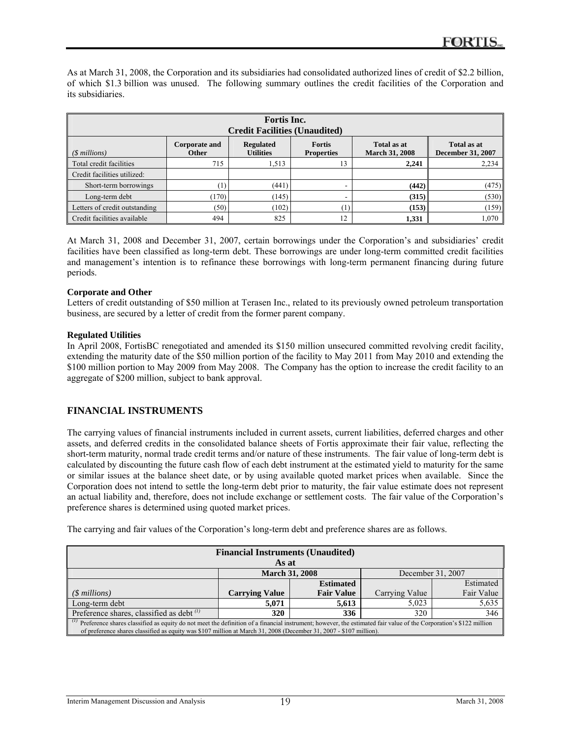As at March 31, 2008, the Corporation and its subsidiaries had consolidated authorized lines of credit of $2.2 billion, of which $1.3 billion was unused. The following summary outlines the credit facilities of the Corporation and its subsidiaries.

| Fortis Inc. Credit Facilities (Unaudited) | | | | | |
|---|---|---|---|---|---|
| *($ millions)* | **Corporate and Other** | **Regulated Utilities** | **Fortis Properties** | **Total as at March 31, 2008** | **Total as at December 31, 2007** |
| Total credit facilities | 715 | 1,513 | 13 | **2,241** | 2,234 |
| Credit facilities utilized: | | | | | |
| Short-term borrowings | (1) | (441) | - | **(442)** | (475) |
| Long-term debt | (170) | (145) | - | **(315)** | (530) |
| Letters of credit outstanding | (50) | (102) | (1) | **(153)** | (159) |
| Credit facilities available | 494 | 825 | 12 | **1,331** | 1,070 |

At March 31, 2008 and December 31, 2007, certain borrowings under the Corporation's and subsidiaries' credit facilities have been classified as long-term debt. These borrowings are under long-term committed credit facilities and management's intention is to refinance these borrowings with long-term permanent financing during future periods.

**Corporate and Other**

Letters of credit outstanding of $50 million at Terasen Inc., related to its previously owned petroleum transportation business, are secured by a letter of credit from the former parent company.

**Regulated Utilities**

In April 2008, FortisBC renegotiated and amended its $150 million unsecured committed revolving credit facility, extending the maturity date of the $50 million portion of the facility to May 2011 from May 2010 and extending the $100 million portion to May 2009 from May 2008. The Company has the option to increase the credit facility to an aggregate of $200 million, subject to bank approval.

## FINANCIAL INSTRUMENTS

The carrying values of financial instruments included in current assets, current liabilities, deferred charges and other assets, and deferred credits in the consolidated balance sheets of Fortis approximate their fair value, reflecting the short-term maturity, normal trade credit terms and/or nature of these instruments. The fair value of long-term debt is calculated by discounting the future cash flow of each debt instrument at the estimated yield to maturity for the same or similar issues at the balance sheet date, or by using available quoted market prices when available. Since the Corporation does not intend to settle the long-term debt prior to maturity, the fair value estimate does not represent an actual liability and, therefore, does not include exchange or settlement costs. The fair value of the Corporation's preference shares is determined using quoted market prices.

The carrying and fair values of the Corporation's long-term debt and preference shares are as follows.

| Financial Instruments (Unaudited) As at | | | | |
|---|---|---|---|---|
| | **March 31, 2008** | | December 31, 2007 | |
| *($ millions)* | **Carrying Value** | **Estimated Fair Value** | Carrying Value | Estimated Fair Value |
| Long-term debt | **5,071** | **5,613** | 5,023 | 5,635 |
| Preference shares, classified as debt [(1)] | **320** | **336** | 320 | 346 |

[(1)] Preference shares classified as equity do not meet the definition of a financial instrument; however, the estimated fair value of the Corporation's $122 million of preference shares classified as equity was $107 million at March 31, 2008 (December 31, 2007 - $107 million).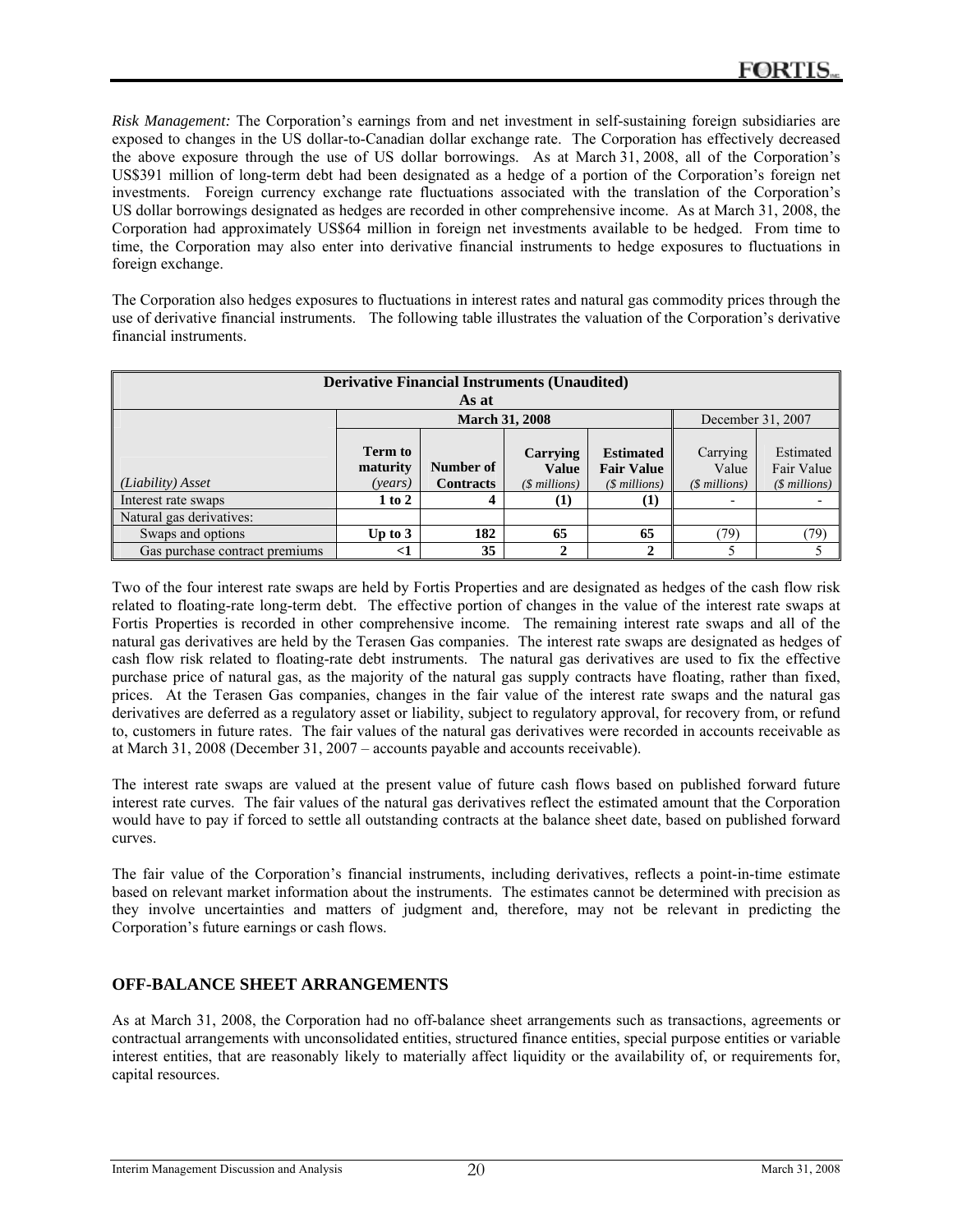*Risk Management:* The Corporation's earnings from and net investment in self-sustaining foreign subsidiaries are exposed to changes in the US dollar-to-Canadian dollar exchange rate. The Corporation has effectively decreased the above exposure through the use of US dollar borrowings. As at March 31, 2008, all of the Corporation's US$391 million of long-term debt had been designated as a hedge of a portion of the Corporation's foreign net investments. Foreign currency exchange rate fluctuations associated with the translation of the Corporation's US dollar borrowings designated as hedges are recorded in other comprehensive income. As at March 31, 2008, the Corporation had approximately US$64 million in foreign net investments available to be hedged. From time to time, the Corporation may also enter into derivative financial instruments to hedge exposures to fluctuations in foreign exchange.

The Corporation also hedges exposures to fluctuations in interest rates and natural gas commodity prices through the use of derivative financial instruments. The following table illustrates the valuation of the Corporation's derivative financial instruments.

| Derivative Financial Instruments (Unaudited) As at | | | | | | |
|---|---|---|---|---|---|---|
| | March 31, 2008 | | | | December 31, 2007 | |
| *(Liability) Asset* | **Term to maturity** *(years)* | **Number of Contracts** | **Carrying Value** *($ millions)* | **Estimated Fair Value** *($ millions)* | Carrying Value *($ millions)* | Estimated Fair Value *($ millions)* |
| Interest rate swaps | **1 to 2** | **4** | **(1)** | **(1)** | - | - |
| Natural gas derivatives: | | | | | | |
| Swaps and options | **Up to 3** | **182** | **65** | **65** | (79) | (79) |
| Gas purchase contract premiums | **<1** | **35** | **2** | **2** | 5 | 5 |

Two of the four interest rate swaps are held by Fortis Properties and are designated as hedges of the cash flow risk related to floating-rate long-term debt. The effective portion of changes in the value of the interest rate swaps at Fortis Properties is recorded in other comprehensive income. The remaining interest rate swaps and all of the natural gas derivatives are held by the Terasen Gas companies. The interest rate swaps are designated as hedges of cash flow risk related to floating-rate debt instruments. The natural gas derivatives are used to fix the effective purchase price of natural gas, as the majority of the natural gas supply contracts have floating, rather than fixed, prices. At the Terasen Gas companies, changes in the fair value of the interest rate swaps and the natural gas derivatives are deferred as a regulatory asset or liability, subject to regulatory approval, for recovery from, or refund to, customers in future rates. The fair values of the natural gas derivatives were recorded in accounts receivable as at March 31, 2008 (December 31, 2007 – accounts payable and accounts receivable).

The interest rate swaps are valued at the present value of future cash flows based on published forward future interest rate curves. The fair values of the natural gas derivatives reflect the estimated amount that the Corporation would have to pay if forced to settle all outstanding contracts at the balance sheet date, based on published forward curves.

The fair value of the Corporation's financial instruments, including derivatives, reflects a point-in-time estimate based on relevant market information about the instruments. The estimates cannot be determined with precision as they involve uncertainties and matters of judgment and, therefore, may not be relevant in predicting the Corporation's future earnings or cash flows.

## OFF-BALANCE SHEET ARRANGEMENTS

As at March 31, 2008, the Corporation had no off-balance sheet arrangements such as transactions, agreements or contractual arrangements with unconsolidated entities, structured finance entities, special purpose entities or variable interest entities, that are reasonably likely to materially affect liquidity or the availability of, or requirements for, capital resources.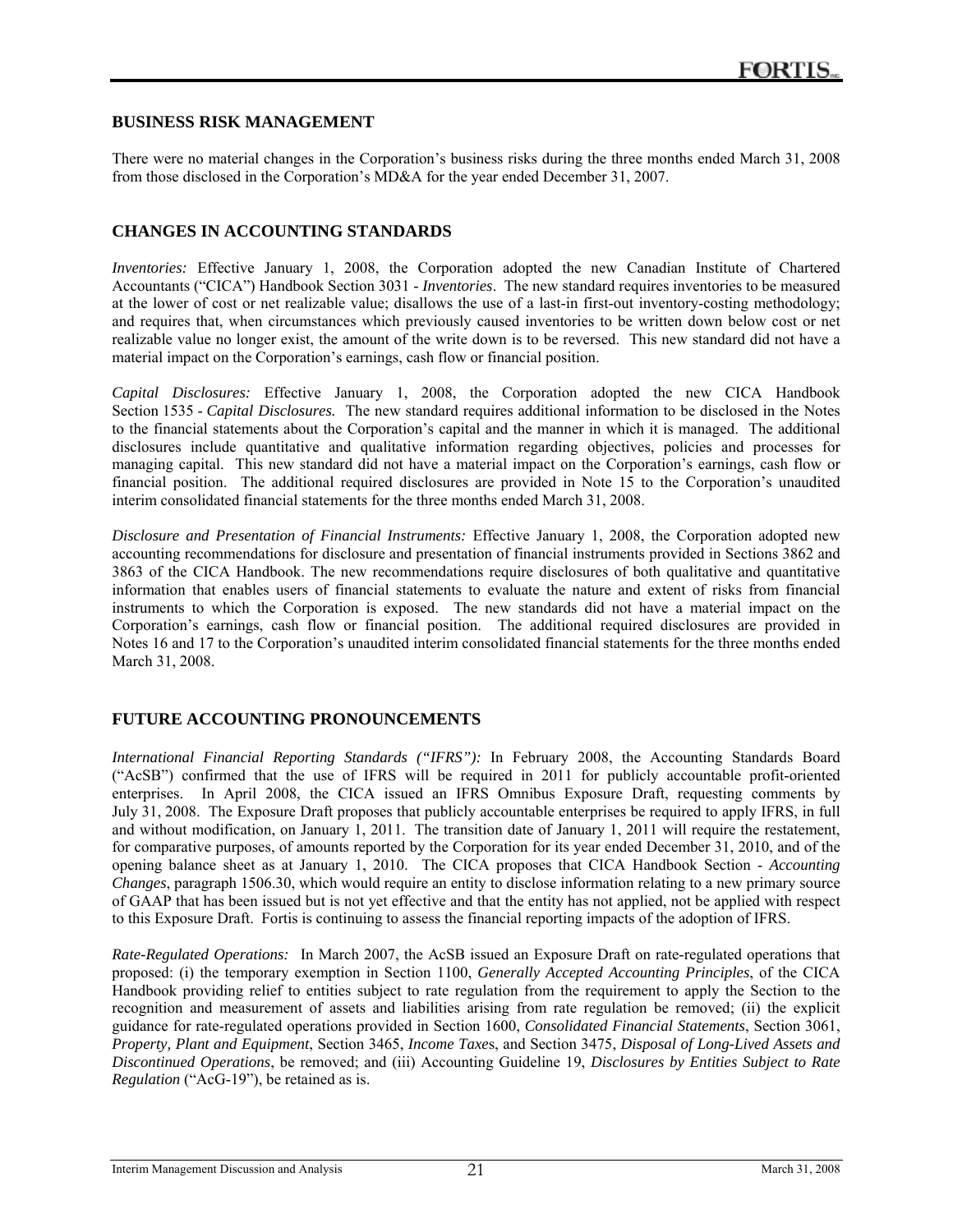## BUSINESS RISK MANAGEMENT

There were no material changes in the Corporation's business risks during the three months ended March 31, 2008 from those disclosed in the Corporation's MD&A for the year ended December 31, 2007.

## CHANGES IN ACCOUNTING STANDARDS

*Inventories:* Effective January 1, 2008, the Corporation adopted the new Canadian Institute of Chartered Accountants ("CICA") Handbook Section 3031 - *Inventories*. The new standard requires inventories to be measured at the lower of cost or net realizable value; disallows the use of a last-in first-out inventory-costing methodology; and requires that, when circumstances which previously caused inventories to be written down below cost or net realizable value no longer exist, the amount of the write down is to be reversed. This new standard did not have a material impact on the Corporation's earnings, cash flow or financial position.

*Capital Disclosures:* Effective January 1, 2008, the Corporation adopted the new CICA Handbook Section 1535 - ***Capital Disclosures.*** The new standard requires additional information to be disclosed in the Notes to the financial statements about the Corporation's capital and the manner in which it is managed. The additional disclosures include quantitative and qualitative information regarding objectives, policies and processes for managing capital. This new standard did not have a material impact on the Corporation's earnings, cash flow or financial position. The additional required disclosures are provided in Note 15 to the Corporation's unaudited interim consolidated financial statements for the three months ended March 31, 2008.

*Disclosure and Presentation of Financial Instruments:* Effective January 1, 2008, the Corporation adopted new accounting recommendations for disclosure and presentation of financial instruments provided in Sections 3862 and 3863 of the CICA Handbook. The new recommendations require disclosures of both qualitative and quantitative information that enables users of financial statements to evaluate the nature and extent of risks from financial instruments to which the Corporation is exposed. The new standards did not have a material impact on the Corporation's earnings, cash flow or financial position. The additional required disclosures are provided in Notes 16 and 17 to the Corporation's unaudited interim consolidated financial statements for the three months ended March 31, 2008.

## FUTURE ACCOUNTING PRONOUNCEMENTS

*International Financial Reporting Standards ("IFRS"):* In February 2008, the Accounting Standards Board ("AcSB") confirmed that the use of IFRS will be required in 2011 for publicly accountable profit-oriented enterprises. In April 2008, the CICA issued an IFRS Omnibus Exposure Draft, requesting comments by July 31, 2008. The Exposure Draft proposes that publicly accountable enterprises be required to apply IFRS, in full and without modification, on January 1, 2011. The transition date of January 1, 2011 will require the restatement, for comparative purposes, of amounts reported by the Corporation for its year ended December 31, 2010, and of the opening balance sheet as at January 1, 2010. The CICA proposes that CICA Handbook Section - *Accounting Changes*, paragraph 1506.30, which would require an entity to disclose information relating to a new primary source of GAAP that has been issued but is not yet effective and that the entity has not applied, not be applied with respect to this Exposure Draft. Fortis is continuing to assess the financial reporting impacts of the adoption of IFRS.

*Rate-Regulated Operations:* In March 2007, the AcSB issued an Exposure Draft on rate-regulated operations that proposed: (i) the temporary exemption in Section 1100, *Generally Accepted Accounting Principles*, of the CICA Handbook providing relief to entities subject to rate regulation from the requirement to apply the Section to the recognition and measurement of assets and liabilities arising from rate regulation be removed; (ii) the explicit guidance for rate-regulated operations provided in Section 1600, *Consolidated Financial Statements*, Section 3061, *Property, Plant and Equipment*, Section 3465, *Income Taxes*, and Section 3475, *Disposal of Long-Lived Assets and Discontinued Operations*, be removed; and (iii) Accounting Guideline 19, *Disclosures by Entities Subject to Rate Regulation* ("AcG-19"), be retained as is.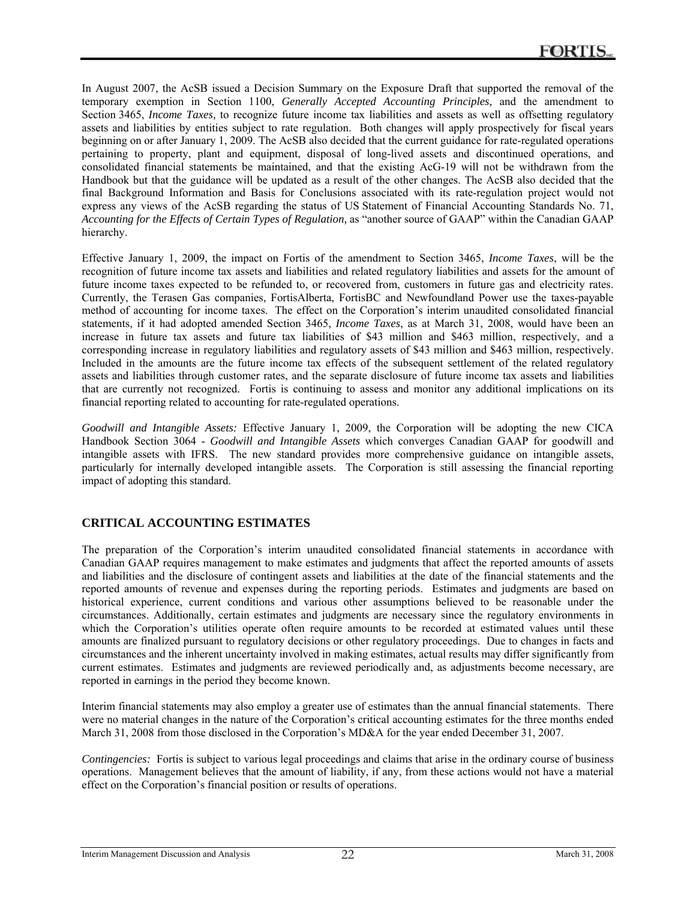In August 2007, the AcSB issued a Decision Summary on the Exposure Draft that supported the removal of the temporary exemption in Section 1100, *Generally Accepted Accounting Principles,* and the amendment to Section 3465, *Income Taxes,* to recognize future income tax liabilities and assets as well as offsetting regulatory assets and liabilities by entities subject to rate regulation. Both changes will apply prospectively for fiscal years beginning on or after January 1, 2009. The AcSB also decided that the current guidance for rate-regulated operations pertaining to property, plant and equipment, disposal of long-lived assets and discontinued operations, and consolidated financial statements be maintained, and that the existing AcG-19 will not be withdrawn from the Handbook but that the guidance will be updated as a result of the other changes. The AcSB also decided that the final Background Information and Basis for Conclusions associated with its rate-regulation project would not express any views of the AcSB regarding the status of US Statement of Financial Accounting Standards No. 71, *Accounting for the Effects of Certain Types of Regulation,* as "another source of GAAP" within the Canadian GAAP hierarchy.

Effective January 1, 2009, the impact on Fortis of the amendment to Section 3465, *Income Taxes*, will be the recognition of future income tax assets and liabilities and related regulatory liabilities and assets for the amount of future income taxes expected to be refunded to, or recovered from, customers in future gas and electricity rates. Currently, the Terasen Gas companies, FortisAlberta, FortisBC and Newfoundland Power use the taxes-payable method of accounting for income taxes. The effect on the Corporation's interim unaudited consolidated financial statements, if it had adopted amended Section 3465, *Income Taxes*, as at March 31, 2008, would have been an increase in future tax assets and future tax liabilities of $43 million and $463 million, respectively, and a corresponding increase in regulatory liabilities and regulatory assets of $43 million and $463 million, respectively. Included in the amounts are the future income tax effects of the subsequent settlement of the related regulatory assets and liabilities through customer rates, and the separate disclosure of future income tax assets and liabilities that are currently not recognized. Fortis is continuing to assess and monitor any additional implications on its financial reporting related to accounting for rate-regulated operations.

*Goodwill and Intangible Assets:* Effective January 1, 2009, the Corporation will be adopting the new CICA Handbook Section 3064 - *Goodwill and Intangible Assets* which converges Canadian GAAP for goodwill and intangible assets with IFRS. The new standard provides more comprehensive guidance on intangible assets, particularly for internally developed intangible assets. The Corporation is still assessing the financial reporting impact of adopting this standard.

## CRITICAL ACCOUNTING ESTIMATES

The preparation of the Corporation's interim unaudited consolidated financial statements in accordance with Canadian GAAP requires management to make estimates and judgments that affect the reported amounts of assets and liabilities and the disclosure of contingent assets and liabilities at the date of the financial statements and the reported amounts of revenue and expenses during the reporting periods. Estimates and judgments are based on historical experience, current conditions and various other assumptions believed to be reasonable under the circumstances. Additionally, certain estimates and judgments are necessary since the regulatory environments in which the Corporation's utilities operate often require amounts to be recorded at estimated values until these amounts are finalized pursuant to regulatory decisions or other regulatory proceedings. Due to changes in facts and circumstances and the inherent uncertainty involved in making estimates, actual results may differ significantly from current estimates. Estimates and judgments are reviewed periodically and, as adjustments become necessary, are reported in earnings in the period they become known.

Interim financial statements may also employ a greater use of estimates than the annual financial statements. There were no material changes in the nature of the Corporation's critical accounting estimates for the three months ended March 31, 2008 from those disclosed in the Corporation's MD&A for the year ended December 31, 2007.

*Contingencies:* Fortis is subject to various legal proceedings and claims that arise in the ordinary course of business operations. Management believes that the amount of liability, if any, from these actions would not have a material effect on the Corporation's financial position or results of operations.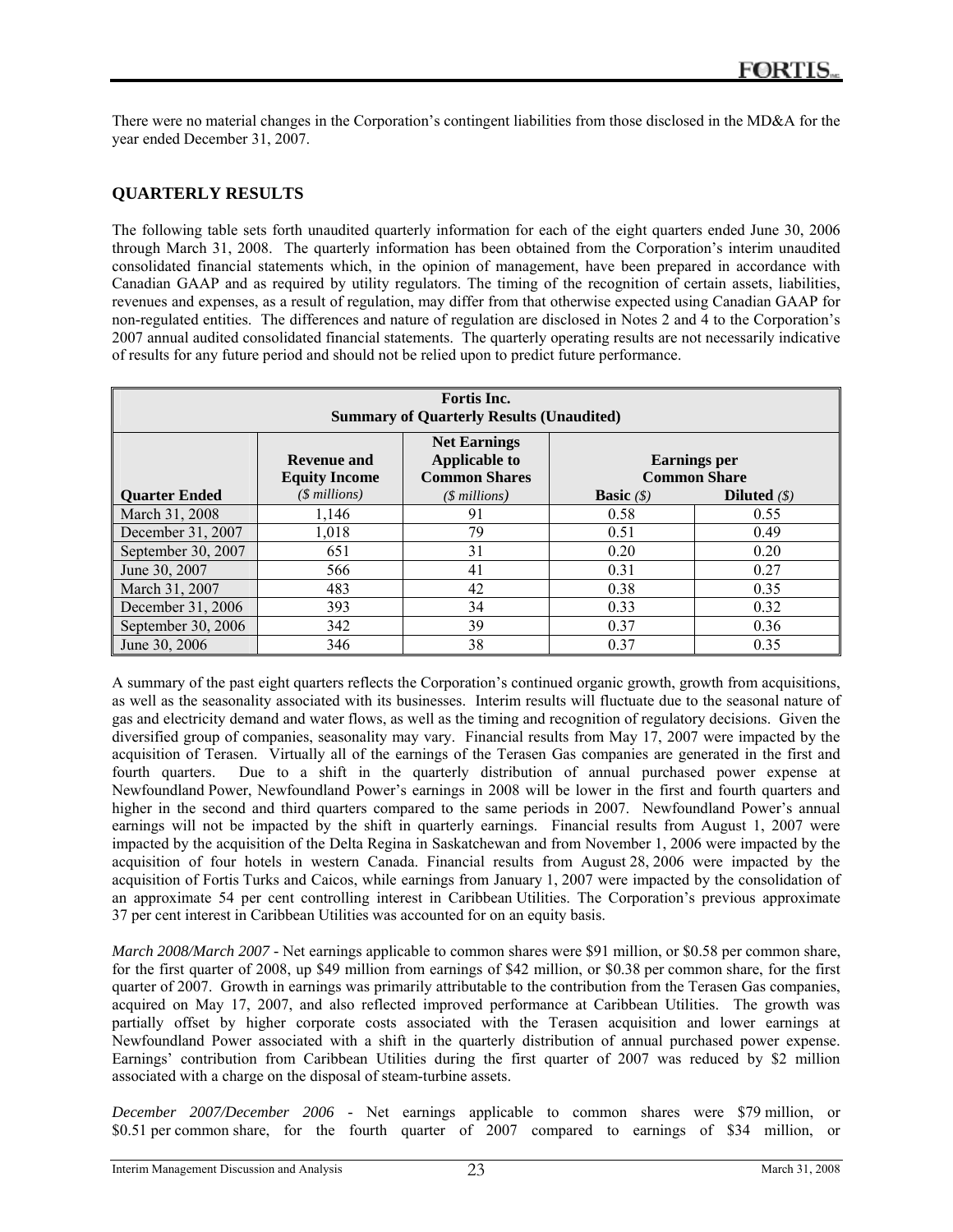There were no material changes in the Corporation's contingent liabilities from those disclosed in the MD&A for the year ended December 31, 2007.

## QUARTERLY RESULTS

The following table sets forth unaudited quarterly information for each of the eight quarters ended June 30, 2006 through March 31, 2008. The quarterly information has been obtained from the Corporation's interim unaudited consolidated financial statements which, in the opinion of management, have been prepared in accordance with Canadian GAAP and as required by utility regulators. The timing of the recognition of certain assets, liabilities, revenues and expenses, as a result of regulation, may differ from that otherwise expected using Canadian GAAP for non-regulated entities. The differences and nature of regulation are disclosed in Notes 2 and 4 to the Corporation's 2007 annual audited consolidated financial statements. The quarterly operating results are not necessarily indicative of results for any future period and should not be relied upon to predict future performance.

**Fortis Inc.**
**Summary of Quarterly Results (Unaudited)**

| Quarter Ended | Revenue and Equity Income *($ millions)* | Net Earnings Applicable to Common Shares *($ millions)* | Earnings per Common Share | |
|---|---|---|---|---|
| | | | **Basic** *($)* | **Diluted** *($)* |
| March 31, 2008 | 1,146 | 91 | 0.58 | 0.55 |
| December 31, 2007 | 1,018 | 79 | 0.51 | 0.49 |
| September 30, 2007 | 651 | 31 | 0.20 | 0.20 |
| June 30, 2007 | 566 | 41 | 0.31 | 0.27 |
| March 31, 2007 | 483 | 42 | 0.38 | 0.35 |
| December 31, 2006 | 393 | 34 | 0.33 | 0.32 |
| September 30, 2006 | 342 | 39 | 0.37 | 0.36 |
| June 30, 2006 | 346 | 38 | 0.37 | 0.35 |

A summary of the past eight quarters reflects the Corporation's continued organic growth, growth from acquisitions, as well as the seasonality associated with its businesses. Interim results will fluctuate due to the seasonal nature of gas and electricity demand and water flows, as well as the timing and recognition of regulatory decisions. Given the diversified group of companies, seasonality may vary. Financial results from May 17, 2007 were impacted by the acquisition of Terasen. Virtually all of the earnings of the Terasen Gas companies are generated in the first and fourth quarters. Due to a shift in the quarterly distribution of annual purchased power expense at Newfoundland Power, Newfoundland Power's earnings in 2008 will be lower in the first and fourth quarters and higher in the second and third quarters compared to the same periods in 2007. Newfoundland Power's annual earnings will not be impacted by the shift in quarterly earnings. Financial results from August 1, 2007 were impacted by the acquisition of the Delta Regina in Saskatchewan and from November 1, 2006 were impacted by the acquisition of four hotels in western Canada. Financial results from August 28, 2006 were impacted by the acquisition of Fortis Turks and Caicos, while earnings from January 1, 2007 were impacted by the consolidation of an approximate 54 per cent controlling interest in Caribbean Utilities. The Corporation's previous approximate 37 per cent interest in Caribbean Utilities was accounted for on an equity basis.

*March 2008/March 2007* - Net earnings applicable to common shares were $91 million, or $0.58 per common share, for the first quarter of 2008, up $49 million from earnings of $42 million, or $0.38 per common share, for the first quarter of 2007. Growth in earnings was primarily attributable to the contribution from the Terasen Gas companies, acquired on May 17, 2007, and also reflected improved performance at Caribbean Utilities. The growth was partially offset by higher corporate costs associated with the Terasen acquisition and lower earnings at Newfoundland Power associated with a shift in the quarterly distribution of annual purchased power expense. Earnings' contribution from Caribbean Utilities during the first quarter of 2007 was reduced by $2 million associated with a charge on the disposal of steam-turbine assets.

*December 2007/December 2006* - Net earnings applicable to common shares were $79 million, or $0.51 per common share, for the fourth quarter of 2007 compared to earnings of $34 million, or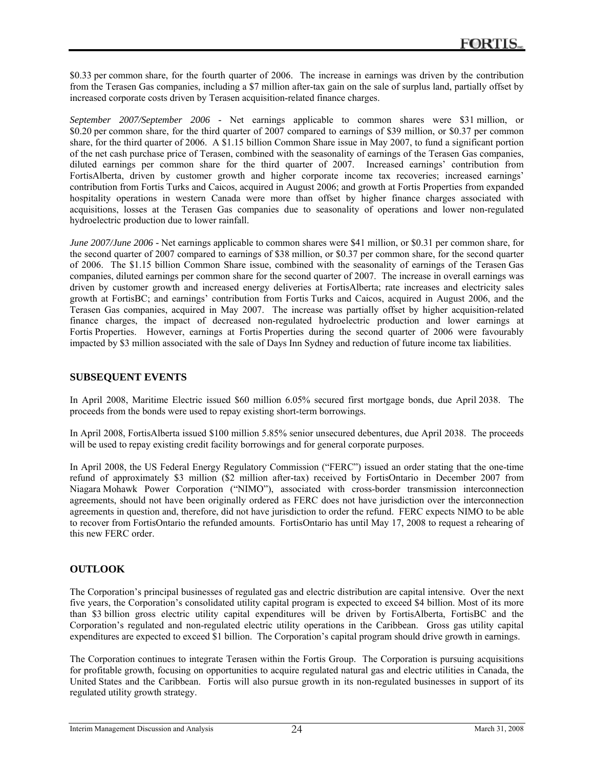$0.33 per common share, for the fourth quarter of 2006. The increase in earnings was driven by the contribution from the Terasen Gas companies, including a $7 million after-tax gain on the sale of surplus land, partially offset by increased corporate costs driven by Terasen acquisition-related finance charges.

*September 2007/September 2006* - Net earnings applicable to common shares were $31 million, or $0.20 per common share, for the third quarter of 2007 compared to earnings of $39 million, or $0.37 per common share, for the third quarter of 2006. A $1.15 billion Common Share issue in May 2007, to fund a significant portion of the net cash purchase price of Terasen, combined with the seasonality of earnings of the Terasen Gas companies, diluted earnings per common share for the third quarter of 2007. Increased earnings' contribution from FortisAlberta, driven by customer growth and higher corporate income tax recoveries; increased earnings' contribution from Fortis Turks and Caicos, acquired in August 2006; and growth at Fortis Properties from expanded hospitality operations in western Canada were more than offset by higher finance charges associated with acquisitions, losses at the Terasen Gas companies due to seasonality of operations and lower non-regulated hydroelectric production due to lower rainfall.

*June 2007/June 2006* - Net earnings applicable to common shares were $41 million, or $0.31 per common share, for the second quarter of 2007 compared to earnings of $38 million, or $0.37 per common share, for the second quarter of 2006. The $1.15 billion Common Share issue, combined with the seasonality of earnings of the Terasen Gas companies, diluted earnings per common share for the second quarter of 2007. The increase in overall earnings was driven by customer growth and increased energy deliveries at FortisAlberta; rate increases and electricity sales growth at FortisBC; and earnings' contribution from Fortis Turks and Caicos, acquired in August 2006, and the Terasen Gas companies, acquired in May 2007. The increase was partially offset by higher acquisition-related finance charges, the impact of decreased non-regulated hydroelectric production and lower earnings at Fortis Properties. However, earnings at Fortis Properties during the second quarter of 2006 were favourably impacted by $3 million associated with the sale of Days Inn Sydney and reduction of future income tax liabilities.

## SUBSEQUENT EVENTS

In April 2008, Maritime Electric issued $60 million 6.05% secured first mortgage bonds, due April 2038. The proceeds from the bonds were used to repay existing short-term borrowings.

In April 2008, FortisAlberta issued $100 million 5.85% senior unsecured debentures, due April 2038. The proceeds will be used to repay existing credit facility borrowings and for general corporate purposes.

In April 2008, the US Federal Energy Regulatory Commission ("FERC") issued an order stating that the one-time refund of approximately $3 million ($2 million after-tax) received by FortisOntario in December 2007 from Niagara Mohawk Power Corporation ("NIMO"), associated with cross-border transmission interconnection agreements, should not have been originally ordered as FERC does not have jurisdiction over the interconnection agreements in question and, therefore, did not have jurisdiction to order the refund. FERC expects NIMO to be able to recover from FortisOntario the refunded amounts. FortisOntario has until May 17, 2008 to request a rehearing of this new FERC order.

## OUTLOOK

The Corporation's principal businesses of regulated gas and electric distribution are capital intensive. Over the next five years, the Corporation's consolidated utility capital program is expected to exceed $4 billion. Most of its more than $3 billion gross electric utility capital expenditures will be driven by FortisAlberta, FortisBC and the Corporation's regulated and non-regulated electric utility operations in the Caribbean. Gross gas utility capital expenditures are expected to exceed $1 billion. The Corporation's capital program should drive growth in earnings.

The Corporation continues to integrate Terasen within the Fortis Group. The Corporation is pursuing acquisitions for profitable growth, focusing on opportunities to acquire regulated natural gas and electric utilities in Canada, the United States and the Caribbean. Fortis will also pursue growth in its non-regulated businesses in support of its regulated utility growth strategy.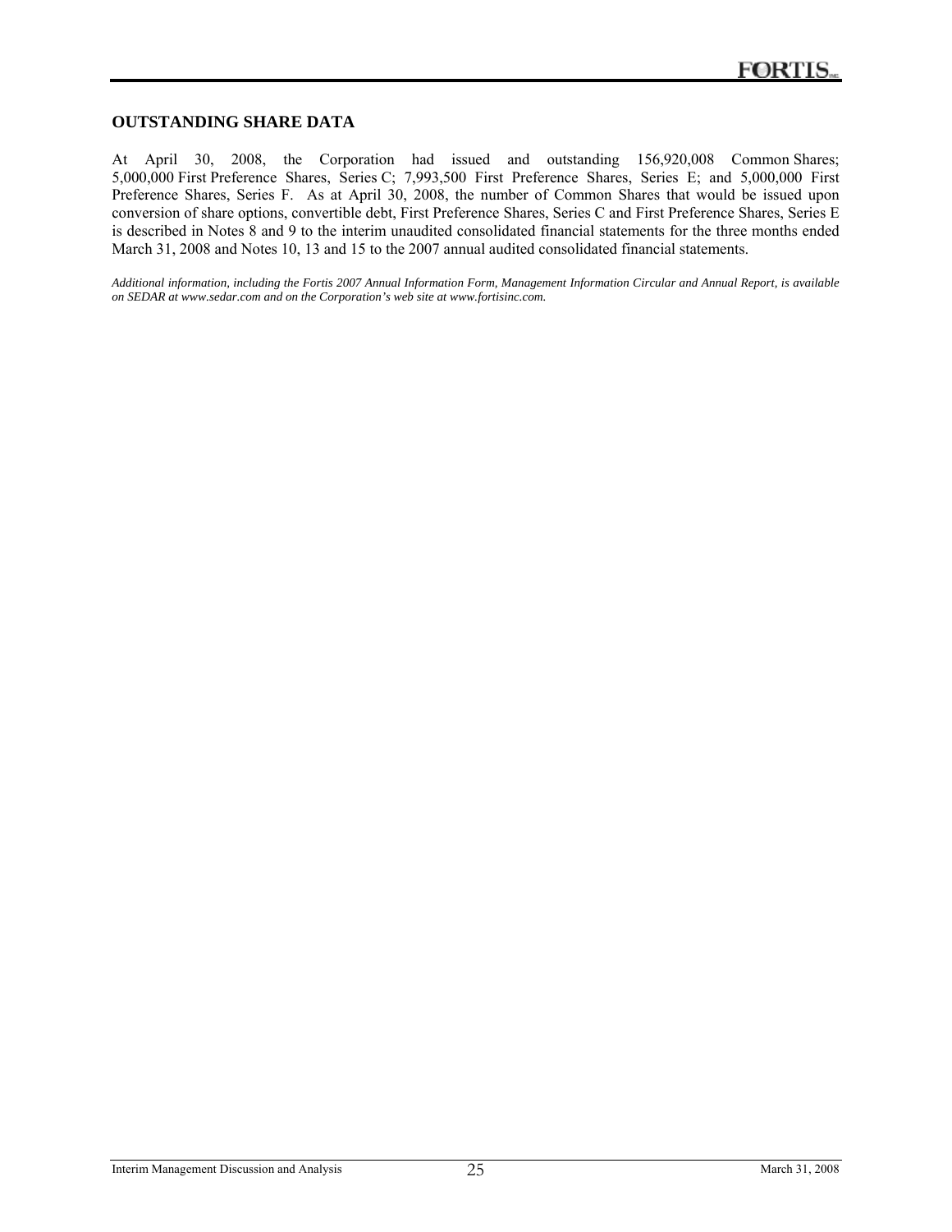## OUTSTANDING SHARE DATA

At April 30, 2008, the Corporation had issued and outstanding 156,920,008 Common Shares; 5,000,000 First Preference Shares, Series C; 7,993,500 First Preference Shares, Series E; and 5,000,000 First Preference Shares, Series F. As at April 30, 2008, the number of Common Shares that would be issued upon conversion of share options, convertible debt, First Preference Shares, Series C and First Preference Shares, Series E is described in Notes 8 and 9 to the interim unaudited consolidated financial statements for the three months ended March 31, 2008 and Notes 10, 13 and 15 to the 2007 annual audited consolidated financial statements.

*Additional information, including the Fortis 2007 Annual Information Form, Management Information Circular and Annual Report, is available on SEDAR at www.sedar.com and on the Corporation's web site at www.fortisinc.com.*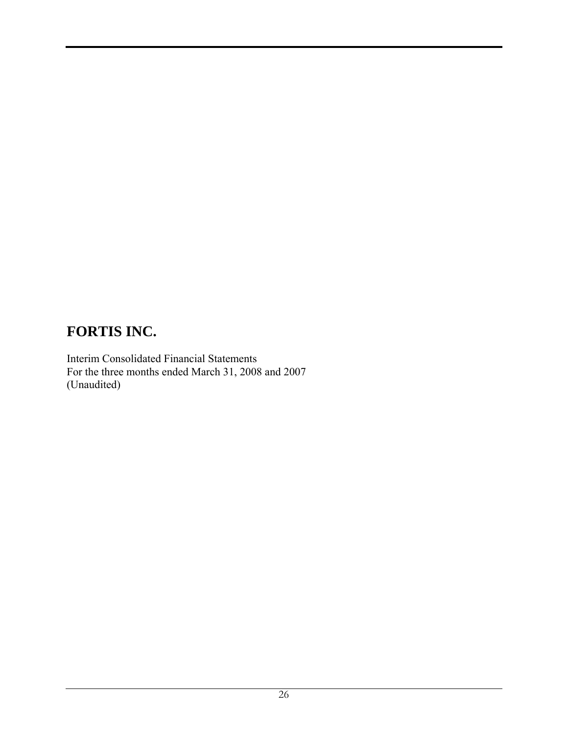# FORTIS INC.

Interim Consolidated Financial Statements
For the three months ended March 31, 2008 and 2007
(Unaudited)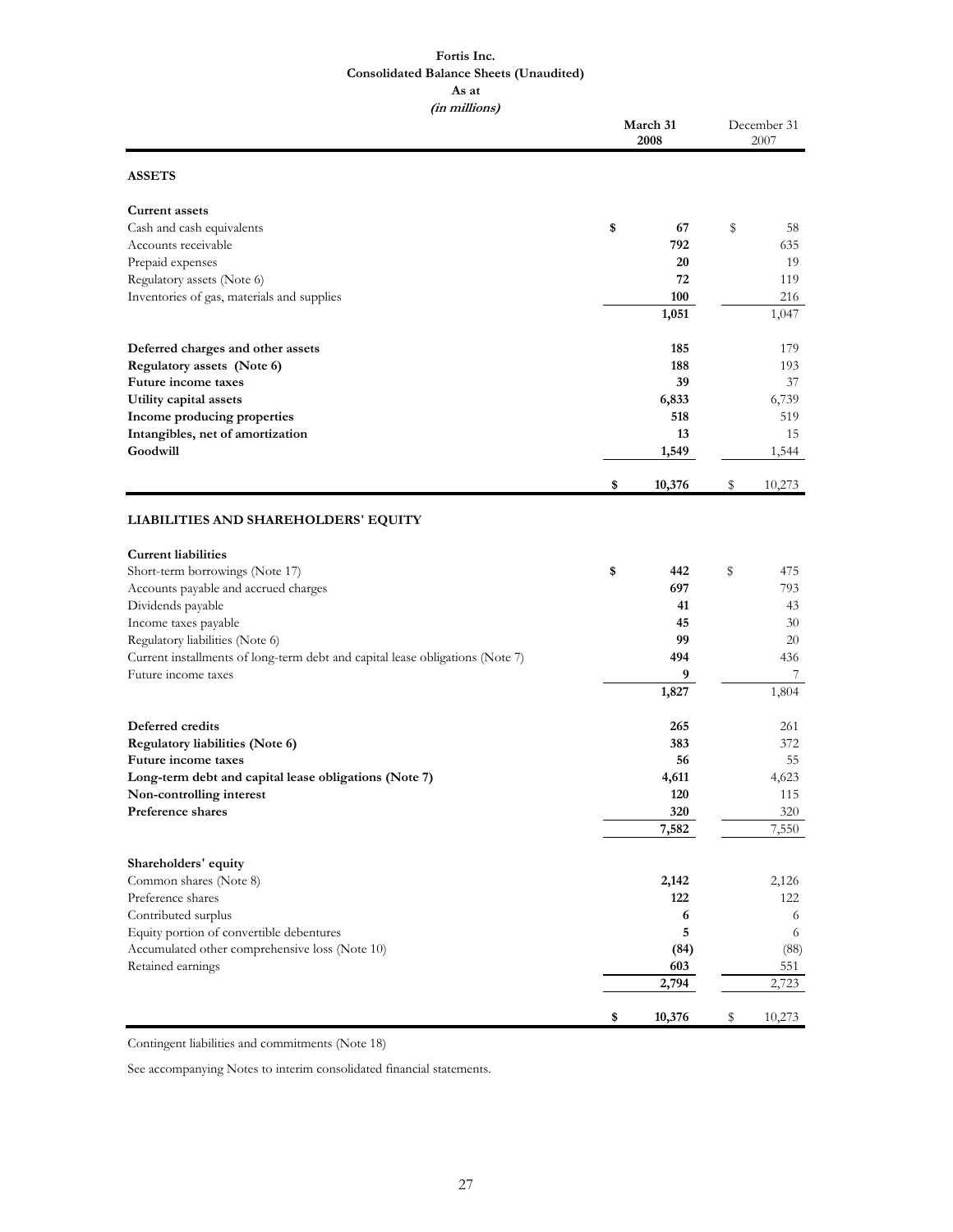**Fortis Inc.**
**Consolidated Balance Sheets (Unaudited)**
**As at**
***(in millions)***

| | March 31 2008 | December 31 2007 |
|---|---|---|
| **ASSETS** | | |
| **Current assets** | | |
| Cash and cash equivalents | **$ 67** | $ 58 |
| Accounts receivable | **792** | 635 |
| Prepaid expenses | **20** | 19 |
| Regulatory assets (Note 6) | **72** | 119 |
| Inventories of gas, materials and supplies | **100** | 216 |
| | **1,051** | 1,047 |
| **Deferred charges and other assets** | **185** | 179 |
| **Regulatory assets (Note 6)** | **188** | 193 |
| **Future income taxes** | **39** | 37 |
| **Utility capital assets** | **6,833** | 6,739 |
| **Income producing properties** | **518** | 519 |
| **Intangibles, net of amortization** | **13** | 15 |
| **Goodwill** | **1,549** | 1,544 |
| | **$ 10,376** | $ 10,273 |
| **LIABILITIES AND SHAREHOLDERS' EQUITY** | | |
| **Current liabilities** | | |
| Short-term borrowings (Note 17) | **$ 442** | $ 475 |
| Accounts payable and accrued charges | **697** | 793 |
| Dividends payable | **41** | 43 |
| Income taxes payable | **45** | 30 |
| Regulatory liabilities (Note 6) | **99** | 20 |
| Current installments of long-term debt and capital lease obligations (Note 7) | **494** | 436 |
| Future income taxes | **9** | 7 |
| | **1,827** | 1,804 |
| **Deferred credits** | **265** | 261 |
| **Regulatory liabilities (Note 6)** | **383** | 372 |
| **Future income taxes** | **56** | 55 |
| **Long-term debt and capital lease obligations (Note 7)** | **4,611** | 4,623 |
| **Non-controlling interest** | **120** | 115 |
| **Preference shares** | **320** | 320 |
| | **7,582** | 7,550 |
| **Shareholders' equity** | | |
| Common shares (Note 8) | **2,142** | 2,126 |
| Preference shares | **122** | 122 |
| Contributed surplus | **6** | 6 |
| Equity portion of convertible debentures | **5** | 6 |
| Accumulated other comprehensive loss (Note 10) | **(84)** | (88) |
| Retained earnings | **603** | 551 |
| | **2,794** | 2,723 |
| | **$ 10,376** | $ 10,273 |

Contingent liabilities and commitments (Note 18)

See accompanying Notes to interim consolidated financial statements.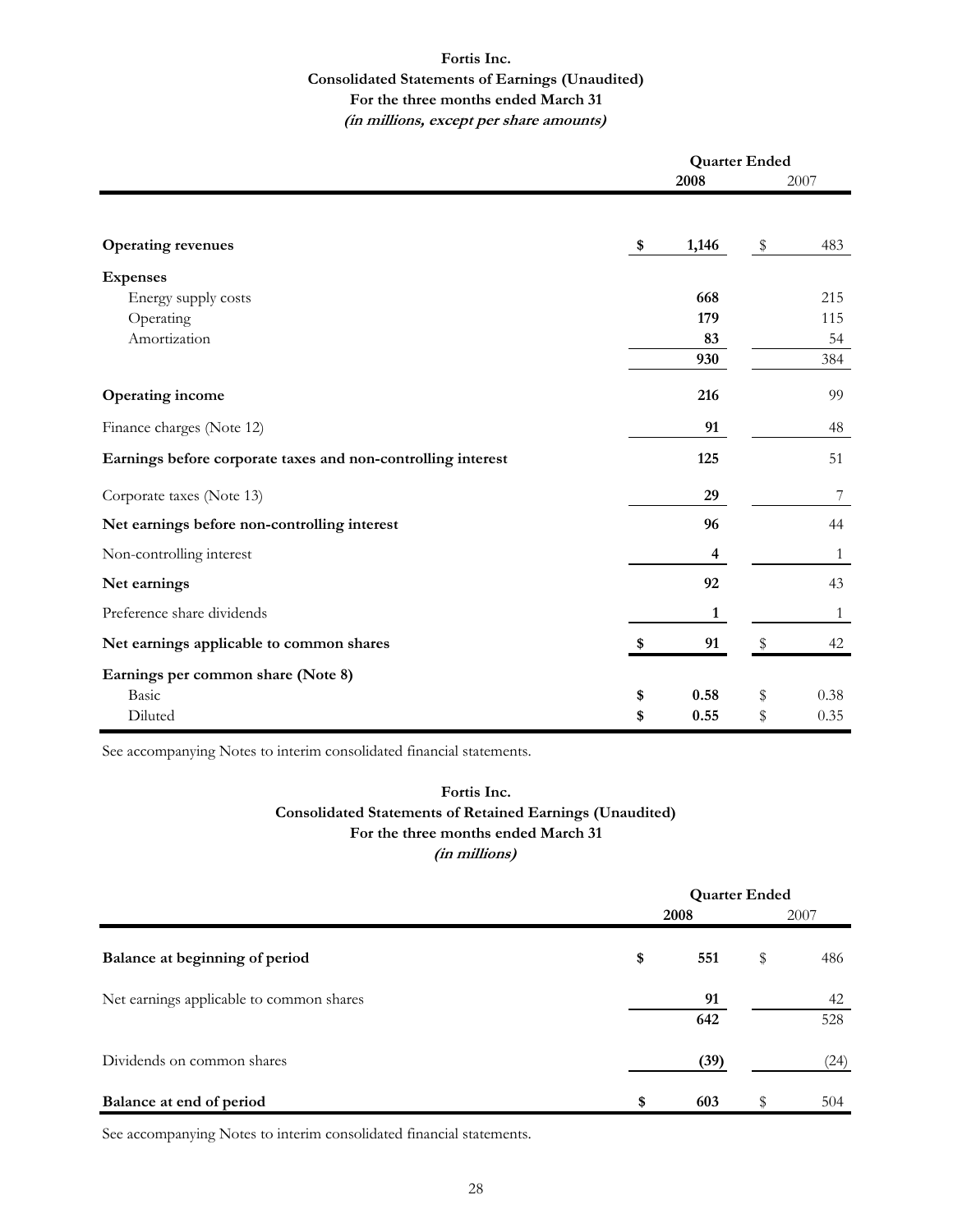**Fortis Inc.**
**Consolidated Statements of Earnings (Unaudited)**
**For the three months ended March 31**
***(in millions, except per share amounts)***

| | Quarter Ended 2008 | Quarter Ended 2007 |
|---|---|---|
| **Operating revenues** | **$ 1,146** | $ 483 |
| **Expenses** | | |
| Energy supply costs | **668** | 215 |
| Operating | **179** | 115 |
| Amortization | **83** | 54 |
| | **930** | 384 |
| **Operating income** | **216** | 99 |
| Finance charges (Note 12) | **91** | 48 |
| **Earnings before corporate taxes and non-controlling interest** | **125** | 51 |
| Corporate taxes (Note 13) | **29** | 7 |
| **Net earnings before non-controlling interest** | **96** | 44 |
| Non-controlling interest | **4** | 1 |
| **Net earnings** | **92** | 43 |
| Preference share dividends | **1** | 1 |
| **Net earnings applicable to common shares** | **$ 91** | $ 42 |
| **Earnings per common share (Note 8)** | | |
| Basic | **$ 0.58** | $ 0.38 |
| Diluted | **$ 0.55** | $ 0.35 |

See accompanying Notes to interim consolidated financial statements.

**Fortis Inc.**
**Consolidated Statements of Retained Earnings (Unaudited)**
**For the three months ended March 31**
***(in millions)***

| | Quarter Ended 2008 | Quarter Ended 2007 |
|---|---|---|
| **Balance at beginning of period** | **$ 551** | $ 486 |
| Net earnings applicable to common shares | **91** | 42 |
| | **642** | 528 |
| Dividends on common shares | **(39)** | (24) |
| **Balance at end of period** | **$ 603** | $ 504 |

See accompanying Notes to interim consolidated financial statements.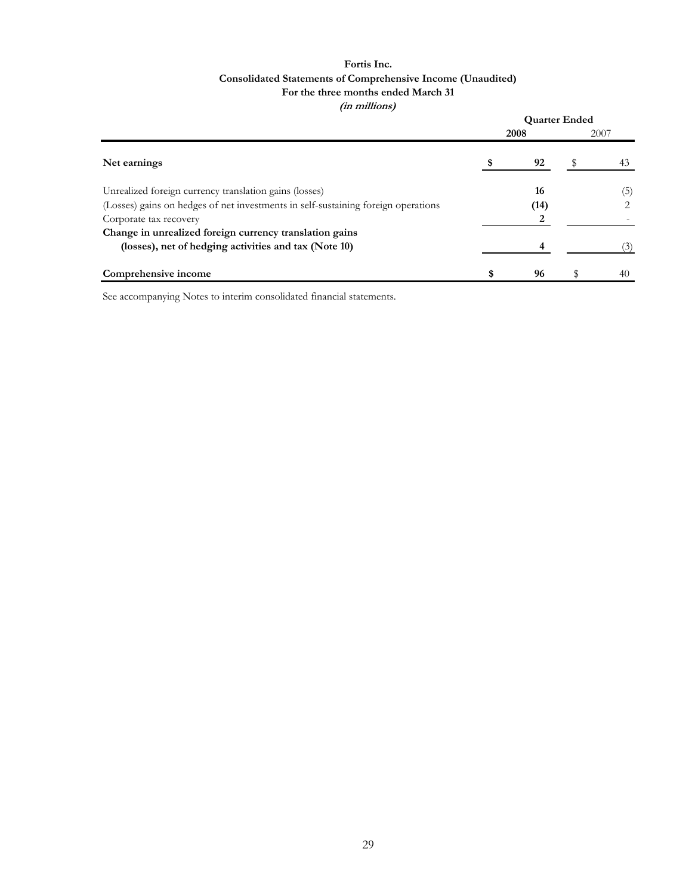**Fortis Inc.**
**Consolidated Statements of Comprehensive Income (Unaudited)**
**For the three months ended March 31**
***(in millions)***

| | Quarter Ended | |
|---|---|---|
| | **2008** | 2007 |
| **Net earnings** | **$ 92** | $ 43 |
| Unrealized foreign currency translation gains (losses) | **16** | (5) |
| (Losses) gains on hedges of net investments in self-sustaining foreign operations | **(14)** | 2 |
| Corporate tax recovery | **2** | - |
| **Change in unrealized foreign currency translation gains (losses), net of hedging activities and tax (Note 10)** | **4** | (3) |
| **Comprehensive income** | **$ 96** | $ 40 |

See accompanying Notes to interim consolidated financial statements.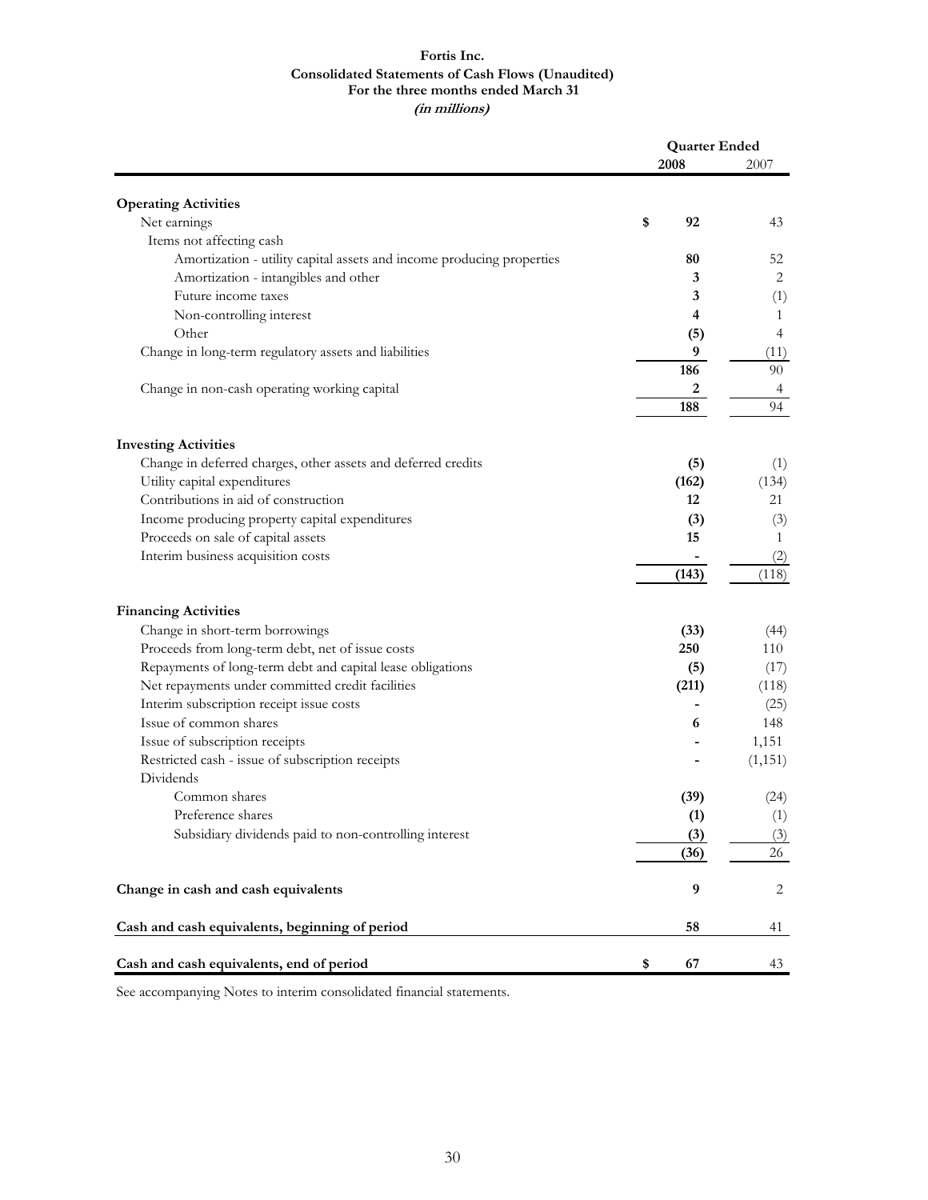**Fortis Inc.**
**Consolidated Statements of Cash Flows (Unaudited)**
**For the three months ended March 31**
***(in millions)***

| | Quarter Ended | |
|---|---|---|
| | **2008** | 2007 |
| **Operating Activities** | | |
| Net earnings | **$ 92** | 43 |
| Items not affecting cash | | |
| Amortization - utility capital assets and income producing properties | **80** | 52 |
| Amortization - intangibles and other | **3** | 2 |
| Future income taxes | **3** | (1) |
| Non-controlling interest | **4** | 1 |
| Other | **(5)** | 4 |
| Change in long-term regulatory assets and liabilities | **9** | (11) |
| | **186** | 90 |
| Change in non-cash operating working capital | **2** | 4 |
| | **188** | 94 |
| **Investing Activities** | | |
| Change in deferred charges, other assets and deferred credits | **(5)** | (1) |
| Utility capital expenditures | **(162)** | (134) |
| Contributions in aid of construction | **12** | 21 |
| Income producing property capital expenditures | **(3)** | (3) |
| Proceeds on sale of capital assets | **15** | 1 |
| Interim business acquisition costs | **-** | (2) |
| | **(143)** | (118) |
| **Financing Activities** | | |
| Change in short-term borrowings | **(33)** | (44) |
| Proceeds from long-term debt, net of issue costs | **250** | 110 |
| Repayments of long-term debt and capital lease obligations | **(5)** | (17) |
| Net repayments under committed credit facilities | **(211)** | (118) |
| Interim subscription receipt issue costs | **-** | (25) |
| Issue of common shares | **6** | 148 |
| Issue of subscription receipts | **-** | 1,151 |
| Restricted cash - issue of subscription receipts | **-** | (1,151) |
| Dividends | | |
| Common shares | **(39)** | (24) |
| Preference shares | **(1)** | (1) |
| Subsidiary dividends paid to non-controlling interest | **(3)** | (3) |
| | **(36)** | 26 |
| **Change in cash and cash equivalents** | **9** | 2 |
| **Cash and cash equivalents, beginning of period** | **58** | 41 |
| **Cash and cash equivalents, end of period** | **$ 67** | 43 |

See accompanying Notes to interim consolidated financial statements.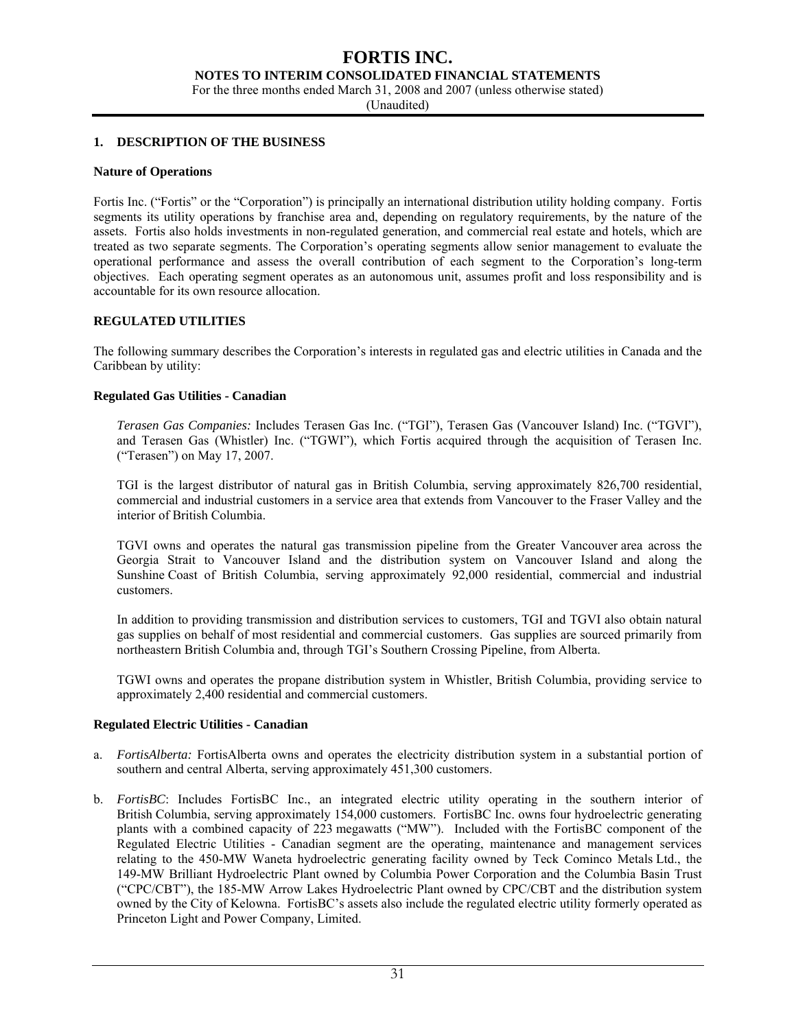## 1. DESCRIPTION OF THE BUSINESS

**Nature of Operations**

Fortis Inc. ("Fortis" or the "Corporation") is principally an international distribution utility holding company. Fortis segments its utility operations by franchise area and, depending on regulatory requirements, by the nature of the assets. Fortis also holds investments in non-regulated generation, and commercial real estate and hotels, which are treated as two separate segments. The Corporation's operating segments allow senior management to evaluate the operational performance and assess the overall contribution of each segment to the Corporation's long-term objectives. Each operating segment operates as an autonomous unit, assumes profit and loss responsibility and is accountable for its own resource allocation.

**REGULATED UTILITIES**

The following summary describes the Corporation's interests in regulated gas and electric utilities in Canada and the Caribbean by utility:

**Regulated Gas Utilities - Canadian**

*Terasen Gas Companies:* Includes Terasen Gas Inc. ("TGI"), Terasen Gas (Vancouver Island) Inc. ("TGVI"), and Terasen Gas (Whistler) Inc. ("TGWI"), which Fortis acquired through the acquisition of Terasen Inc. ("Terasen") on May 17, 2007.

TGI is the largest distributor of natural gas in British Columbia, serving approximately 826,700 residential, commercial and industrial customers in a service area that extends from Vancouver to the Fraser Valley and the interior of British Columbia.

TGVI owns and operates the natural gas transmission pipeline from the Greater Vancouver area across the Georgia Strait to Vancouver Island and the distribution system on Vancouver Island and along the Sunshine Coast of British Columbia, serving approximately 92,000 residential, commercial and industrial customers.

In addition to providing transmission and distribution services to customers, TGI and TGVI also obtain natural gas supplies on behalf of most residential and commercial customers. Gas supplies are sourced primarily from northeastern British Columbia and, through TGI's Southern Crossing Pipeline, from Alberta.

TGWI owns and operates the propane distribution system in Whistler, British Columbia, providing service to approximately 2,400 residential and commercial customers.

**Regulated Electric Utilities - Canadian**

a. *FortisAlberta:* FortisAlberta owns and operates the electricity distribution system in a substantial portion of southern and central Alberta, serving approximately 451,300 customers.

b. *FortisBC*: Includes FortisBC Inc., an integrated electric utility operating in the southern interior of British Columbia, serving approximately 154,000 customers. FortisBC Inc. owns four hydroelectric generating plants with a combined capacity of 223 megawatts ("MW"). Included with the FortisBC component of the Regulated Electric Utilities - Canadian segment are the operating, maintenance and management services relating to the 450-MW Waneta hydroelectric generating facility owned by Teck Cominco Metals Ltd., the 149-MW Brilliant Hydroelectric Plant owned by Columbia Power Corporation and the Columbia Basin Trust ("CPC/CBT"), the 185-MW Arrow Lakes Hydroelectric Plant owned by CPC/CBT and the distribution system owned by the City of Kelowna. FortisBC's assets also include the regulated electric utility formerly operated as Princeton Light and Power Company, Limited.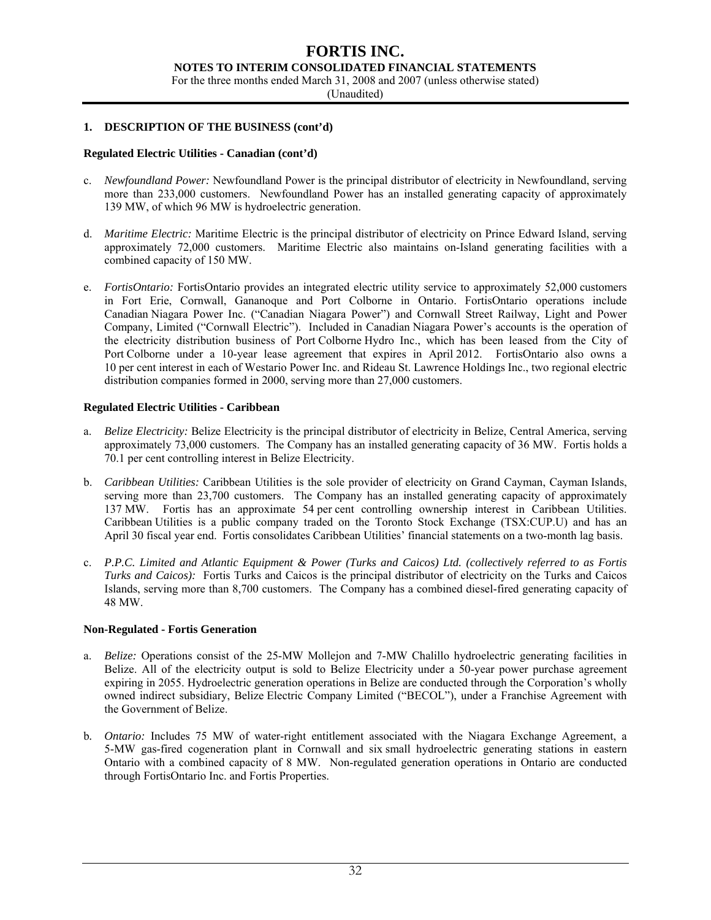## 1. DESCRIPTION OF THE BUSINESS (cont'd)

### Regulated Electric Utilities - Canadian (cont'd)

c. *Newfoundland Power:* Newfoundland Power is the principal distributor of electricity in Newfoundland, serving more than 233,000 customers. Newfoundland Power has an installed generating capacity of approximately 139 MW, of which 96 MW is hydroelectric generation.

d. *Maritime Electric:* Maritime Electric is the principal distributor of electricity on Prince Edward Island, serving approximately 72,000 customers. Maritime Electric also maintains on-Island generating facilities with a combined capacity of 150 MW.

e. *FortisOntario:* FortisOntario provides an integrated electric utility service to approximately 52,000 customers in Fort Erie, Cornwall, Gananoque and Port Colborne in Ontario. FortisOntario operations include Canadian Niagara Power Inc. ("Canadian Niagara Power") and Cornwall Street Railway, Light and Power Company, Limited ("Cornwall Electric"). Included in Canadian Niagara Power's accounts is the operation of the electricity distribution business of Port Colborne Hydro Inc., which has been leased from the City of Port Colborne under a 10-year lease agreement that expires in April 2012. FortisOntario also owns a 10 per cent interest in each of Westario Power Inc. and Rideau St. Lawrence Holdings Inc., two regional electric distribution companies formed in 2000, serving more than 27,000 customers.

### Regulated Electric Utilities - Caribbean

a. *Belize Electricity:* Belize Electricity is the principal distributor of electricity in Belize, Central America, serving approximately 73,000 customers. The Company has an installed generating capacity of 36 MW. Fortis holds a 70.1 per cent controlling interest in Belize Electricity.

b. *Caribbean Utilities:* Caribbean Utilities is the sole provider of electricity on Grand Cayman, Cayman Islands, serving more than 23,700 customers. The Company has an installed generating capacity of approximately 137 MW. Fortis has an approximate 54 per cent controlling ownership interest in Caribbean Utilities. Caribbean Utilities is a public company traded on the Toronto Stock Exchange (TSX:CUP.U) and has an April 30 fiscal year end. Fortis consolidates Caribbean Utilities' financial statements on a two-month lag basis.

c. *P.P.C. Limited and Atlantic Equipment & Power (Turks and Caicos) Ltd. (collectively referred to as Fortis Turks and Caicos):* Fortis Turks and Caicos is the principal distributor of electricity on the Turks and Caicos Islands, serving more than 8,700 customers. The Company has a combined diesel-fired generating capacity of 48 MW.

### Non-Regulated - Fortis Generation

a. *Belize:* Operations consist of the 25-MW Mollejon and 7-MW Chalillo hydroelectric generating facilities in Belize. All of the electricity output is sold to Belize Electricity under a 50-year power purchase agreement expiring in 2055. Hydroelectric generation operations in Belize are conducted through the Corporation's wholly owned indirect subsidiary, Belize Electric Company Limited ("BECOL"), under a Franchise Agreement with the Government of Belize.

b. *Ontario:* Includes 75 MW of water-right entitlement associated with the Niagara Exchange Agreement, a 5-MW gas-fired cogeneration plant in Cornwall and six small hydroelectric generating stations in eastern Ontario with a combined capacity of 8 MW. Non-regulated generation operations in Ontario are conducted through FortisOntario Inc. and Fortis Properties.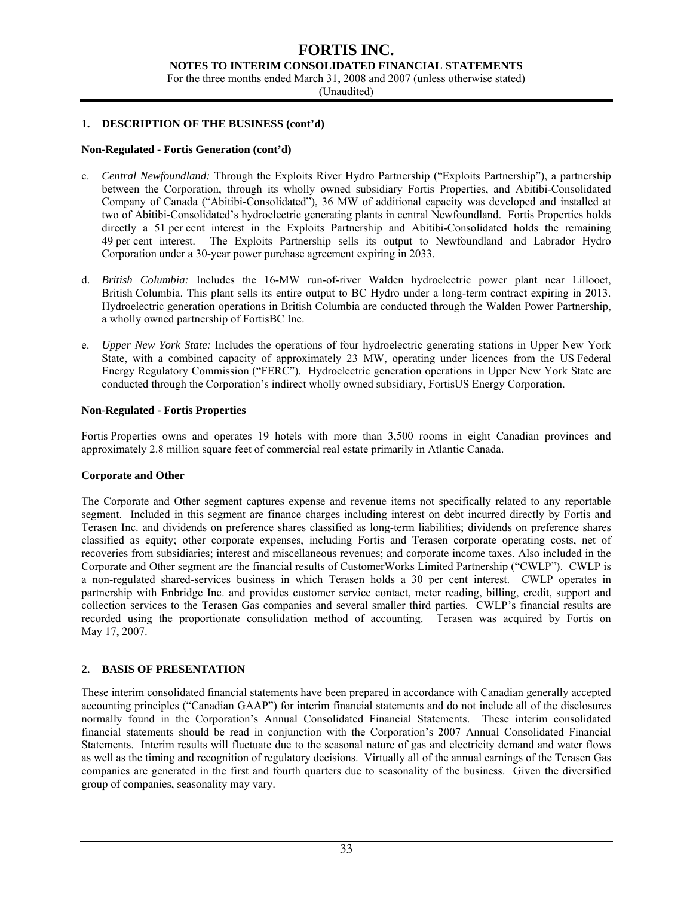## 1. DESCRIPTION OF THE BUSINESS (cont'd)

**Non-Regulated - Fortis Generation (cont'd)**

c. *Central Newfoundland:* Through the Exploits River Hydro Partnership ("Exploits Partnership"), a partnership between the Corporation, through its wholly owned subsidiary Fortis Properties, and Abitibi-Consolidated Company of Canada ("Abitibi-Consolidated"), 36 MW of additional capacity was developed and installed at two of Abitibi-Consolidated's hydroelectric generating plants in central Newfoundland. Fortis Properties holds directly a 51 per cent interest in the Exploits Partnership and Abitibi-Consolidated holds the remaining 49 per cent interest. The Exploits Partnership sells its output to Newfoundland and Labrador Hydro Corporation under a 30-year power purchase agreement expiring in 2033.

d. *British Columbia:* Includes the 16-MW run-of-river Walden hydroelectric power plant near Lillooet, British Columbia. This plant sells its entire output to BC Hydro under a long-term contract expiring in 2013. Hydroelectric generation operations in British Columbia are conducted through the Walden Power Partnership, a wholly owned partnership of FortisBC Inc.

e. *Upper New York State:* Includes the operations of four hydroelectric generating stations in Upper New York State, with a combined capacity of approximately 23 MW, operating under licences from the US Federal Energy Regulatory Commission ("FERC"). Hydroelectric generation operations in Upper New York State are conducted through the Corporation's indirect wholly owned subsidiary, FortisUS Energy Corporation.

**Non-Regulated - Fortis Properties**

Fortis Properties owns and operates 19 hotels with more than 3,500 rooms in eight Canadian provinces and approximately 2.8 million square feet of commercial real estate primarily in Atlantic Canada.

**Corporate and Other**

The Corporate and Other segment captures expense and revenue items not specifically related to any reportable segment. Included in this segment are finance charges including interest on debt incurred directly by Fortis and Terasen Inc. and dividends on preference shares classified as long-term liabilities; dividends on preference shares classified as equity; other corporate expenses, including Fortis and Terasen corporate operating costs, net of recoveries from subsidiaries; interest and miscellaneous revenues; and corporate income taxes. Also included in the Corporate and Other segment are the financial results of CustomerWorks Limited Partnership ("CWLP"). CWLP is a non-regulated shared-services business in which Terasen holds a 30 per cent interest. CWLP operates in partnership with Enbridge Inc. and provides customer service contact, meter reading, billing, credit, support and collection services to the Terasen Gas companies and several smaller third parties. CWLP's financial results are recorded using the proportionate consolidation method of accounting. Terasen was acquired by Fortis on May 17, 2007.

## 2. BASIS OF PRESENTATION

These interim consolidated financial statements have been prepared in accordance with Canadian generally accepted accounting principles ("Canadian GAAP") for interim financial statements and do not include all of the disclosures normally found in the Corporation's Annual Consolidated Financial Statements. These interim consolidated financial statements should be read in conjunction with the Corporation's 2007 Annual Consolidated Financial Statements. Interim results will fluctuate due to the seasonal nature of gas and electricity demand and water flows as well as the timing and recognition of regulatory decisions. Virtually all of the annual earnings of the Terasen Gas companies are generated in the first and fourth quarters due to seasonality of the business. Given the diversified group of companies, seasonality may vary.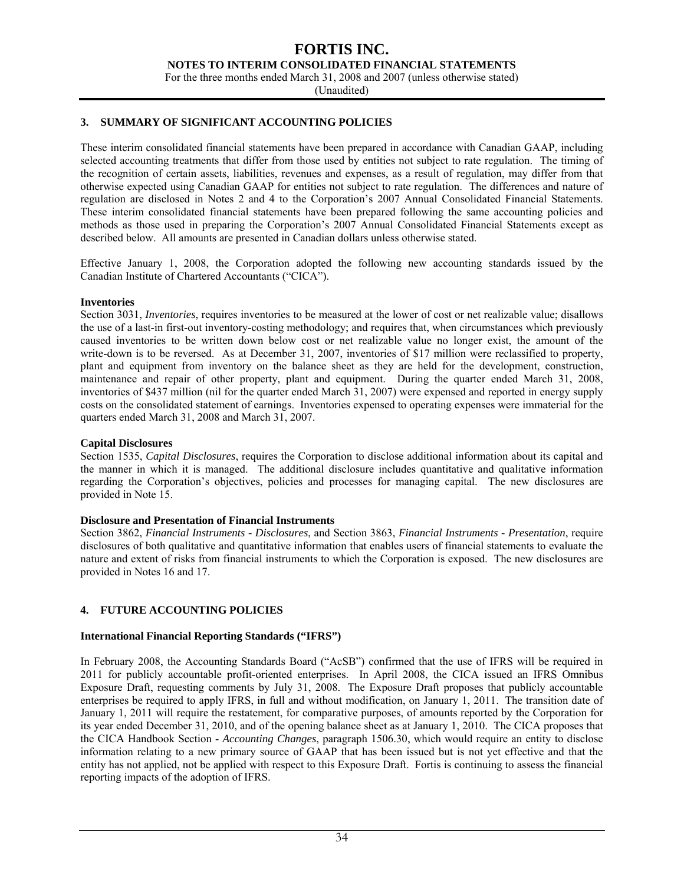## 3. SUMMARY OF SIGNIFICANT ACCOUNTING POLICIES

These interim consolidated financial statements have been prepared in accordance with Canadian GAAP, including selected accounting treatments that differ from those used by entities not subject to rate regulation. The timing of the recognition of certain assets, liabilities, revenues and expenses, as a result of regulation, may differ from that otherwise expected using Canadian GAAP for entities not subject to rate regulation. The differences and nature of regulation are disclosed in Notes 2 and 4 to the Corporation's 2007 Annual Consolidated Financial Statements. These interim consolidated financial statements have been prepared following the same accounting policies and methods as those used in preparing the Corporation's 2007 Annual Consolidated Financial Statements except as described below. All amounts are presented in Canadian dollars unless otherwise stated.

Effective January 1, 2008, the Corporation adopted the following new accounting standards issued by the Canadian Institute of Chartered Accountants ("CICA").

**Inventories**

Section 3031, *Inventories*, requires inventories to be measured at the lower of cost or net realizable value; disallows the use of a last-in first-out inventory-costing methodology; and requires that, when circumstances which previously caused inventories to be written down below cost or net realizable value no longer exist, the amount of the write-down is to be reversed. As at December 31, 2007, inventories of $17 million were reclassified to property, plant and equipment from inventory on the balance sheet as they are held for the development, construction, maintenance and repair of other property, plant and equipment. During the quarter ended March 31, 2008, inventories of $437 million (nil for the quarter ended March 31, 2007) were expensed and reported in energy supply costs on the consolidated statement of earnings. Inventories expensed to operating expenses were immaterial for the quarters ended March 31, 2008 and March 31, 2007.

**Capital Disclosures**

Section 1535, *Capital Disclosures*, requires the Corporation to disclose additional information about its capital and the manner in which it is managed. The additional disclosure includes quantitative and qualitative information regarding the Corporation's objectives, policies and processes for managing capital. The new disclosures are provided in Note 15.

**Disclosure and Presentation of Financial Instruments**

Section 3862, *Financial Instruments - Disclosures*, and Section 3863, *Financial Instruments - Presentation*, require disclosures of both qualitative and quantitative information that enables users of financial statements to evaluate the nature and extent of risks from financial instruments to which the Corporation is exposed. The new disclosures are provided in Notes 16 and 17.

## 4. FUTURE ACCOUNTING POLICIES

**International Financial Reporting Standards ("IFRS")**

In February 2008, the Accounting Standards Board ("AcSB") confirmed that the use of IFRS will be required in 2011 for publicly accountable profit-oriented enterprises. In April 2008, the CICA issued an IFRS Omnibus Exposure Draft, requesting comments by July 31, 2008. The Exposure Draft proposes that publicly accountable enterprises be required to apply IFRS, in full and without modification, on January 1, 2011. The transition date of January 1, 2011 will require the restatement, for comparative purposes, of amounts reported by the Corporation for its year ended December 31, 2010, and of the opening balance sheet as at January 1, 2010. The CICA proposes that the CICA Handbook Section - *Accounting Changes*, paragraph 1506.30, which would require an entity to disclose information relating to a new primary source of GAAP that has been issued but is not yet effective and that the entity has not applied, not be applied with respect to this Exposure Draft. Fortis is continuing to assess the financial reporting impacts of the adoption of IFRS.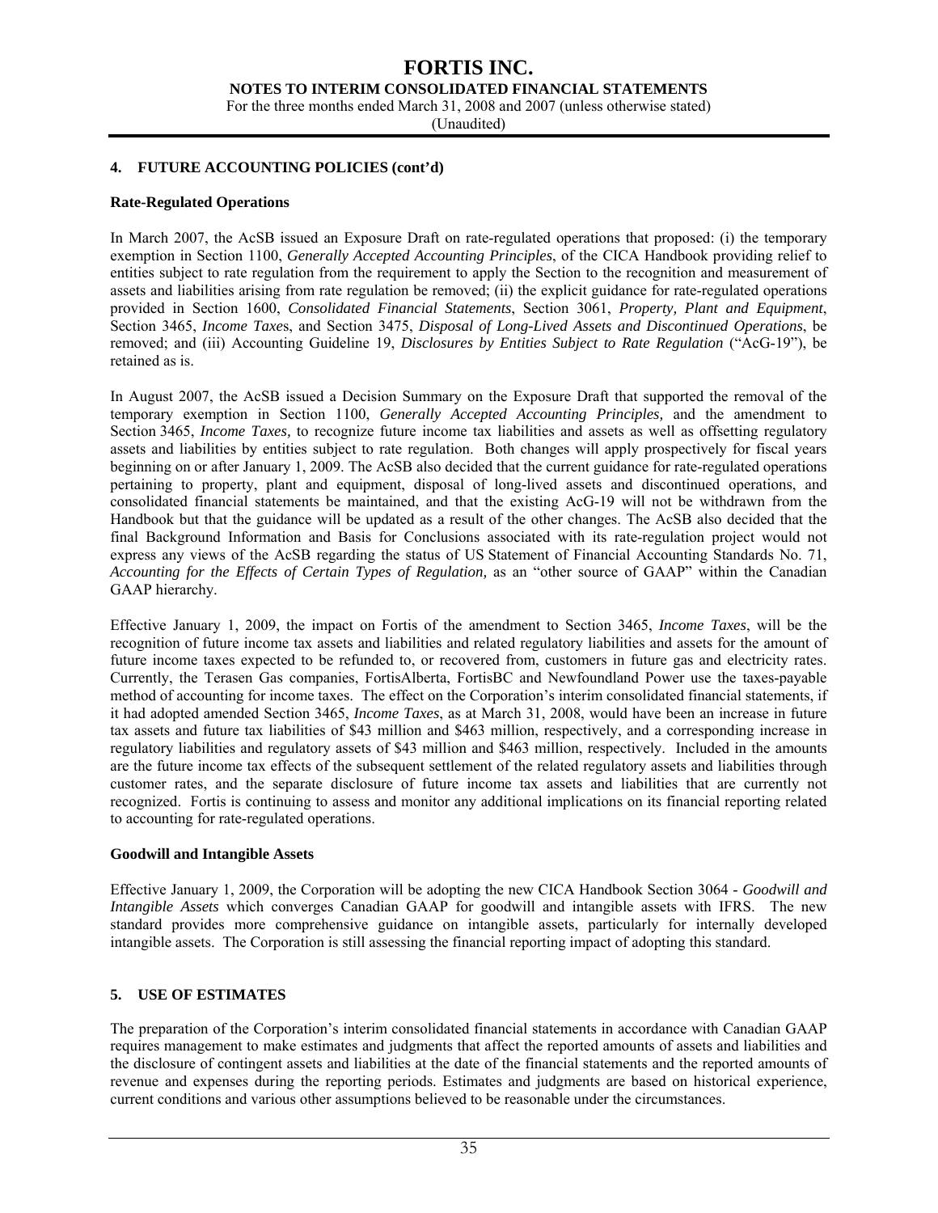## 4. FUTURE ACCOUNTING POLICIES (cont'd)

### Rate-Regulated Operations

In March 2007, the AcSB issued an Exposure Draft on rate-regulated operations that proposed: (i) the temporary exemption in Section 1100, *Generally Accepted Accounting Principles*, of the CICA Handbook providing relief to entities subject to rate regulation from the requirement to apply the Section to the recognition and measurement of assets and liabilities arising from rate regulation be removed; (ii) the explicit guidance for rate-regulated operations provided in Section 1600, *Consolidated Financial Statements*, Section 3061, *Property, Plant and Equipment*, Section 3465, *Income Taxes*, and Section 3475, *Disposal of Long-Lived Assets and Discontinued Operations*, be removed; and (iii) Accounting Guideline 19, *Disclosures by Entities Subject to Rate Regulation* ("AcG-19"), be retained as is.

In August 2007, the AcSB issued a Decision Summary on the Exposure Draft that supported the removal of the temporary exemption in Section 1100, *Generally Accepted Accounting Principles,* and the amendment to Section 3465, *Income Taxes,* to recognize future income tax liabilities and assets as well as offsetting regulatory assets and liabilities by entities subject to rate regulation. Both changes will apply prospectively for fiscal years beginning on or after January 1, 2009. The AcSB also decided that the current guidance for rate-regulated operations pertaining to property, plant and equipment, disposal of long-lived assets and discontinued operations, and consolidated financial statements be maintained, and that the existing AcG-19 will not be withdrawn from the Handbook but that the guidance will be updated as a result of the other changes. The AcSB also decided that the final Background Information and Basis for Conclusions associated with its rate-regulation project would not express any views of the AcSB regarding the status of US Statement of Financial Accounting Standards No. 71, *Accounting for the Effects of Certain Types of Regulation,* as an "other source of GAAP" within the Canadian GAAP hierarchy.

Effective January 1, 2009, the impact on Fortis of the amendment to Section 3465, *Income Taxes*, will be the recognition of future income tax assets and liabilities and related regulatory liabilities and assets for the amount of future income taxes expected to be refunded to, or recovered from, customers in future gas and electricity rates. Currently, the Terasen Gas companies, FortisAlberta, FortisBC and Newfoundland Power use the taxes-payable method of accounting for income taxes. The effect on the Corporation's interim consolidated financial statements, if it had adopted amended Section 3465, *Income Taxes*, as at March 31, 2008, would have been an increase in future tax assets and future tax liabilities of $43 million and $463 million, respectively, and a corresponding increase in regulatory liabilities and regulatory assets of $43 million and $463 million, respectively. Included in the amounts are the future income tax effects of the subsequent settlement of the related regulatory assets and liabilities through customer rates, and the separate disclosure of future income tax assets and liabilities that are currently not recognized. Fortis is continuing to assess and monitor any additional implications on its financial reporting related to accounting for rate-regulated operations.

### Goodwill and Intangible Assets

Effective January 1, 2009, the Corporation will be adopting the new CICA Handbook Section 3064 - *Goodwill and Intangible Assets* which converges Canadian GAAP for goodwill and intangible assets with IFRS. The new standard provides more comprehensive guidance on intangible assets, particularly for internally developed intangible assets. The Corporation is still assessing the financial reporting impact of adopting this standard.

## 5. USE OF ESTIMATES

The preparation of the Corporation's interim consolidated financial statements in accordance with Canadian GAAP requires management to make estimates and judgments that affect the reported amounts of assets and liabilities and the disclosure of contingent assets and liabilities at the date of the financial statements and the reported amounts of revenue and expenses during the reporting periods. Estimates and judgments are based on historical experience, current conditions and various other assumptions believed to be reasonable under the circumstances.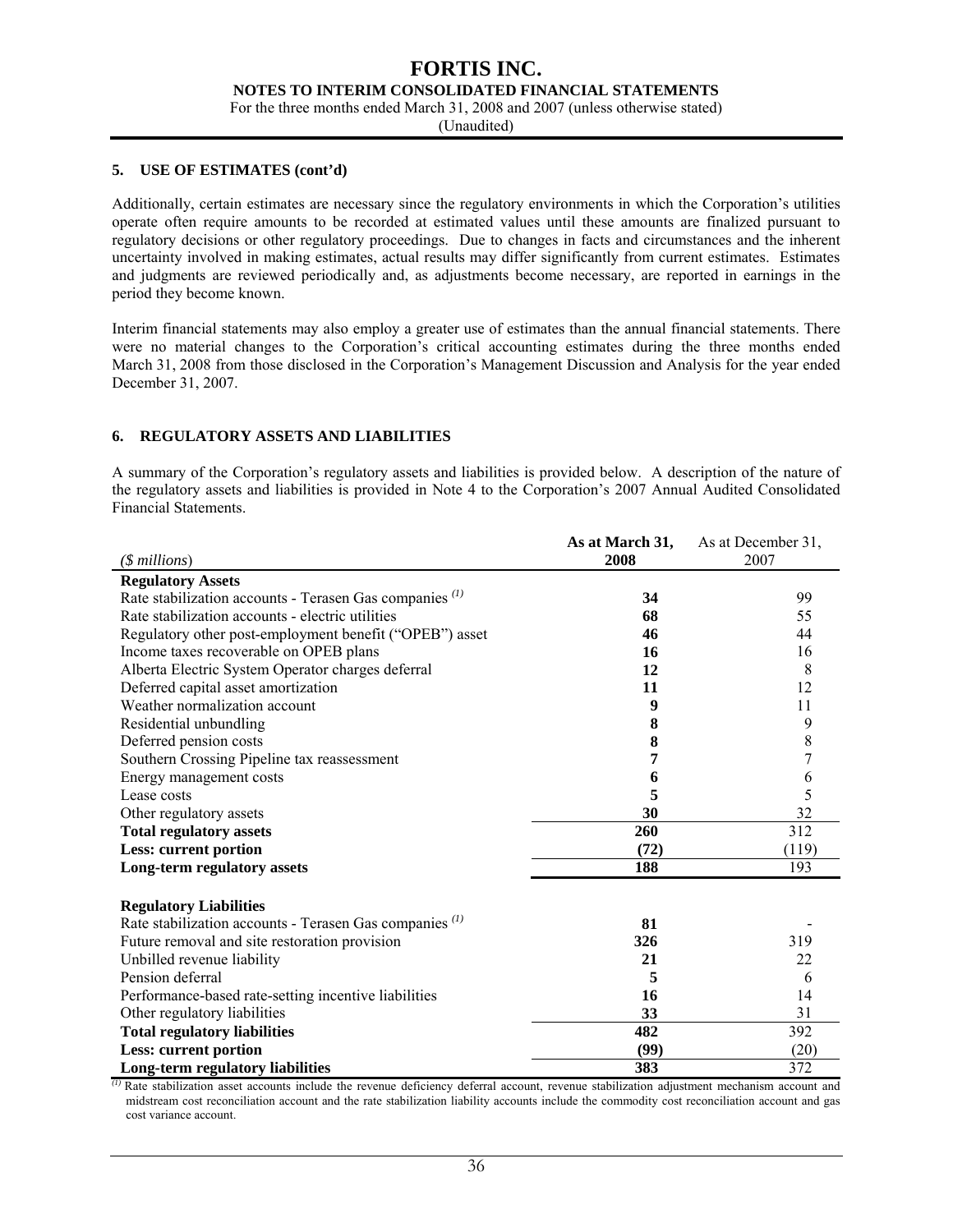## 5. USE OF ESTIMATES (cont'd)

Additionally, certain estimates are necessary since the regulatory environments in which the Corporation's utilities operate often require amounts to be recorded at estimated values until these amounts are finalized pursuant to regulatory decisions or other regulatory proceedings. Due to changes in facts and circumstances and the inherent uncertainty involved in making estimates, actual results may differ significantly from current estimates. Estimates and judgments are reviewed periodically and, as adjustments become necessary, are reported in earnings in the period they become known.

Interim financial statements may also employ a greater use of estimates than the annual financial statements. There were no material changes to the Corporation's critical accounting estimates during the three months ended March 31, 2008 from those disclosed in the Corporation's Management Discussion and Analysis for the year ended December 31, 2007.

## 6. REGULATORY ASSETS AND LIABILITIES

A summary of the Corporation's regulatory assets and liabilities is provided below. A description of the nature of the regulatory assets and liabilities is provided in Note 4 to the Corporation's 2007 Annual Audited Consolidated Financial Statements.

| *($ millions)* | **As at March 31, 2008** | As at December 31, 2007 |
|---|---|---|
| **Regulatory Assets** | | |
| Rate stabilization accounts - Terasen Gas companies [(1)] | **34** | 99 |
| Rate stabilization accounts - electric utilities | **68** | 55 |
| Regulatory other post-employment benefit ("OPEB") asset | **46** | 44 |
| Income taxes recoverable on OPEB plans | **16** | 16 |
| Alberta Electric System Operator charges deferral | **12** | 8 |
| Deferred capital asset amortization | **11** | 12 |
| Weather normalization account | **9** | 11 |
| Residential unbundling | **8** | 9 |
| Deferred pension costs | **8** | 8 |
| Southern Crossing Pipeline tax reassessment | **7** | 7 |
| Energy management costs | **6** | 6 |
| Lease costs | **5** | 5 |
| Other regulatory assets | **30** | 32 |
| **Total regulatory assets** | **260** | 312 |
| **Less: current portion** | **(72)** | (119) |
| **Long-term regulatory assets** | **188** | 193 |
| | | |
| **Regulatory Liabilities** | | |
| Rate stabilization accounts - Terasen Gas companies [(1)] | **81** | - |
| Future removal and site restoration provision | **326** | 319 |
| Unbilled revenue liability | **21** | 22 |
| Pension deferral | **5** | 6 |
| Performance-based rate-setting incentive liabilities | **16** | 14 |
| Other regulatory liabilities | **33** | 31 |
| **Total regulatory liabilities** | **482** | 392 |
| **Less: current portion** | **(99)** | (20) |
| **Long-term regulatory liabilities** | **383** | 372 |

[(1)] Rate stabilization asset accounts include the revenue deficiency deferral account, revenue stabilization adjustment mechanism account and midstream cost reconciliation account and the rate stabilization liability accounts include the commodity cost reconciliation account and gas cost variance account.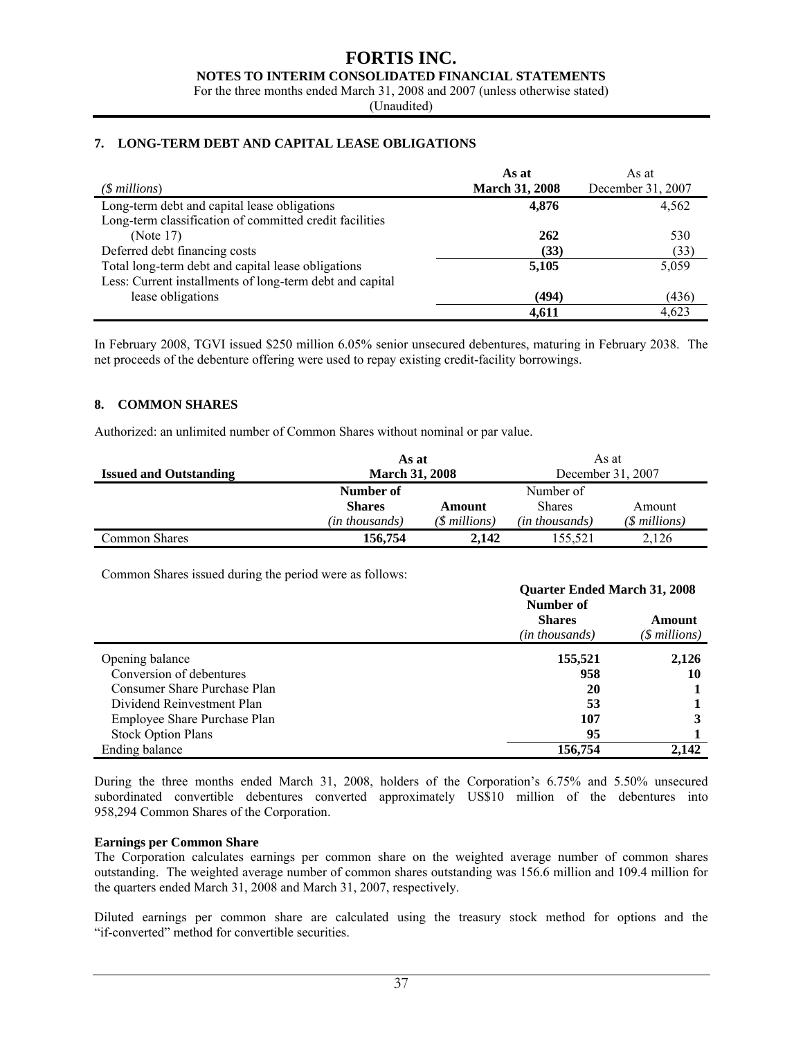## 7. LONG-TERM DEBT AND CAPITAL LEASE OBLIGATIONS

| *($ millions)* | **As at March 31, 2008** | As at December 31, 2007 |
|---|---|---|
| Long-term debt and capital lease obligations | **4,876** | 4,562 |
| Long-term classification of committed credit facilities (Note 17) | **262** | 530 |
| Deferred debt financing costs | **(33)** | (33) |
| Total long-term debt and capital lease obligations | **5,105** | 5,059 |
| Less: Current installments of long-term debt and capital lease obligations | **(494)** | (436) |
| | **4,611** | 4,623 |

In February 2008, TGVI issued $250 million 6.05% senior unsecured debentures, maturing in February 2038. The net proceeds of the debenture offering were used to repay existing credit-facility borrowings.

## 8. COMMON SHARES

Authorized: an unlimited number of Common Shares without nominal or par value.

| **Issued and Outstanding** | **As at March 31, 2008** | | As at December 31, 2007 | |
|---|---|---|---|---|
| | **Number of Shares** *(in thousands)* | **Amount** *($ millions)* | Number of Shares *(in thousands)* | Amount *($ millions)* |
| Common Shares | **156,754** | **2,142** | 155,521 | 2,126 |

Common Shares issued during the period were as follows:

| | **Quarter Ended March 31, 2008** | |
|---|---|---|
| | **Number of Shares** *(in thousands)* | **Amount** *($ millions)* |
| Opening balance | **155,521** | **2,126** |
| Conversion of debentures | **958** | **10** |
| Consumer Share Purchase Plan | **20** | **1** |
| Dividend Reinvestment Plan | **53** | **1** |
| Employee Share Purchase Plan | **107** | **3** |
| Stock Option Plans | **95** | **1** |
| Ending balance | **156,754** | **2,142** |

During the three months ended March 31, 2008, holders of the Corporation's 6.75% and 5.50% unsecured subordinated convertible debentures converted approximately US$10 million of the debentures into 958,294 Common Shares of the Corporation.

**Earnings per Common Share**
The Corporation calculates earnings per common share on the weighted average number of common shares outstanding. The weighted average number of common shares outstanding was 156.6 million and 109.4 million for the quarters ended March 31, 2008 and March 31, 2007, respectively.

Diluted earnings per common share are calculated using the treasury stock method for options and the "if-converted" method for convertible securities.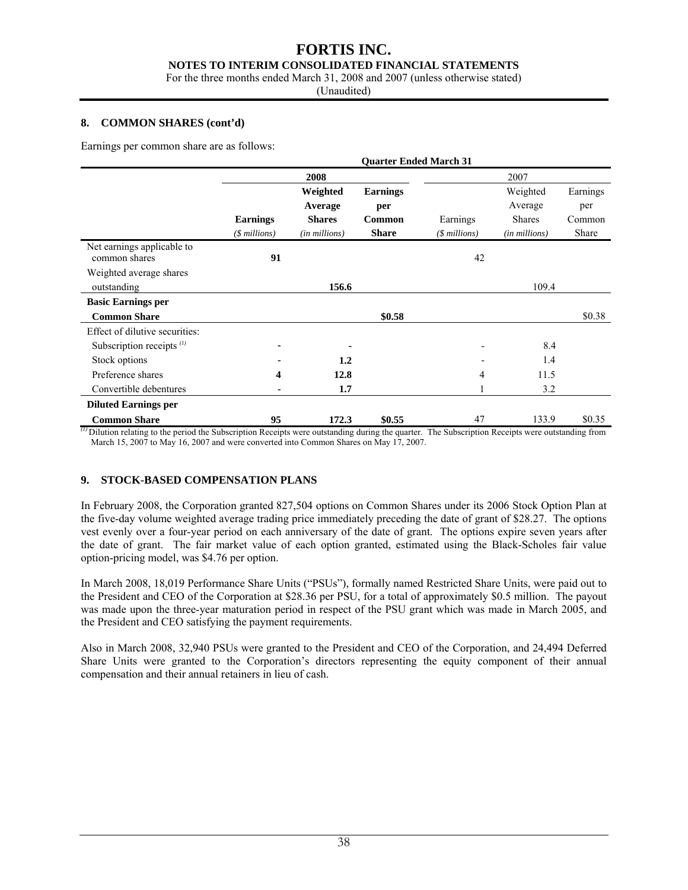## 8. COMMON SHARES (cont'd)

Earnings per common share are as follows:

| | Quarter Ended March 31 | | | | | |
|---|---|---|---|---|---|---|
| | 2008 | | | 2007 | | |
| | **Earnings** *($ millions)* | **Weighted Average Shares** *(in millions)* | **Earnings per Common Share** | Earnings *($ millions)* | Weighted Average Shares *(in millions)* | Earnings per Common Share |
| Net earnings applicable to common shares | **91** | | | 42 | | |
| Weighted average shares outstanding | | **156.6** | | | 109.4 | |
| **Basic Earnings per Common Share** | | | **$0.58** | | | $0.38 |
| Effect of dilutive securities: | | | | | | |
| Subscription receipts [(1)] | - | - | | - | 8.4 | |
| Stock options | - | **1.2** | | - | 1.4 | |
| Preference shares | **4** | **12.8** | | 4 | 11.5 | |
| Convertible debentures | - | **1.7** | | 1 | 3.2 | |
| **Diluted Earnings per Common Share** | **95** | **172.3** | **$0.55** | 47 | 133.9 | $0.35 |

[(1)] Dilution relating to the period the Subscription Receipts were outstanding during the quarter. The Subscription Receipts were outstanding from March 15, 2007 to May 16, 2007 and were converted into Common Shares on May 17, 2007.

## 9. STOCK-BASED COMPENSATION PLANS

In February 2008, the Corporation granted 827,504 options on Common Shares under its 2006 Stock Option Plan at the five-day volume weighted average trading price immediately preceding the date of grant of $28.27. The options vest evenly over a four-year period on each anniversary of the date of grant. The options expire seven years after the date of grant. The fair market value of each option granted, estimated using the Black-Scholes fair value option-pricing model, was $4.76 per option.

In March 2008, 18,019 Performance Share Units ("PSUs"), formally named Restricted Share Units, were paid out to the President and CEO of the Corporation at $28.36 per PSU, for a total of approximately $0.5 million. The payout was made upon the three-year maturation period in respect of the PSU grant which was made in March 2005, and the President and CEO satisfying the payment requirements.

Also in March 2008, 32,940 PSUs were granted to the President and CEO of the Corporation, and 24,494 Deferred Share Units were granted to the Corporation's directors representing the equity component of their annual compensation and their annual retainers in lieu of cash.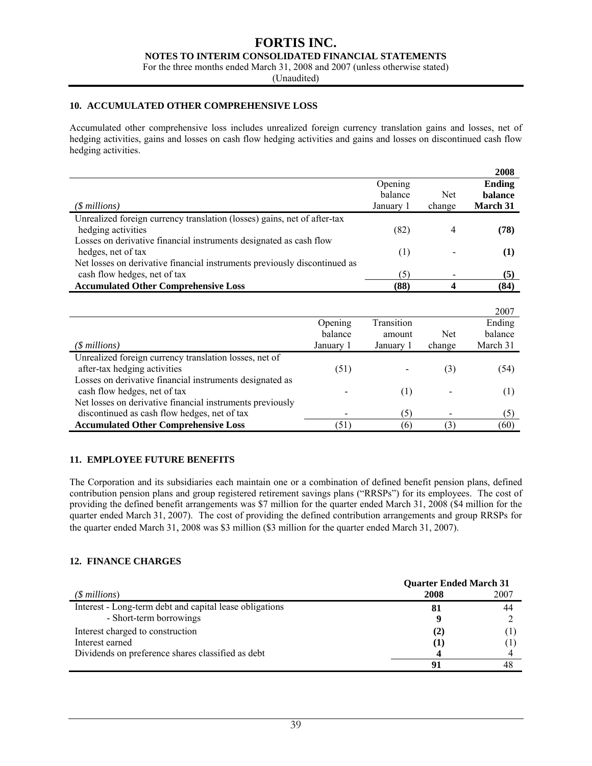## 10. ACCUMULATED OTHER COMPREHENSIVE LOSS

Accumulated other comprehensive loss includes unrealized foreign currency translation gains and losses, net of hedging activities, gains and losses on cash flow hedging activities and gains and losses on discontinued cash flow hedging activities.

| | | | **2008** |
|---|---|---|---|
| *($ millions)* | Opening balance January 1 | Net change | **Ending balance March 31** |
| Unrealized foreign currency translation (losses) gains, net of after-tax hedging activities | (82) | 4 | **(78)** |
| Losses on derivative financial instruments designated as cash flow hedges, net of tax | (1) | - | **(1)** |
| Net losses on derivative financial instruments previously discontinued as cash flow hedges, net of tax | (5) | - | **(5)** |
| **Accumulated Other Comprehensive Loss** | **(88)** | **4** | **(84)** |

| | | | | 2007 |
|---|---|---|---|---|
| *($ millions)* | Opening balance January 1 | Transition amount January 1 | Net change | Ending balance March 31 |
| Unrealized foreign currency translation losses, net of after-tax hedging activities | (51) | - | (3) | (54) |
| Losses on derivative financial instruments designated as cash flow hedges, net of tax | - | (1) | - | (1) |
| Net losses on derivative financial instruments previously discontinued as cash flow hedges, net of tax | - | (5) | - | (5) |
| **Accumulated Other Comprehensive Loss** | (51) | (6) | (3) | (60) |

## 11. EMPLOYEE FUTURE BENEFITS

The Corporation and its subsidiaries each maintain one or a combination of defined benefit pension plans, defined contribution pension plans and group registered retirement savings plans ("RRSPs") for its employees. The cost of providing the defined benefit arrangements was $7 million for the quarter ended March 31, 2008 ($4 million for the quarter ended March 31, 2007). The cost of providing the defined contribution arrangements and group RRSPs for the quarter ended March 31, 2008 was $3 million ($3 million for the quarter ended March 31, 2007).

## 12. FINANCE CHARGES

| | **Quarter Ended March 31** | |
|---|---|---|
| *($ millions)* | **2008** | 2007 |
| Interest - Long-term debt and capital lease obligations | **81** | 44 |
| - Short-term borrowings | **9** | 2 |
| Interest charged to construction | **(2)** | (1) |
| Interest earned | **(1)** | (1) |
| Dividends on preference shares classified as debt | **4** | 4 |
| | **91** | 48 |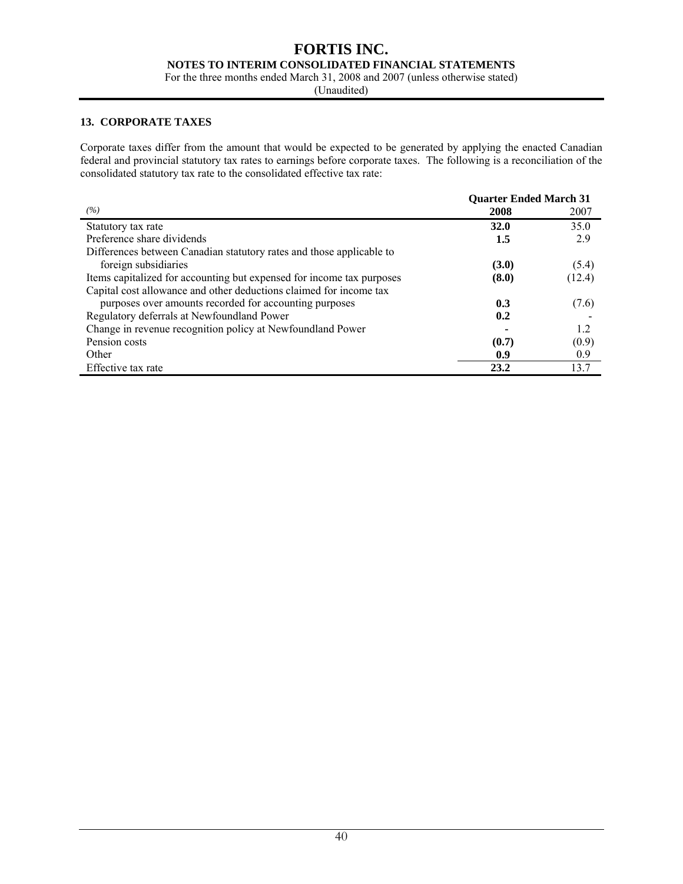# FORTIS INC.

**NOTES TO INTERIM CONSOLIDATED FINANCIAL STATEMENTS**

For the three months ended March 31, 2008 and 2007 (unless otherwise stated)

(Unaudited)

## 13. CORPORATE TAXES

Corporate taxes differ from the amount that would be expected to be generated by applying the enacted Canadian federal and provincial statutory tax rates to earnings before corporate taxes. The following is a reconciliation of the consolidated statutory tax rate to the consolidated effective tax rate:

| | Quarter Ended March 31 | |
|---|---|---|
| *(%)* | **2008** | 2007 |
| Statutory tax rate | **32.0** | 35.0 |
| Preference share dividends | **1.5** | 2.9 |
| Differences between Canadian statutory rates and those applicable to foreign subsidiaries | **(3.0)** | (5.4) |
| Items capitalized for accounting but expensed for income tax purposes | **(8.0)** | (12.4) |
| Capital cost allowance and other deductions claimed for income tax purposes over amounts recorded for accounting purposes | **0.3** | (7.6) |
| Regulatory deferrals at Newfoundland Power | **0.2** | - |
| Change in revenue recognition policy at Newfoundland Power | **-** | 1.2 |
| Pension costs | **(0.7)** | (0.9) |
| Other | **0.9** | 0.9 |
| Effective tax rate | **23.2** | 13.7 |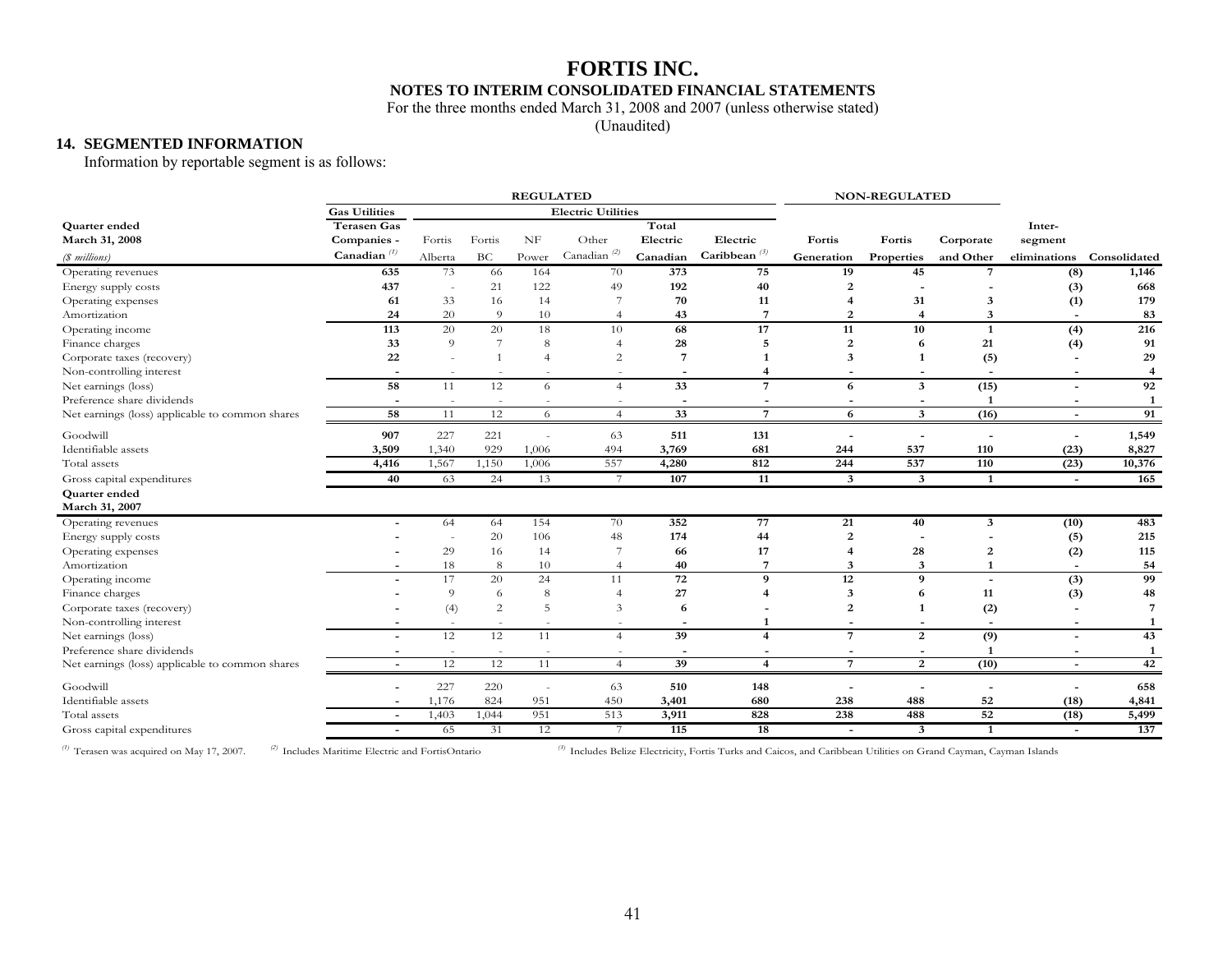# FORTIS INC.

**NOTES TO INTERIM CONSOLIDATED FINANCIAL STATEMENTS**

For the three months ended March 31, 2008 and 2007 (unless otherwise stated)

(Unaudited)

## 14. SEGMENTED INFORMATION

Information by reportable segment is as follows:

| | REGULATED | | | | | | | NON-REGULATED | | | | |
|---|---|---|---|---|---|---|---|---|---|---|---|---|
| | Gas Utilities | Electric Utilities | | | | | | | | | | |
| **Quarter ended March 31, 2008** *($ millions)* | **Terasen Gas Companies - Canadian** [1] | Fortis Alberta | Fortis BC | NF Power | Other Canadian [2] | **Total Electric Canadian** | **Electric Caribbean** [3] | **Fortis Generation** | **Fortis Properties** | **Corporate and Other** | **Inter-segment eliminations** | **Consolidated** |
| Operating revenues | **635** | 73 | 66 | 164 | 70 | **373** | **75** | **19** | **45** | **7** | **(8)** | **1,146** |
| Energy supply costs | **437** | - | 21 | 122 | 49 | **192** | **40** | **2** | **-** | **-** | **(3)** | **668** |
| Operating expenses | **61** | 33 | 16 | 14 | 7 | **70** | **11** | **4** | **31** | **3** | **(1)** | **179** |
| Amortization | **24** | 20 | 9 | 10 | 4 | **43** | **7** | **2** | **4** | **3** | **-** | **83** |
| Operating income | **113** | 20 | 20 | 18 | 10 | **68** | **17** | **11** | **10** | **1** | **(4)** | **216** |
| Finance charges | **33** | 9 | 7 | 8 | 4 | **28** | **5** | **2** | **6** | **21** | **(4)** | **91** |
| Corporate taxes (recovery) | **22** | - | 1 | 4 | 2 | **7** | **1** | **3** | **1** | **(5)** | **-** | **29** |
| Non-controlling interest | **-** | - | - | - | - | **-** | **4** | **-** | **-** | **-** | **-** | **4** |
| Net earnings (loss) | **58** | 11 | 12 | 6 | 4 | **33** | **7** | **6** | **3** | **(15)** | **-** | **92** |
| Preference share dividends | **-** | - | - | - | - | **-** | **-** | **-** | **-** | **1** | **-** | **1** |
| Net earnings (loss) applicable to common shares | **58** | 11 | 12 | 6 | 4 | **33** | **7** | **6** | **3** | **(16)** | **-** | **91** |
| Goodwill | **907** | 227 | 221 | - | 63 | **511** | **131** | **-** | **-** | **-** | **-** | **1,549** |
| Identifiable assets | **3,509** | 1,340 | 929 | 1,006 | 494 | **3,769** | **681** | **244** | **537** | **110** | **(23)** | **8,827** |
| Total assets | **4,416** | 1,567 | 1,150 | 1,006 | 557 | **4,280** | **812** | **244** | **537** | **110** | **(23)** | **10,376** |
| Gross capital expenditures | **40** | 63 | 24 | 13 | 7 | **107** | **11** | **3** | **3** | **1** | **-** | **165** |
| **Quarter ended March 31, 2007** | | | | | | | | | | | | |
| Operating revenues | **-** | 64 | 64 | 154 | 70 | **352** | **77** | **21** | **40** | **3** | **(10)** | **483** |
| Energy supply costs | **-** | - | 20 | 106 | 48 | **174** | **44** | **2** | **-** | **-** | **(5)** | **215** |
| Operating expenses | **-** | 29 | 16 | 14 | 7 | **66** | **17** | **4** | **28** | **2** | **(2)** | **115** |
| Amortization | **-** | 18 | 8 | 10 | 4 | **40** | **7** | **3** | **3** | **1** | **-** | **54** |
| Operating income | **-** | 17 | 20 | 24 | 11 | **72** | **9** | **12** | **9** | **-** | **(3)** | **99** |
| Finance charges | **-** | 9 | 6 | 8 | 4 | **27** | **4** | **3** | **6** | **11** | **(3)** | **48** |
| Corporate taxes (recovery) | **-** | (4) | 2 | 5 | 3 | **6** | **-** | **2** | **1** | **(2)** | **-** | **7** |
| Non-controlling interest | **-** | - | - | - | - | **-** | **1** | **-** | **-** | **-** | **-** | **1** |
| Net earnings (loss) | **-** | 12 | 12 | 11 | 4 | **39** | **4** | **7** | **2** | **(9)** | **-** | **43** |
| Preference share dividends | **-** | - | - | - | - | **-** | **-** | **-** | **-** | **1** | **-** | **1** |
| Net earnings (loss) applicable to common shares | **-** | 12 | 12 | 11 | 4 | **39** | **4** | **7** | **2** | **(10)** | **-** | **42** |
| Goodwill | **-** | 227 | 220 | - | 63 | **510** | **148** | **-** | **-** | **-** | **-** | **658** |
| Identifiable assets | **-** | 1,176 | 824 | 951 | 450 | **3,401** | **680** | **238** | **488** | **52** | **(18)** | **4,841** |
| Total assets | **-** | 1,403 | 1,044 | 951 | 513 | **3,911** | **828** | **238** | **488** | **52** | **(18)** | **5,499** |
| Gross capital expenditures | **-** | 65 | 31 | 12 | 7 | **115** | **18** | **-** | **3** | **1** | **-** | **137** |

[1] Terasen was acquired on May 17, 2007. [2] Includes Maritime Electric and FortisOntario [3] Includes Belize Electricity, Fortis Turks and Caicos, and Caribbean Utilities on Grand Cayman, Cayman Islands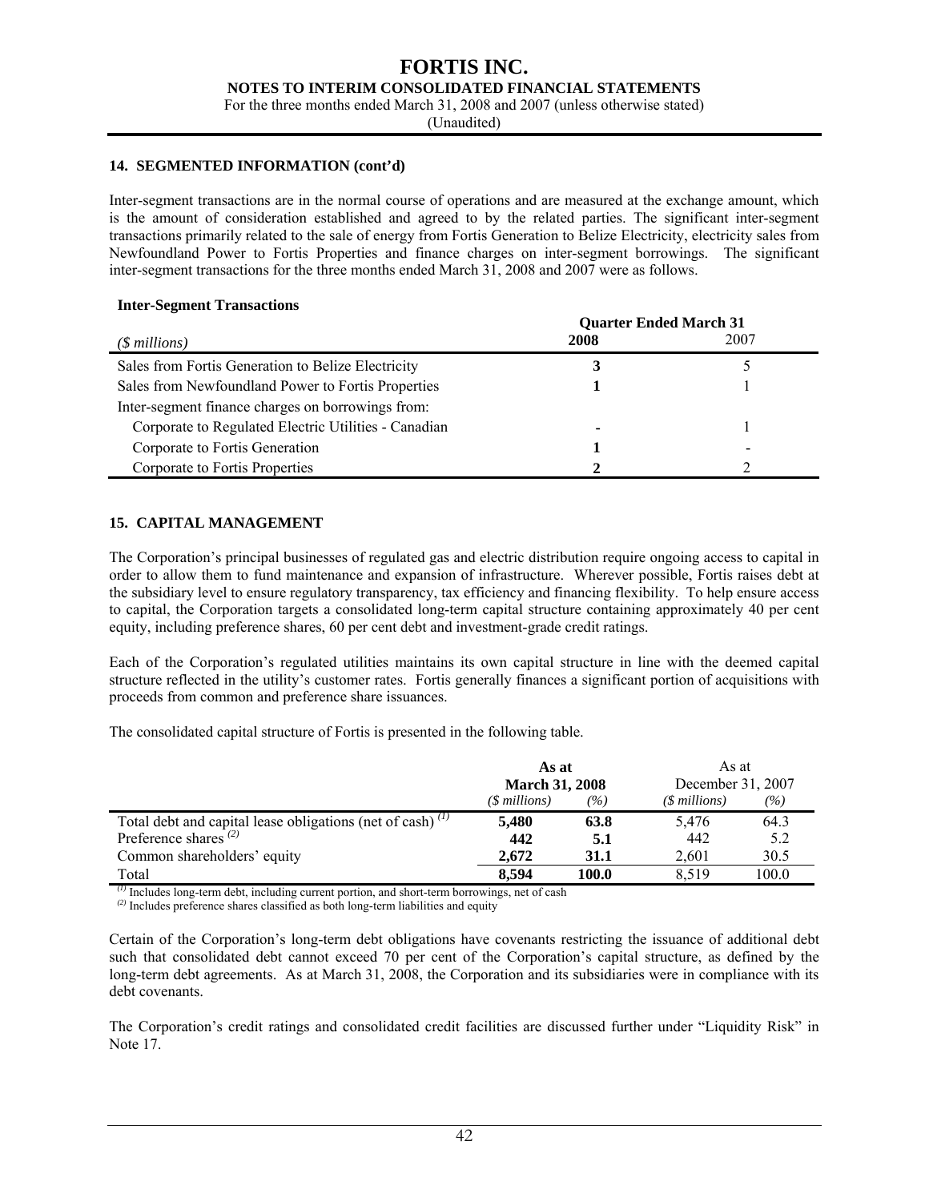## 14. SEGMENTED INFORMATION (cont'd)

Inter-segment transactions are in the normal course of operations and are measured at the exchange amount, which is the amount of consideration established and agreed to by the related parties. The significant inter-segment transactions primarily related to the sale of energy from Fortis Generation to Belize Electricity, electricity sales from Newfoundland Power to Fortis Properties and finance charges on inter-segment borrowings. The significant inter-segment transactions for the three months ended March 31, 2008 and 2007 were as follows.

**Inter-Segment Transactions**

| | Quarter Ended March 31 | |
|---|---|---|
| *($ millions)* | **2008** | 2007 |
| Sales from Fortis Generation to Belize Electricity | **3** | 5 |
| Sales from Newfoundland Power to Fortis Properties | **1** | 1 |
| Inter-segment finance charges on borrowings from: | | |
| Corporate to Regulated Electric Utilities - Canadian | **-** | 1 |
| Corporate to Fortis Generation | **1** | - |
| Corporate to Fortis Properties | **2** | 2 |

## 15. CAPITAL MANAGEMENT

The Corporation's principal businesses of regulated gas and electric distribution require ongoing access to capital in order to allow them to fund maintenance and expansion of infrastructure. Wherever possible, Fortis raises debt at the subsidiary level to ensure regulatory transparency, tax efficiency and financing flexibility. To help ensure access to capital, the Corporation targets a consolidated long-term capital structure containing approximately 40 per cent equity, including preference shares, 60 per cent debt and investment-grade credit ratings.

Each of the Corporation's regulated utilities maintains its own capital structure in line with the deemed capital structure reflected in the utility's customer rates. Fortis generally finances a significant portion of acquisitions with proceeds from common and preference share issuances.

The consolidated capital structure of Fortis is presented in the following table.

| | **As at March 31, 2008** | | As at December 31, 2007 | |
|---|---|---|---|---|
| | *($ millions)* | *(%)* | *($ millions)* | *(%)* |
| Total debt and capital lease obligations (net of cash) [1] | **5,480** | **63.8** | 5,476 | 64.3 |
| Preference shares [2] | **442** | **5.1** | 442 | 5.2 |
| Common shareholders' equity | **2,672** | **31.1** | 2,601 | 30.5 |
| Total | **8,594** | **100.0** | 8,519 | 100.0 |

[1] Includes long-term debt, including current portion, and short-term borrowings, net of cash
[2] Includes preference shares classified as both long-term liabilities and equity

Certain of the Corporation's long-term debt obligations have covenants restricting the issuance of additional debt such that consolidated debt cannot exceed 70 per cent of the Corporation's capital structure, as defined by the long-term debt agreements. As at March 31, 2008, the Corporation and its subsidiaries were in compliance with its debt covenants.

The Corporation's credit ratings and consolidated credit facilities are discussed further under "Liquidity Risk" in Note 17.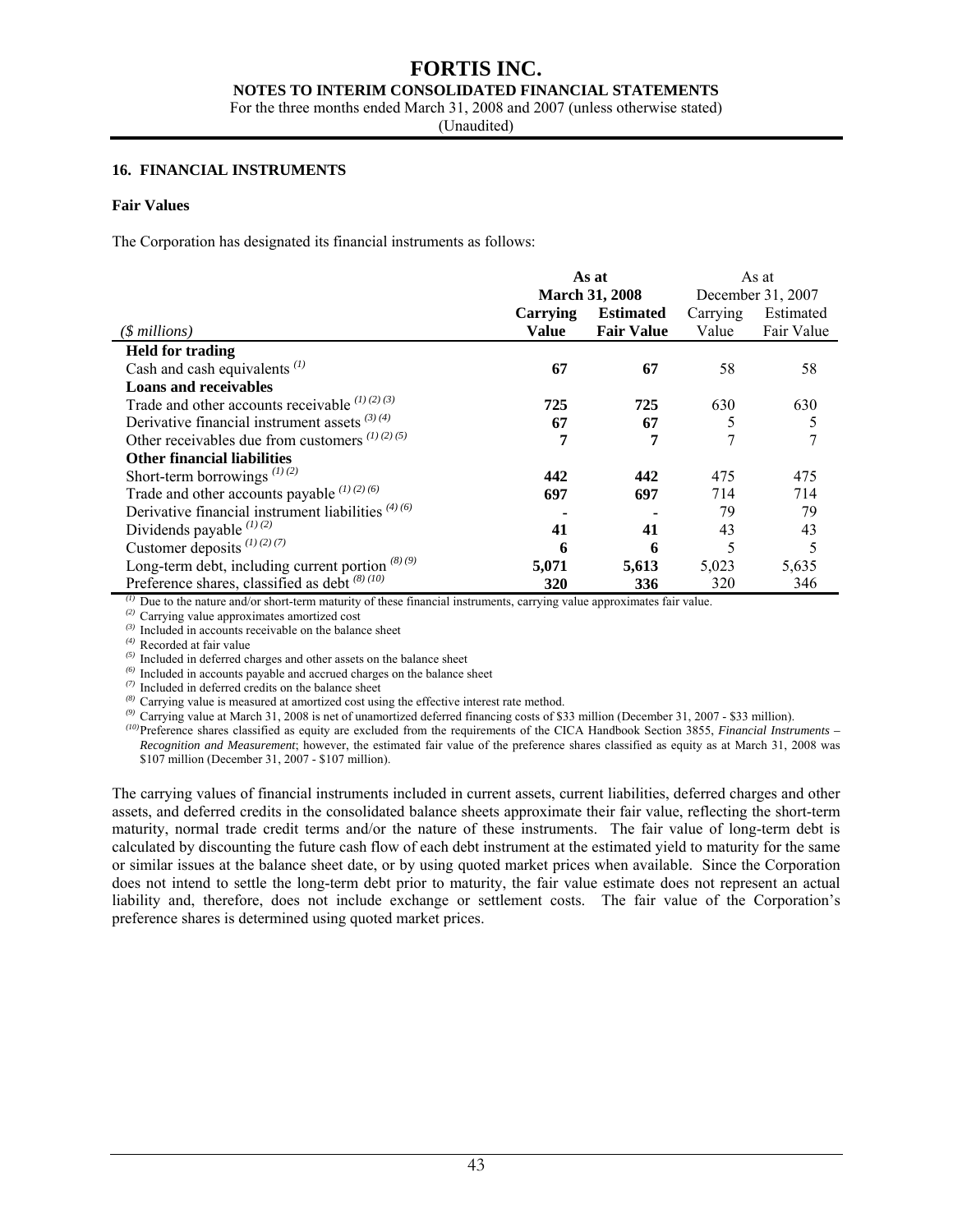# FORTIS INC.

**NOTES TO INTERIM CONSOLIDATED FINANCIAL STATEMENTS**

For the three months ended March 31, 2008 and 2007 (unless otherwise stated)

(Unaudited)

### 16. FINANCIAL INSTRUMENTS

**Fair Values**

The Corporation has designated its financial instruments as follows:

| | **As at March 31, 2008** | | As at December 31, 2007 | |
|---|---|---|---|---|
| *($ millions)* | **Carrying Value** | **Estimated Fair Value** | Carrying Value | Estimated Fair Value |
| **Held for trading** | | | | |
| Cash and cash equivalents [(1)] | **67** | **67** | 58 | 58 |
| **Loans and receivables** | | | | |
| Trade and other accounts receivable [(1) (2) (3)] | **725** | **725** | 630 | 630 |
| Derivative financial instrument assets [(3) (4)] | **67** | **67** | 5 | 5 |
| Other receivables due from customers [(1) (2) (5)] | **7** | **7** | 7 | 7 |
| **Other financial liabilities** | | | | |
| Short-term borrowings [(1) (2)] | **442** | **442** | 475 | 475 |
| Trade and other accounts payable [(1) (2) (6)] | **697** | **697** | 714 | 714 |
| Derivative financial instrument liabilities [(4) (6)] | **-** | **-** | 79 | 79 |
| Dividends payable [(1) (2)] | **41** | **41** | 43 | 43 |
| Customer deposits [(1) (2) (7)] | **6** | **6** | 5 | 5 |
| Long-term debt, including current portion [(8) (9)] | **5,071** | **5,613** | 5,023 | 5,635 |
| Preference shares, classified as debt [(8) (10)] | **320** | **336** | 320 | 346 |

[(1)] Due to the nature and/or short-term maturity of these financial instruments, carrying value approximates fair value.

[(2)] Carrying value approximates amortized cost

[(3)] Included in accounts receivable on the balance sheet

[(4)] Recorded at fair value

[(5)] Included in deferred charges and other assets on the balance sheet

[(6)] Included in accounts payable and accrued charges on the balance sheet

[(7)] Included in deferred credits on the balance sheet

[(8)] Carrying value is measured at amortized cost using the effective interest rate method.

[(9)] Carrying value at March 31, 2008 is net of unamortized deferred financing costs of $33 million (December 31, 2007 - $33 million).

[(10)] Preference shares classified as equity are excluded from the requirements of the CICA Handbook Section 3855, *Financial Instruments – Recognition and Measurement*; however, the estimated fair value of the preference shares classified as equity as at March 31, 2008 was $107 million (December 31, 2007 - $107 million).

The carrying values of financial instruments included in current assets, current liabilities, deferred charges and other assets, and deferred credits in the consolidated balance sheets approximate their fair value, reflecting the short-term maturity, normal trade credit terms and/or the nature of these instruments. The fair value of long-term debt is calculated by discounting the future cash flow of each debt instrument at the estimated yield to maturity for the same or similar issues at the balance sheet date, or by using quoted market prices when available. Since the Corporation does not intend to settle the long-term debt prior to maturity, the fair value estimate does not represent an actual liability and, therefore, does not include exchange or settlement costs. The fair value of the Corporation's preference shares is determined using quoted market prices.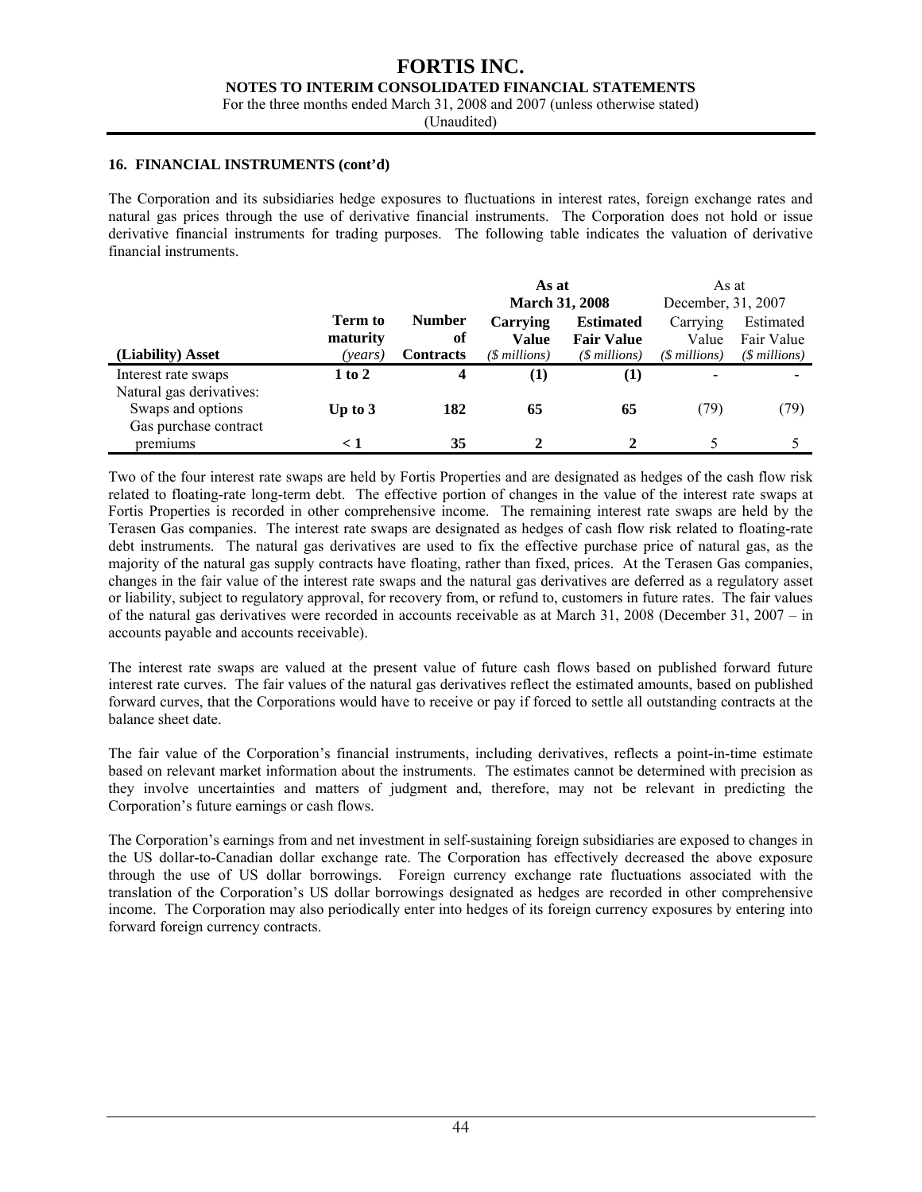## 16. FINANCIAL INSTRUMENTS (cont'd)

The Corporation and its subsidiaries hedge exposures to fluctuations in interest rates, foreign exchange rates and natural gas prices through the use of derivative financial instruments. The Corporation does not hold or issue derivative financial instruments for trading purposes. The following table indicates the valuation of derivative financial instruments.

| | | | As at March 31, 2008 | | As at December, 31, 2007 | |
|---|---|---|---|---|---|---|
| **(Liability) Asset** | **Term to maturity** *(years)* | **Number of Contracts** | **Carrying Value** *($ millions)* | **Estimated Fair Value** *($ millions)* | Carrying Value *($ millions)* | Estimated Fair Value *($ millions)* |
| Interest rate swaps | **1 to 2** | **4** | **(1)** | **(1)** | - | - |
| Natural gas derivatives: | | | | | | |
| Swaps and options | **Up to 3** | **182** | **65** | **65** | (79) | (79) |
| Gas purchase contract premiums | **< 1** | **35** | **2** | **2** | 5 | 5 |

Two of the four interest rate swaps are held by Fortis Properties and are designated as hedges of the cash flow risk related to floating-rate long-term debt. The effective portion of changes in the value of the interest rate swaps at Fortis Properties is recorded in other comprehensive income. The remaining interest rate swaps are held by the Terasen Gas companies. The interest rate swaps are designated as hedges of cash flow risk related to floating-rate debt instruments. The natural gas derivatives are used to fix the effective purchase price of natural gas, as the majority of the natural gas supply contracts have floating, rather than fixed, prices. At the Terasen Gas companies, changes in the fair value of the interest rate swaps and the natural gas derivatives are deferred as a regulatory asset or liability, subject to regulatory approval, for recovery from, or refund to, customers in future rates. The fair values of the natural gas derivatives were recorded in accounts receivable as at March 31, 2008 (December 31, 2007 – in accounts payable and accounts receivable).

The interest rate swaps are valued at the present value of future cash flows based on published forward future interest rate curves. The fair values of the natural gas derivatives reflect the estimated amounts, based on published forward curves, that the Corporations would have to receive or pay if forced to settle all outstanding contracts at the balance sheet date.

The fair value of the Corporation's financial instruments, including derivatives, reflects a point-in-time estimate based on relevant market information about the instruments. The estimates cannot be determined with precision as they involve uncertainties and matters of judgment and, therefore, may not be relevant in predicting the Corporation's future earnings or cash flows.

The Corporation's earnings from and net investment in self-sustaining foreign subsidiaries are exposed to changes in the US dollar-to-Canadian dollar exchange rate. The Corporation has effectively decreased the above exposure through the use of US dollar borrowings. Foreign currency exchange rate fluctuations associated with the translation of the Corporation's US dollar borrowings designated as hedges are recorded in other comprehensive income. The Corporation may also periodically enter into hedges of its foreign currency exposures by entering into forward foreign currency contracts.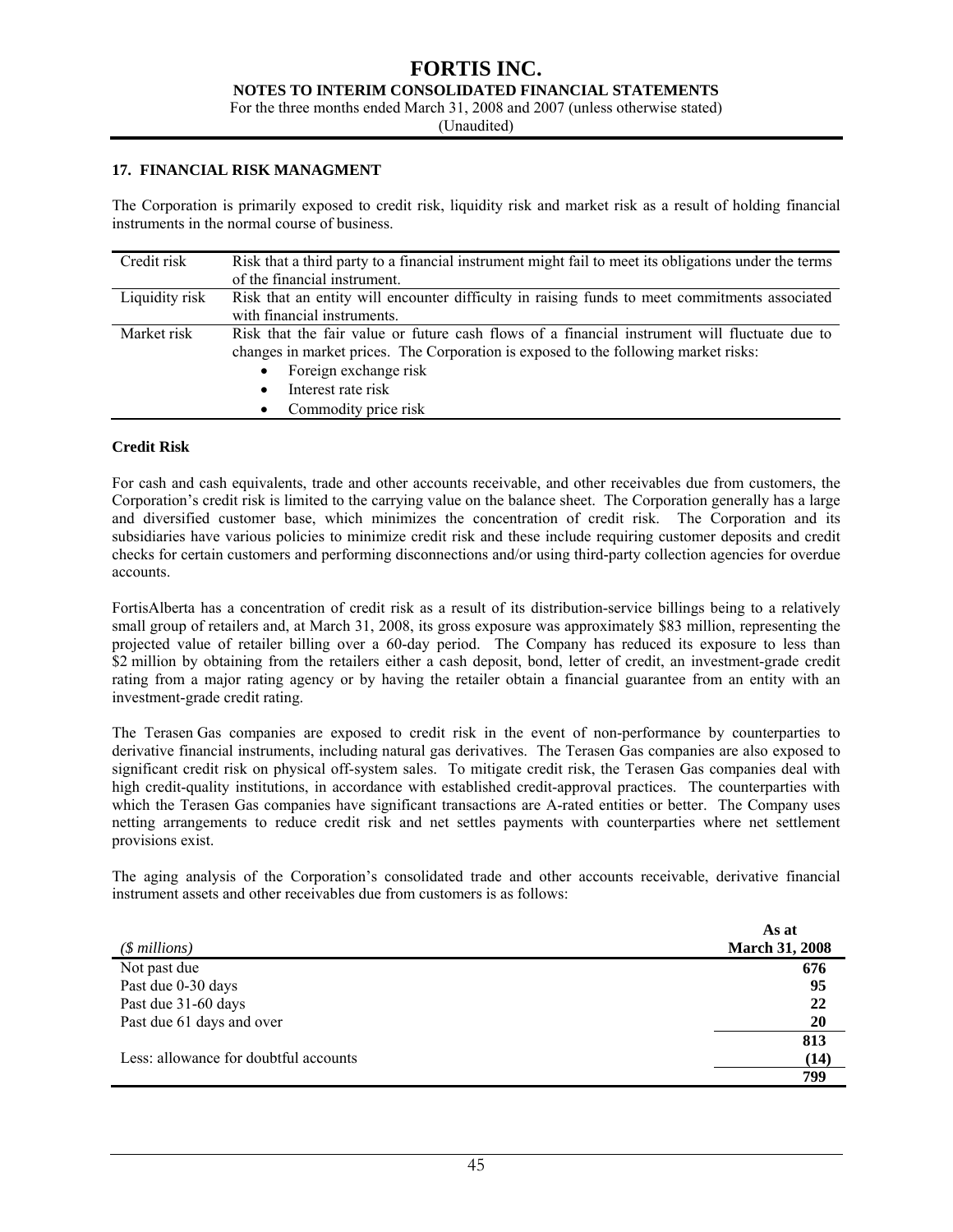## 17. FINANCIAL RISK MANAGMENT

The Corporation is primarily exposed to credit risk, liquidity risk and market risk as a result of holding financial instruments in the normal course of business.

| | |
|---|---|
| Credit risk | Risk that a third party to a financial instrument might fail to meet its obligations under the terms of the financial instrument. |
| Liquidity risk | Risk that an entity will encounter difficulty in raising funds to meet commitments associated with financial instruments. |
| Market risk | Risk that the fair value or future cash flows of a financial instrument will fluctuate due to changes in market prices. The Corporation is exposed to the following market risks:<br>• Foreign exchange risk<br>• Interest rate risk<br>• Commodity price risk |

### Credit Risk

For cash and cash equivalents, trade and other accounts receivable, and other receivables due from customers, the Corporation's credit risk is limited to the carrying value on the balance sheet. The Corporation generally has a large and diversified customer base, which minimizes the concentration of credit risk. The Corporation and its subsidiaries have various policies to minimize credit risk and these include requiring customer deposits and credit checks for certain customers and performing disconnections and/or using third-party collection agencies for overdue accounts.

FortisAlberta has a concentration of credit risk as a result of its distribution-service billings being to a relatively small group of retailers and, at March 31, 2008, its gross exposure was approximately \$83 million, representing the projected value of retailer billing over a 60-day period. The Company has reduced its exposure to less than \$2 million by obtaining from the retailers either a cash deposit, bond, letter of credit, an investment-grade credit rating from a major rating agency or by having the retailer obtain a financial guarantee from an entity with an investment-grade credit rating.

The Terasen Gas companies are exposed to credit risk in the event of non-performance by counterparties to derivative financial instruments, including natural gas derivatives. The Terasen Gas companies are also exposed to significant credit risk on physical off-system sales. To mitigate credit risk, the Terasen Gas companies deal with high credit-quality institutions, in accordance with established credit-approval practices. The counterparties with which the Terasen Gas companies have significant transactions are A-rated entities or better. The Company uses netting arrangements to reduce credit risk and net settles payments with counterparties where net settlement provisions exist.

The aging analysis of the Corporation's consolidated trade and other accounts receivable, derivative financial instrument assets and other receivables due from customers is as follows:

| *($ millions)* | As at March 31, 2008 |
|---|---|
| Not past due | 676 |
| Past due 0-30 days | 95 |
| Past due 31-60 days | 22 |
| Past due 61 days and over | 20 |
| | 813 |
| Less: allowance for doubtful accounts | (14) |
| | 799 |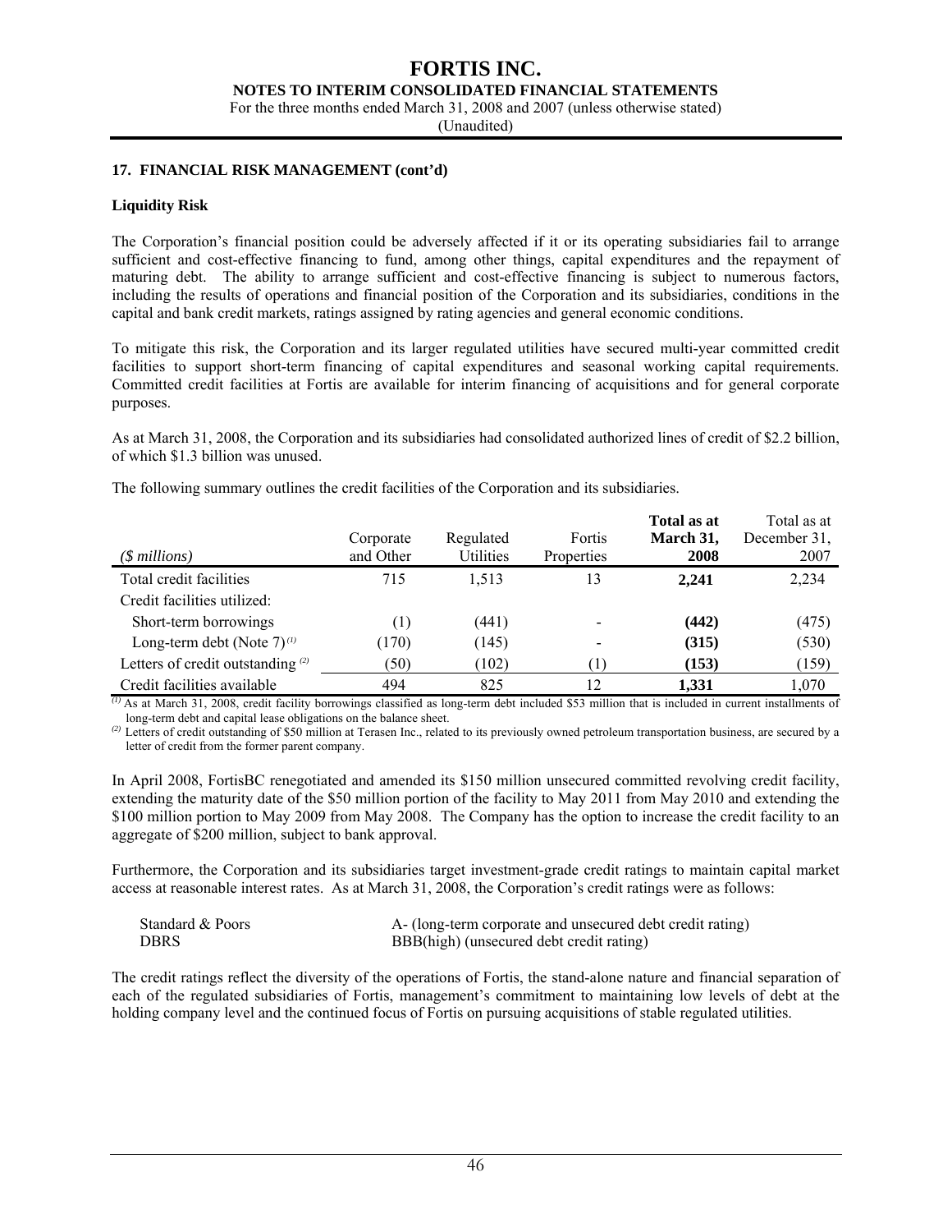## 17. FINANCIAL RISK MANAGEMENT (cont'd)

### Liquidity Risk

The Corporation's financial position could be adversely affected if it or its operating subsidiaries fail to arrange sufficient and cost-effective financing to fund, among other things, capital expenditures and the repayment of maturing debt. The ability to arrange sufficient and cost-effective financing is subject to numerous factors, including the results of operations and financial position of the Corporation and its subsidiaries, conditions in the capital and bank credit markets, ratings assigned by rating agencies and general economic conditions.

To mitigate this risk, the Corporation and its larger regulated utilities have secured multi-year committed credit facilities to support short-term financing of capital expenditures and seasonal working capital requirements. Committed credit facilities at Fortis are available for interim financing of acquisitions and for general corporate purposes.

As at March 31, 2008, the Corporation and its subsidiaries had consolidated authorized lines of credit of $2.2 billion, of which $1.3 billion was unused.

The following summary outlines the credit facilities of the Corporation and its subsidiaries.

| *($ millions)* | Corporate and Other | Regulated Utilities | Fortis Properties | **Total as at March 31, 2008** | Total as at December 31, 2007 |
|---|---|---|---|---|---|
| Total credit facilities | 715 | 1,513 | 13 | **2,241** | 2,234 |
| Credit facilities utilized: | | | | | |
| Short-term borrowings | (1) | (441) | - | **(442)** | (475) |
| Long-term debt (Note 7) [(1)] | (170) | (145) | - | **(315)** | (530) |
| Letters of credit outstanding [(2)] | (50) | (102) | (1) | **(153)** | (159) |
| Credit facilities available | 494 | 825 | 12 | **1,331** | 1,070 |

[(1)] As at March 31, 2008, credit facility borrowings classified as long-term debt included $53 million that is included in current installments of long-term debt and capital lease obligations on the balance sheet.

[(2)] Letters of credit outstanding of $50 million at Terasen Inc., related to its previously owned petroleum transportation business, are secured by a letter of credit from the former parent company.

In April 2008, FortisBC renegotiated and amended its $150 million unsecured committed revolving credit facility, extending the maturity date of the $50 million portion of the facility to May 2011 from May 2010 and extending the $100 million portion to May 2009 from May 2008. The Company has the option to increase the credit facility to an aggregate of $200 million, subject to bank approval.

Furthermore, the Corporation and its subsidiaries target investment-grade credit ratings to maintain capital market access at reasonable interest rates. As at March 31, 2008, the Corporation's credit ratings were as follows:

| | |
|---|---|
| Standard & Poors | A- (long-term corporate and unsecured debt credit rating) |
| DBRS | BBB(high) (unsecured debt credit rating) |

The credit ratings reflect the diversity of the operations of Fortis, the stand-alone nature and financial separation of each of the regulated subsidiaries of Fortis, management's commitment to maintaining low levels of debt at the holding company level and the continued focus of Fortis on pursuing acquisitions of stable regulated utilities.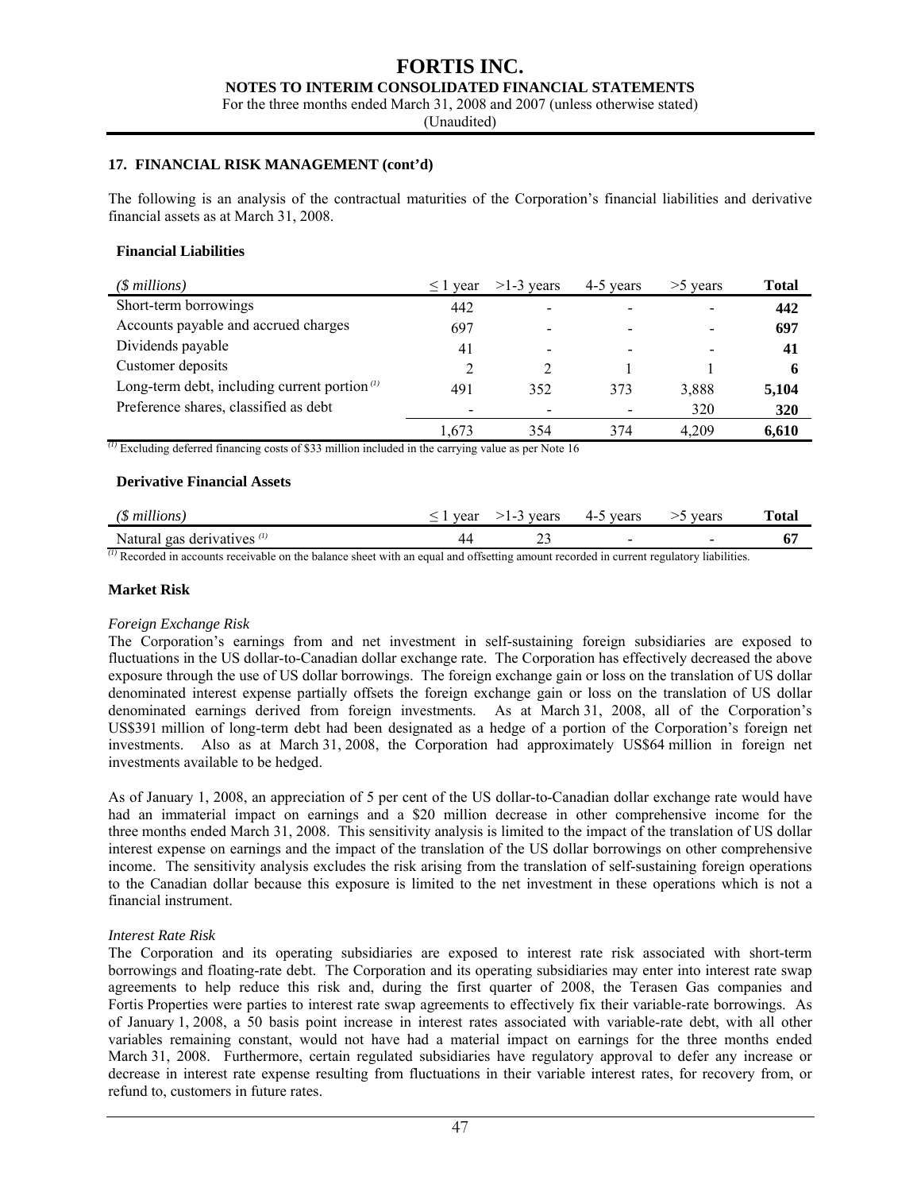## 17. FINANCIAL RISK MANAGEMENT (cont'd)

The following is an analysis of the contractual maturities of the Corporation's financial liabilities and derivative financial assets as at March 31, 2008.

### Financial Liabilities

| *($ millions)* | ≤ 1 year | >1-3 years | 4-5 years | >5 years | **Total** |
|---|---|---|---|---|---|
| Short-term borrowings | 442 | - | - | - | **442** |
| Accounts payable and accrued charges | 697 | - | - | - | **697** |
| Dividends payable | 41 | - | - | - | **41** |
| Customer deposits | 2 | 2 | 1 | 1 | **6** |
| Long-term debt, including current portion [(1)] | 491 | 352 | 373 | 3,888 | **5,104** |
| Preference shares, classified as debt | - | - | - | 320 | **320** |
| | 1,673 | 354 | 374 | 4,209 | **6,610** |

[(1)] Excluding deferred financing costs of $33 million included in the carrying value as per Note 16

### Derivative Financial Assets

| *($ millions)* | ≤ 1 year | >1-3 years | 4-5 years | >5 years | **Total** |
|---|---|---|---|---|---|
| Natural gas derivatives [(1)] | 44 | 23 | - | - | **67** |

[(1)] Recorded in accounts receivable on the balance sheet with an equal and offsetting amount recorded in current regulatory liabilities.

### Market Risk

*Foreign Exchange Risk*

The Corporation's earnings from and net investment in self-sustaining foreign subsidiaries are exposed to fluctuations in the US dollar-to-Canadian dollar exchange rate. The Corporation has effectively decreased the above exposure through the use of US dollar borrowings. The foreign exchange gain or loss on the translation of US dollar denominated interest expense partially offsets the foreign exchange gain or loss on the translation of US dollar denominated earnings derived from foreign investments. As at March 31, 2008, all of the Corporation's US$391 million of long-term debt had been designated as a hedge of a portion of the Corporation's foreign net investments. Also as at March 31, 2008, the Corporation had approximately US$64 million in foreign net investments available to be hedged.

As of January 1, 2008, an appreciation of 5 per cent of the US dollar-to-Canadian dollar exchange rate would have had an immaterial impact on earnings and a $20 million decrease in other comprehensive income for the three months ended March 31, 2008. This sensitivity analysis is limited to the impact of the translation of US dollar interest expense on earnings and the impact of the translation of the US dollar borrowings on other comprehensive income. The sensitivity analysis excludes the risk arising from the translation of self-sustaining foreign operations to the Canadian dollar because this exposure is limited to the net investment in these operations which is not a financial instrument.

*Interest Rate Risk*

The Corporation and its operating subsidiaries are exposed to interest rate risk associated with short-term borrowings and floating-rate debt. The Corporation and its operating subsidiaries may enter into interest rate swap agreements to help reduce this risk and, during the first quarter of 2008, the Terasen Gas companies and Fortis Properties were parties to interest rate swap agreements to effectively fix their variable-rate borrowings. As of January 1, 2008, a 50 basis point increase in interest rates associated with variable-rate debt, with all other variables remaining constant, would not have had a material impact on earnings for the three months ended March 31, 2008. Furthermore, certain regulated subsidiaries have regulatory approval to defer any increase or decrease in interest rate expense resulting from fluctuations in their variable interest rates, for recovery from, or refund to, customers in future rates.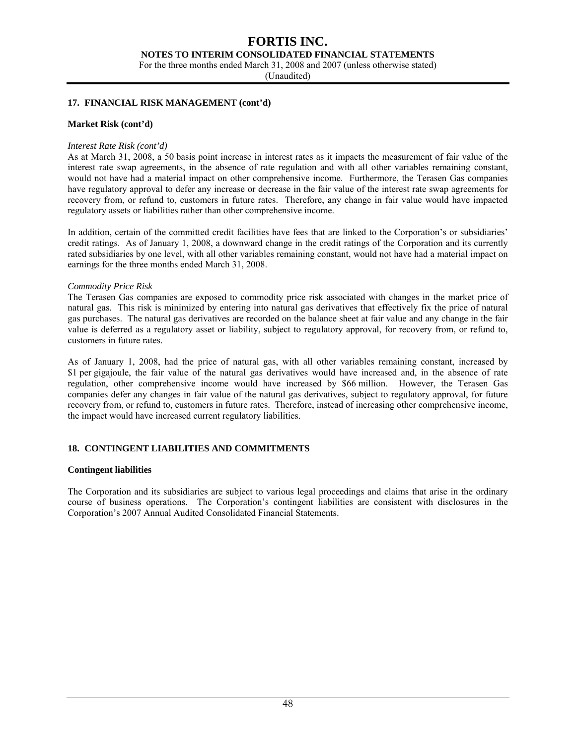## 17. FINANCIAL RISK MANAGEMENT (cont'd)

### Market Risk (cont'd)

*Interest Rate Risk (cont'd)*

As at March 31, 2008, a 50 basis point increase in interest rates as it impacts the measurement of fair value of the interest rate swap agreements, in the absence of rate regulation and with all other variables remaining constant, would not have had a material impact on other comprehensive income. Furthermore, the Terasen Gas companies have regulatory approval to defer any increase or decrease in the fair value of the interest rate swap agreements for recovery from, or refund to, customers in future rates. Therefore, any change in fair value would have impacted regulatory assets or liabilities rather than other comprehensive income.

In addition, certain of the committed credit facilities have fees that are linked to the Corporation's or subsidiaries' credit ratings. As of January 1, 2008, a downward change in the credit ratings of the Corporation and its currently rated subsidiaries by one level, with all other variables remaining constant, would not have had a material impact on earnings for the three months ended March 31, 2008.

*Commodity Price Risk*

The Terasen Gas companies are exposed to commodity price risk associated with changes in the market price of natural gas. This risk is minimized by entering into natural gas derivatives that effectively fix the price of natural gas purchases. The natural gas derivatives are recorded on the balance sheet at fair value and any change in the fair value is deferred as a regulatory asset or liability, subject to regulatory approval, for recovery from, or refund to, customers in future rates.

As of January 1, 2008, had the price of natural gas, with all other variables remaining constant, increased by $1 per gigajoule, the fair value of the natural gas derivatives would have increased and, in the absence of rate regulation, other comprehensive income would have increased by $66 million. However, the Terasen Gas companies defer any changes in fair value of the natural gas derivatives, subject to regulatory approval, for future recovery from, or refund to, customers in future rates. Therefore, instead of increasing other comprehensive income, the impact would have increased current regulatory liabilities.

## 18. CONTINGENT LIABILITIES AND COMMITMENTS

### Contingent liabilities

The Corporation and its subsidiaries are subject to various legal proceedings and claims that arise in the ordinary course of business operations. The Corporation's contingent liabilities are consistent with disclosures in the Corporation's 2007 Annual Audited Consolidated Financial Statements.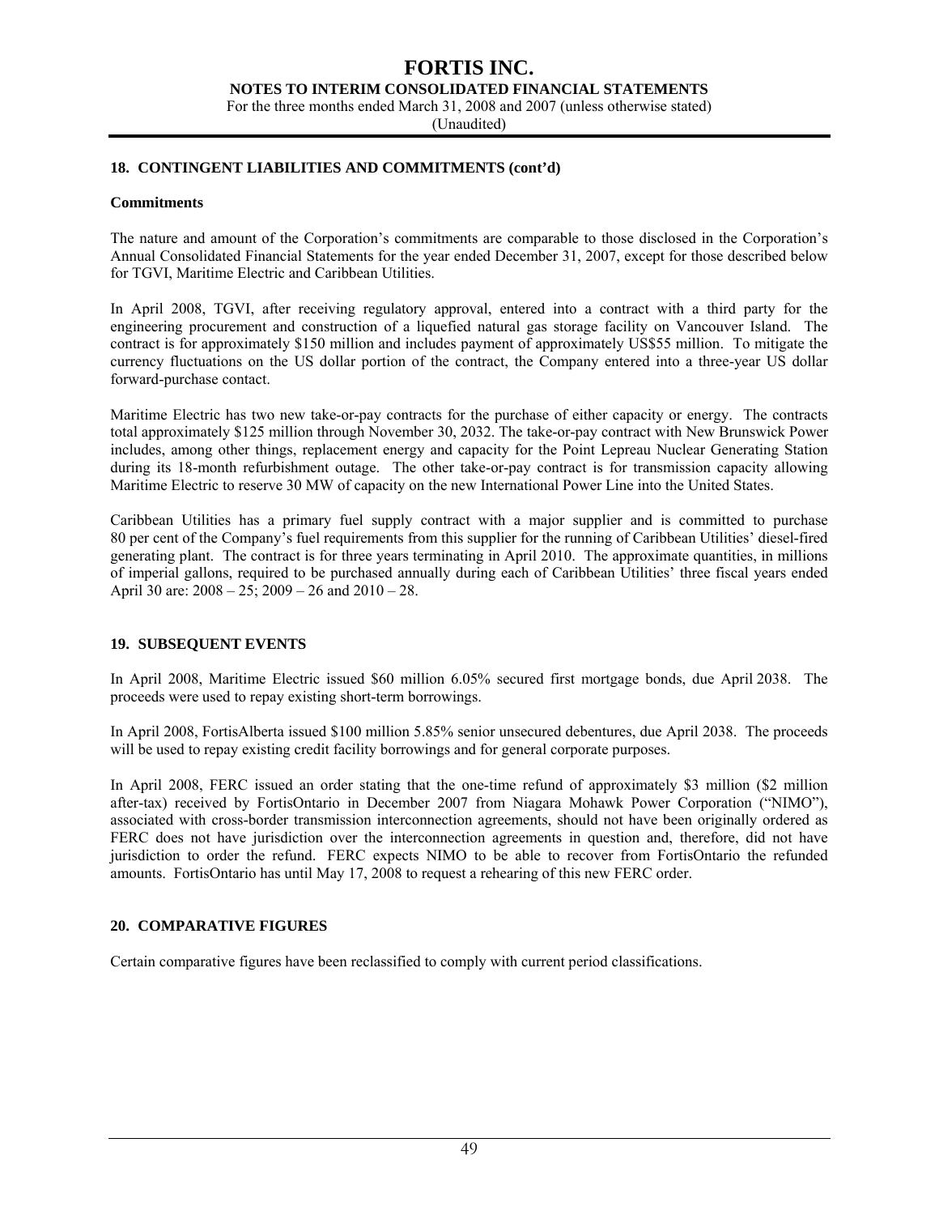## 18. CONTINGENT LIABILITIES AND COMMITMENTS (cont'd)

### Commitments

The nature and amount of the Corporation's commitments are comparable to those disclosed in the Corporation's Annual Consolidated Financial Statements for the year ended December 31, 2007, except for those described below for TGVI, Maritime Electric and Caribbean Utilities.

In April 2008, TGVI, after receiving regulatory approval, entered into a contract with a third party for the engineering procurement and construction of a liquefied natural gas storage facility on Vancouver Island. The contract is for approximately $150 million and includes payment of approximately US$55 million. To mitigate the currency fluctuations on the US dollar portion of the contract, the Company entered into a three-year US dollar forward-purchase contact.

Maritime Electric has two new take-or-pay contracts for the purchase of either capacity or energy. The contracts total approximately $125 million through November 30, 2032. The take-or-pay contract with New Brunswick Power includes, among other things, replacement energy and capacity for the Point Lepreau Nuclear Generating Station during its 18-month refurbishment outage. The other take-or-pay contract is for transmission capacity allowing Maritime Electric to reserve 30 MW of capacity on the new International Power Line into the United States.

Caribbean Utilities has a primary fuel supply contract with a major supplier and is committed to purchase 80 per cent of the Company's fuel requirements from this supplier for the running of Caribbean Utilities' diesel-fired generating plant. The contract is for three years terminating in April 2010. The approximate quantities, in millions of imperial gallons, required to be purchased annually during each of Caribbean Utilities' three fiscal years ended April 30 are: 2008 – 25; 2009 – 26 and 2010 – 28.

## 19. SUBSEQUENT EVENTS

In April 2008, Maritime Electric issued $60 million 6.05% secured first mortgage bonds, due April 2038. The proceeds were used to repay existing short-term borrowings.

In April 2008, FortisAlberta issued $100 million 5.85% senior unsecured debentures, due April 2038. The proceeds will be used to repay existing credit facility borrowings and for general corporate purposes.

In April 2008, FERC issued an order stating that the one-time refund of approximately $3 million ($2 million after-tax) received by FortisOntario in December 2007 from Niagara Mohawk Power Corporation ("NIMO"), associated with cross-border transmission interconnection agreements, should not have been originally ordered as FERC does not have jurisdiction over the interconnection agreements in question and, therefore, did not have jurisdiction to order the refund. FERC expects NIMO to be able to recover from FortisOntario the refunded amounts. FortisOntario has until May 17, 2008 to request a rehearing of this new FERC order.

## 20. COMPARATIVE FIGURES

Certain comparative figures have been reclassified to comply with current period classifications.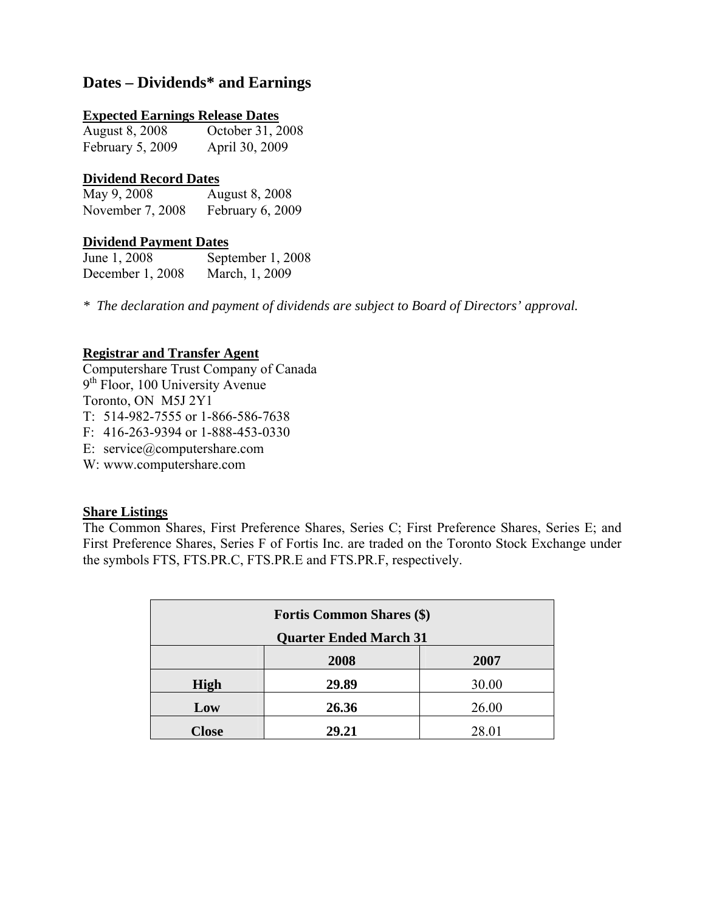## Dates – Dividends* and Earnings

**Expected Earnings Release Dates**

August 8, 2008 October 31, 2008
February 5, 2009 April 30, 2009

**Dividend Record Dates**

May 9, 2008 August 8, 2008
November 7, 2008 February 6, 2009

**Dividend Payment Dates**

June 1, 2008 September 1, 2008
December 1, 2008 March, 1, 2009

*\* The declaration and payment of dividends are subject to Board of Directors' approval.*

**Registrar and Transfer Agent**

Computershare Trust Company of Canada
9th Floor, 100 University Avenue
Toronto, ON M5J 2Y1
T: 514-982-7555 or 1-866-586-7638
F: 416-263-9394 or 1-888-453-0330
E: service@computershare.com
W: www.computershare.com

**Share Listings**

The Common Shares, First Preference Shares, Series C; First Preference Shares, Series E; and First Preference Shares, Series F of Fortis Inc. are traded on the Toronto Stock Exchange under the symbols FTS, FTS.PR.C, FTS.PR.E and FTS.PR.F, respectively.

| Fortis Common Shares ($) Quarter Ended March 31 | | |
|---|---|---|
| | **2008** | **2007** |
| **High** | **29.89** | 30.00 |
| **Low** | **26.36** | 26.00 |
| **Close** | **29.21** | 28.01 |